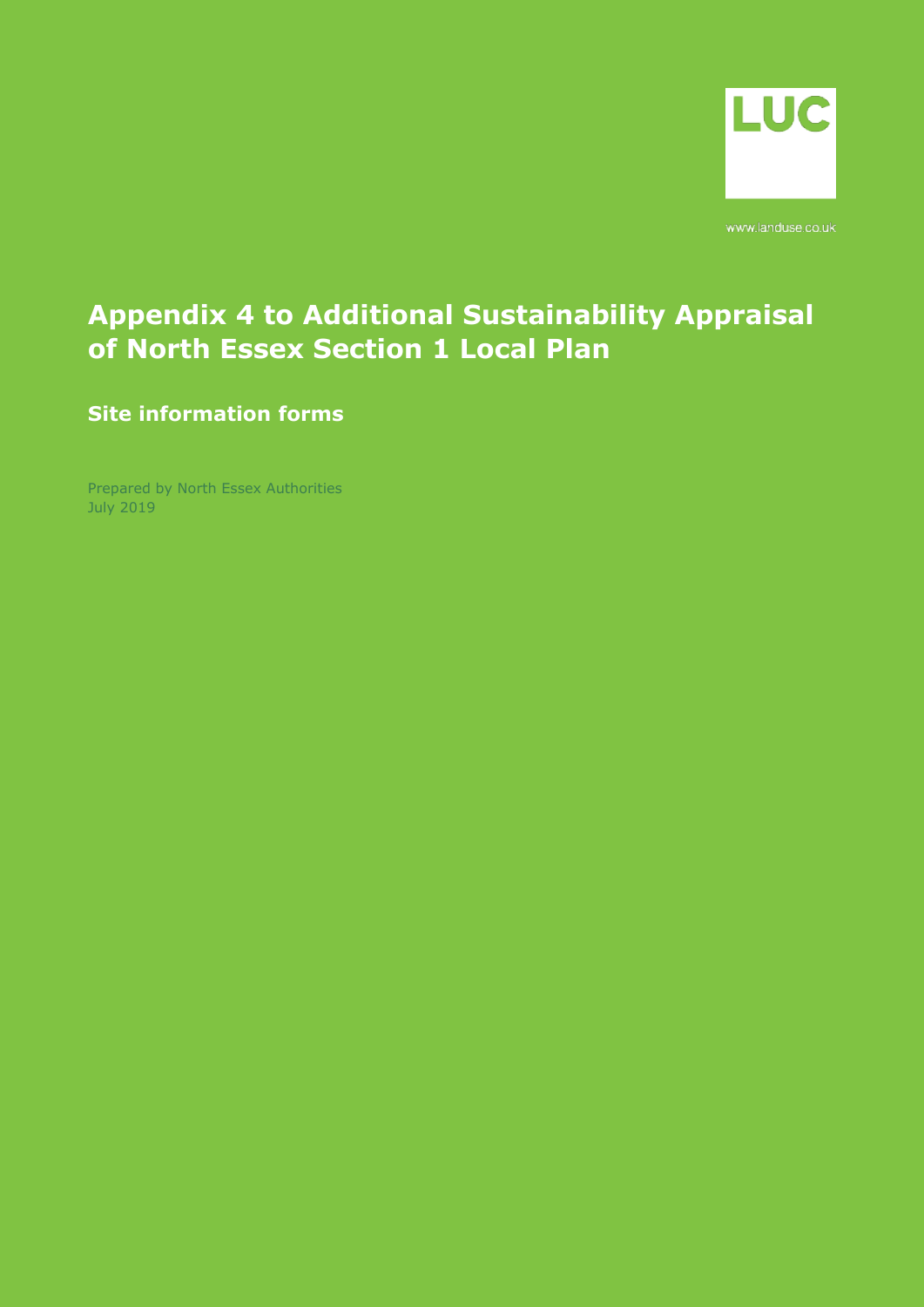LUC

www.landuse.co.uk

# Appendix 4 to Additional Sustainability Appraisal of North Essex Section 1 Local Plan

## Site information forms

Prepared by North Essex Authorities
July 2019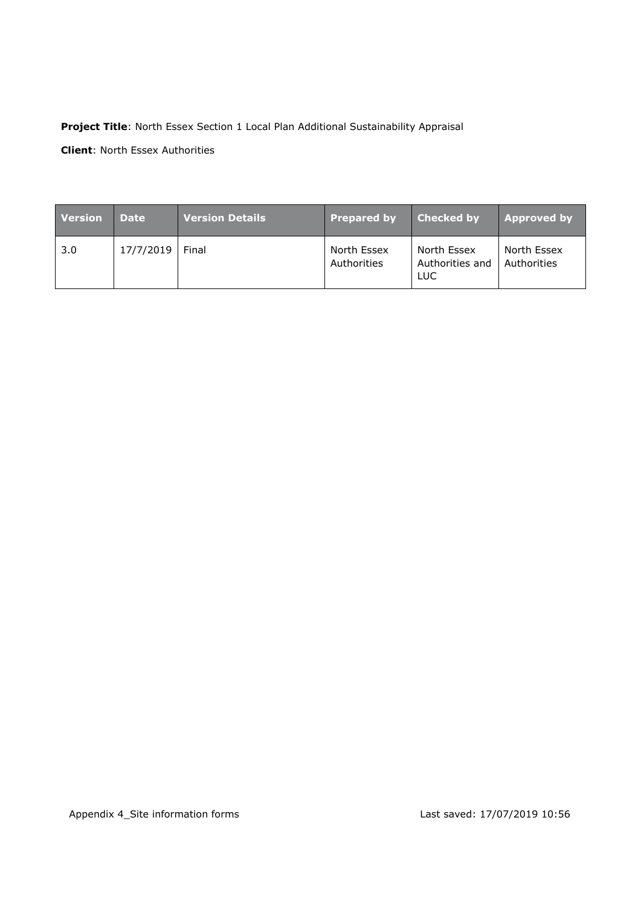**Project Title**: North Essex Section 1 Local Plan Additional Sustainability Appraisal

**Client**: North Essex Authorities

| Version | Date | Version Details | Prepared by | Checked by | Approved by |
|---|---|---|---|---|---|
| 3.0 | 17/7/2019 | Final | North Essex Authorities | North Essex Authorities and LUC | North Essex Authorities |

Appendix 4_Site information forms    Last saved: 17/07/2019 10:56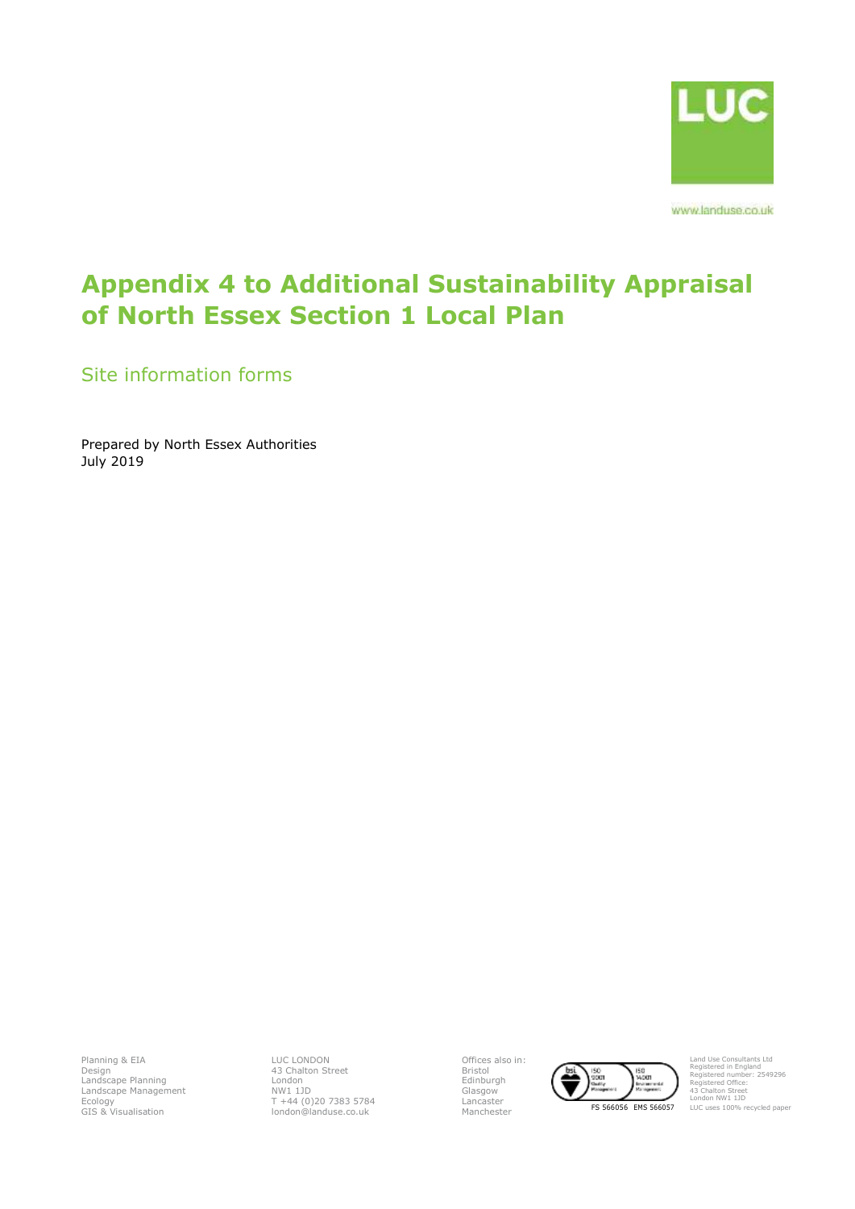LUC

www.landuse.co.uk

# Appendix 4 to Additional Sustainability Appraisal of North Essex Section 1 Local Plan

## Site information forms

Prepared by North Essex Authorities
July 2019

Planning & EIA
Design
Landscape Planning
Landscape Management
Ecology
GIS & Visualisation

LUC LONDON
43 Chalton Street
London
NW1 1JD
T +44 (0)20 7383 5784
london@landuse.co.uk

Offices also in:
Bristol
Edinburgh
Glasgow
Lancaster
Manchester

FS 566056 EMS 566057

Land Use Consultants Ltd
Registered in England
Registered number: 2549296
Registered Office:
43 Chalton Street
London NW1 1JD
LUC uses 100% recycled paper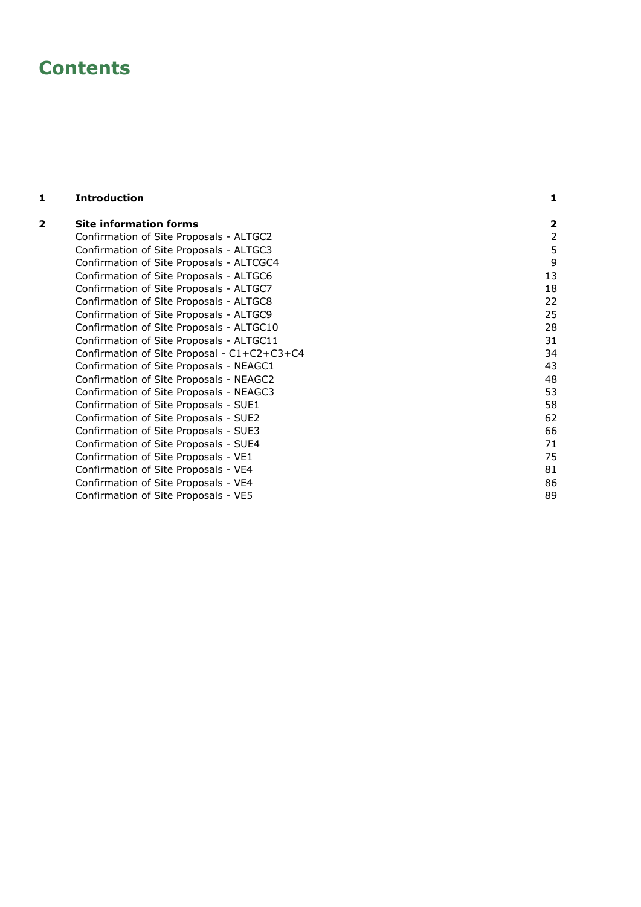# Contents

| | | |
|---|---|---|
| **1** | **Introduction** | **1** |
| **2** | **Site information forms** | **2** |
| | Confirmation of Site Proposals - ALTGC2 | 2 |
| | Confirmation of Site Proposals - ALTGC3 | 5 |
| | Confirmation of Site Proposals - ALTCGC4 | 9 |
| | Confirmation of Site Proposals - ALTGC6 | 13 |
| | Confirmation of Site Proposals - ALTGC7 | 18 |
| | Confirmation of Site Proposals - ALTGC8 | 22 |
| | Confirmation of Site Proposals - ALTGC9 | 25 |
| | Confirmation of Site Proposals - ALTGC10 | 28 |
| | Confirmation of Site Proposals - ALTGC11 | 31 |
| | Confirmation of Site Proposal - C1+C2+C3+C4 | 34 |
| | Confirmation of Site Proposals - NEAGC1 | 43 |
| | Confirmation of Site Proposals - NEAGC2 | 48 |
| | Confirmation of Site Proposals - NEAGC3 | 53 |
| | Confirmation of Site Proposals - SUE1 | 58 |
| | Confirmation of Site Proposals - SUE2 | 62 |
| | Confirmation of Site Proposals - SUE3 | 66 |
| | Confirmation of Site Proposals - SUE4 | 71 |
| | Confirmation of Site Proposals - VE1 | 75 |
| | Confirmation of Site Proposals - VE4 | 81 |
| | Confirmation of Site Proposals - VE4 | 86 |
| | Confirmation of Site Proposals - VE5 | 89 |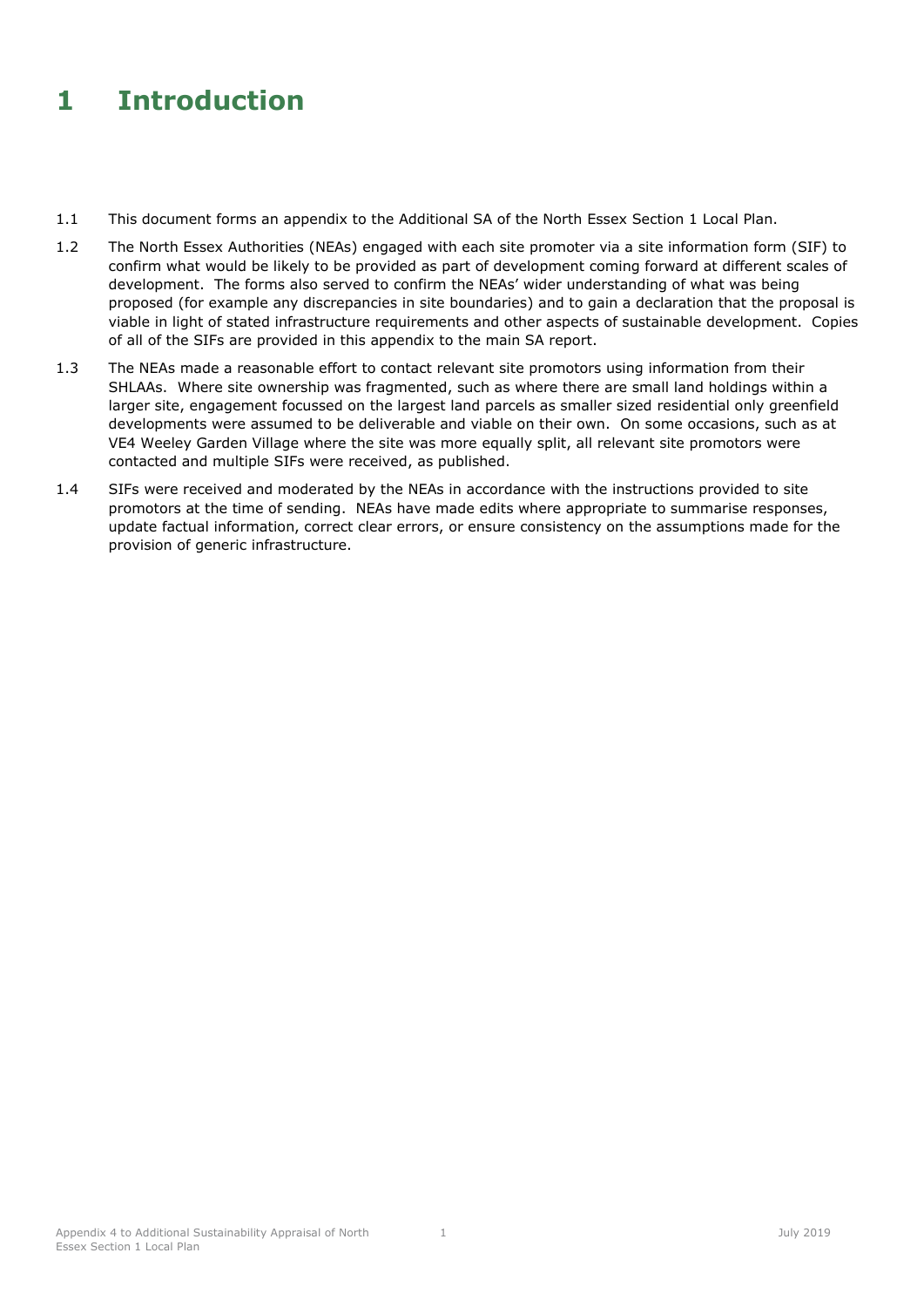# 1 Introduction

1.1 This document forms an appendix to the Additional SA of the North Essex Section 1 Local Plan.

1.2 The North Essex Authorities (NEAs) engaged with each site promoter via a site information form (SIF) to confirm what would be likely to be provided as part of development coming forward at different scales of development. The forms also served to confirm the NEAs' wider understanding of what was being proposed (for example any discrepancies in site boundaries) and to gain a declaration that the proposal is viable in light of stated infrastructure requirements and other aspects of sustainable development. Copies of all of the SIFs are provided in this appendix to the main SA report.

1.3 The NEAs made a reasonable effort to contact relevant site promotors using information from their SHLAAs. Where site ownership was fragmented, such as where there are small land holdings within a larger site, engagement focussed on the largest land parcels as smaller sized residential only greenfield developments were assumed to be deliverable and viable on their own. On some occasions, such as at VE4 Weeley Garden Village where the site was more equally split, all relevant site promotors were contacted and multiple SIFs were received, as published.

1.4 SIFs were received and moderated by the NEAs in accordance with the instructions provided to site promotors at the time of sending. NEAs have made edits where appropriate to summarise responses, update factual information, correct clear errors, or ensure consistency on the assumptions made for the provision of generic infrastructure.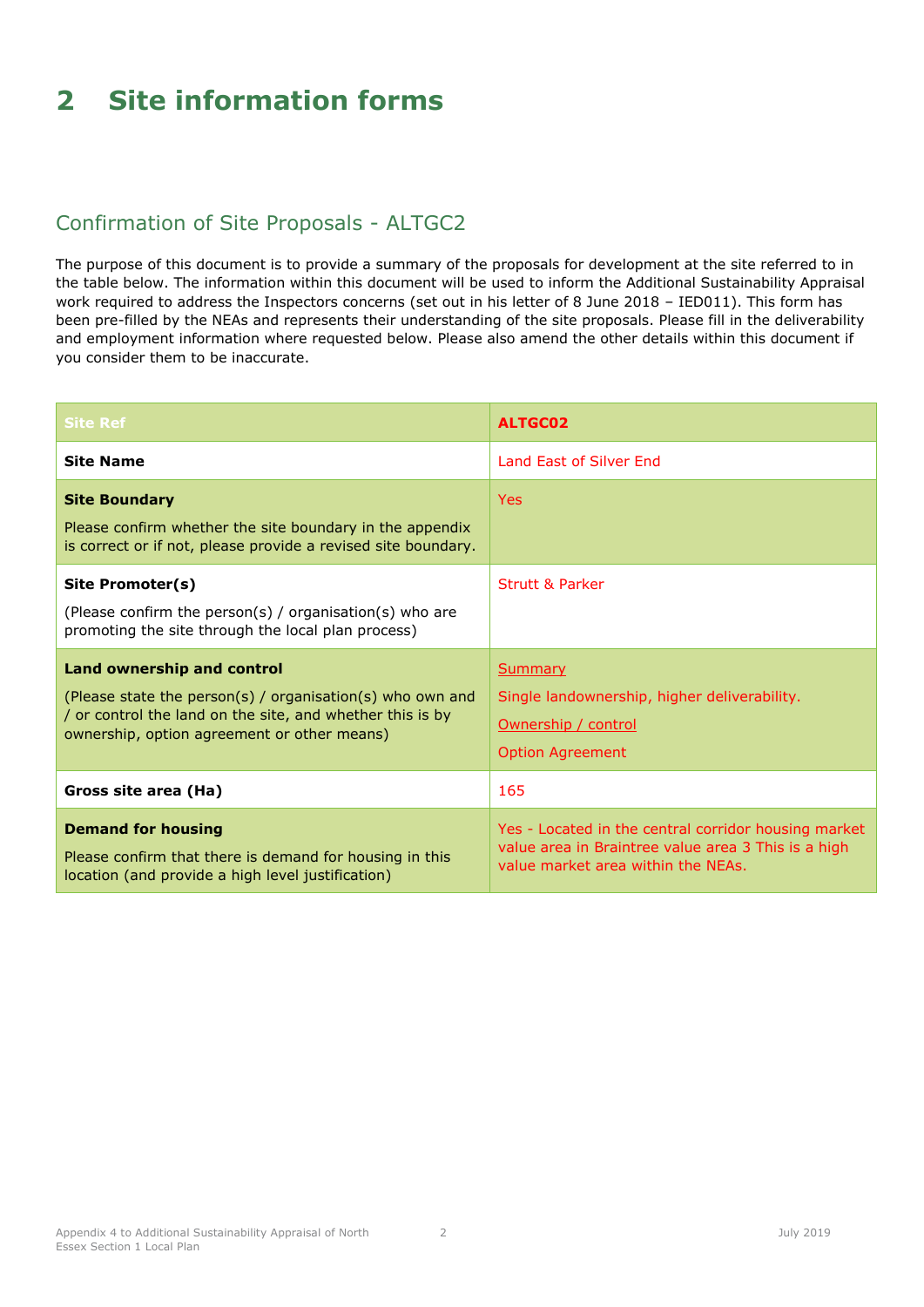# 2 Site information forms

## Confirmation of Site Proposals - ALTGC2

The purpose of this document is to provide a summary of the proposals for development at the site referred to in the table below. The information within this document will be used to inform the Additional Sustainability Appraisal work required to address the Inspectors concerns (set out in his letter of 8 June 2018 – IED011). This form has been pre-filled by the NEAs and represents their understanding of the site proposals. Please fill in the deliverability and employment information where requested below. Please also amend the other details within this document if you consider them to be inaccurate.

| Site Ref | **ALTGC02** |
|---|---|
| **Site Name** | Land East of Silver End |
| **Site Boundary**<br><br>Please confirm whether the site boundary in the appendix is correct or if not, please provide a revised site boundary. | Yes |
| **Site Promoter(s)**<br><br>(Please confirm the person(s) / organisation(s) who are promoting the site through the local plan process) | Strutt & Parker |
| **Land ownership and control**<br><br>(Please state the person(s) / organisation(s) who own and / or control the land on the site, and whether this is by ownership, option agreement or other means) | Summary<br><br>Single landownership, higher deliverability.<br><br>Ownership / control<br><br>Option Agreement |
| **Gross site area (Ha)** | 165 |
| **Demand for housing**<br><br>Please confirm that there is demand for housing in this location (and provide a high level justification) | Yes - Located in the central corridor housing market value area in Braintree value area 3 This is a high value market area within the NEAs. |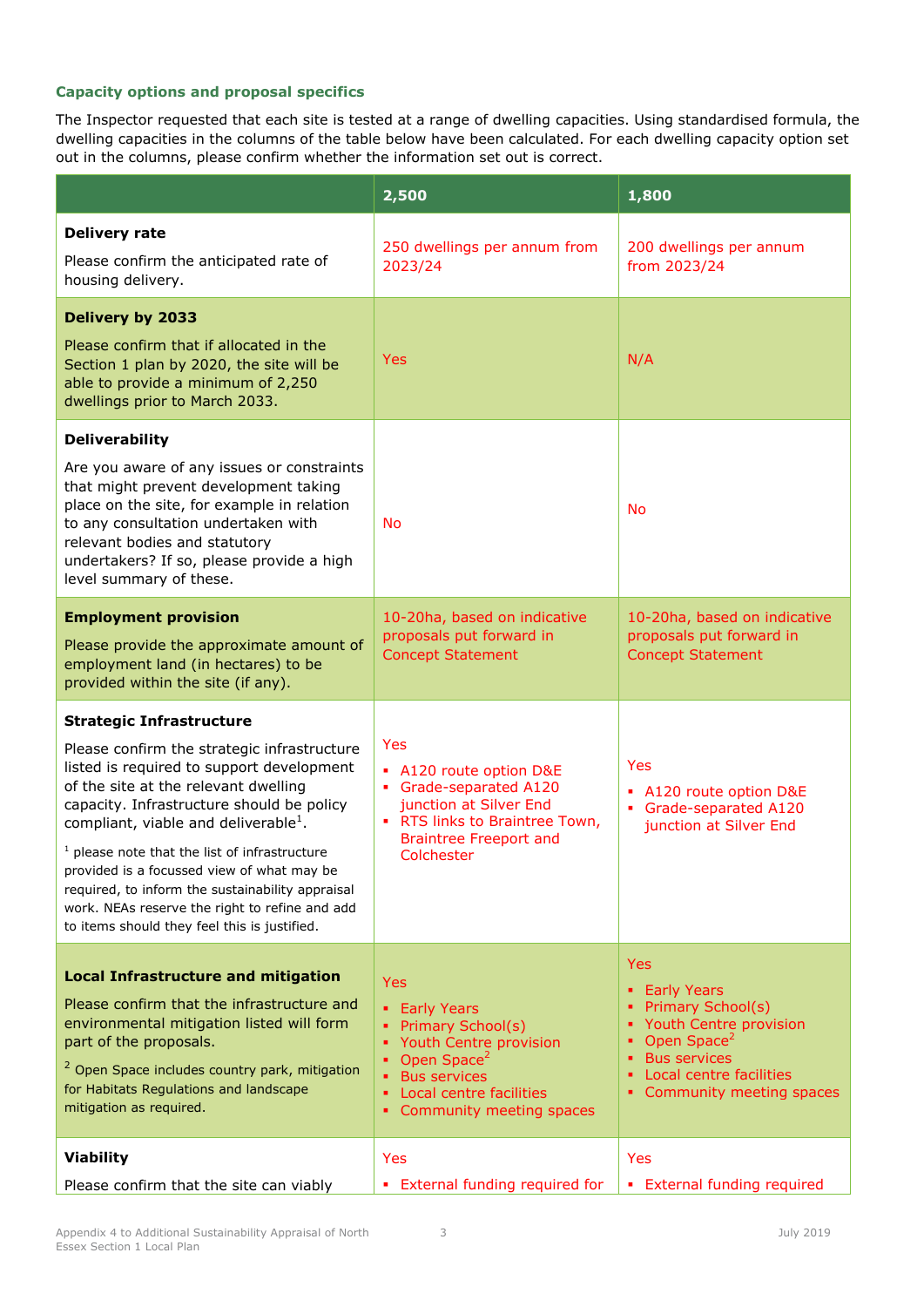### Capacity options and proposal specifics

The Inspector requested that each site is tested at a range of dwelling capacities. Using standardised formula, the dwelling capacities in the columns of the table below have been calculated. For each dwelling capacity option set out in the columns, please confirm whether the information set out is correct.

| | 2,500 | 1,800 |
|---|---|---|
| **Delivery rate**<br><br>Please confirm the anticipated rate of housing delivery. | 250 dwellings per annum from 2023/24 | 200 dwellings per annum from 2023/24 |
| **Delivery by 2033**<br><br>Please confirm that if allocated in the Section 1 plan by 2020, the site will be able to provide a minimum of 2,250 dwellings prior to March 2033. | Yes | N/A |
| **Deliverability**<br><br>Are you aware of any issues or constraints that might prevent development taking place on the site, for example in relation to any consultation undertaken with relevant bodies and statutory undertakers? If so, please provide a high level summary of these. | No | No |
| **Employment provision**<br><br>Please provide the approximate amount of employment land (in hectares) to be provided within the site (if any). | 10-20ha, based on indicative proposals put forward in Concept Statement | 10-20ha, based on indicative proposals put forward in Concept Statement |
| **Strategic Infrastructure**<br><br>Please confirm the strategic infrastructure listed is required to support development of the site at the relevant dwelling capacity. Infrastructure should be policy compliant, viable and deliverable[1].<br><br>[1] please note that the list of infrastructure provided is a focussed view of what may be required, to inform the sustainability appraisal work. NEAs reserve the right to refine and add to items should they feel this is justified. | Yes<br>▪ A120 route option D&E<br>▪ Grade-separated A120 junction at Silver End<br>▪ RTS links to Braintree Town, Braintree Freeport and Colchester | Yes<br>▪ A120 route option D&E<br>▪ Grade-separated A120 junction at Silver End |
| **Local Infrastructure and mitigation**<br><br>Please confirm that the infrastructure and environmental mitigation listed will form part of the proposals.<br><br>[2] Open Space includes country park, mitigation for Habitats Regulations and landscape mitigation as required. | Yes<br>▪ Early Years<br>▪ Primary School(s)<br>▪ Youth Centre provision<br>▪ Open Space[2]<br>▪ Bus services<br>▪ Local centre facilities<br>▪ Community meeting spaces | Yes<br>▪ Early Years<br>▪ Primary School(s)<br>▪ Youth Centre provision<br>▪ Open Space[2]<br>▪ Bus services<br>▪ Local centre facilities<br>▪ Community meeting spaces |
| **Viability**<br><br>Please confirm that the site can viably | Yes<br>▪ External funding required for | Yes<br>▪ External funding required |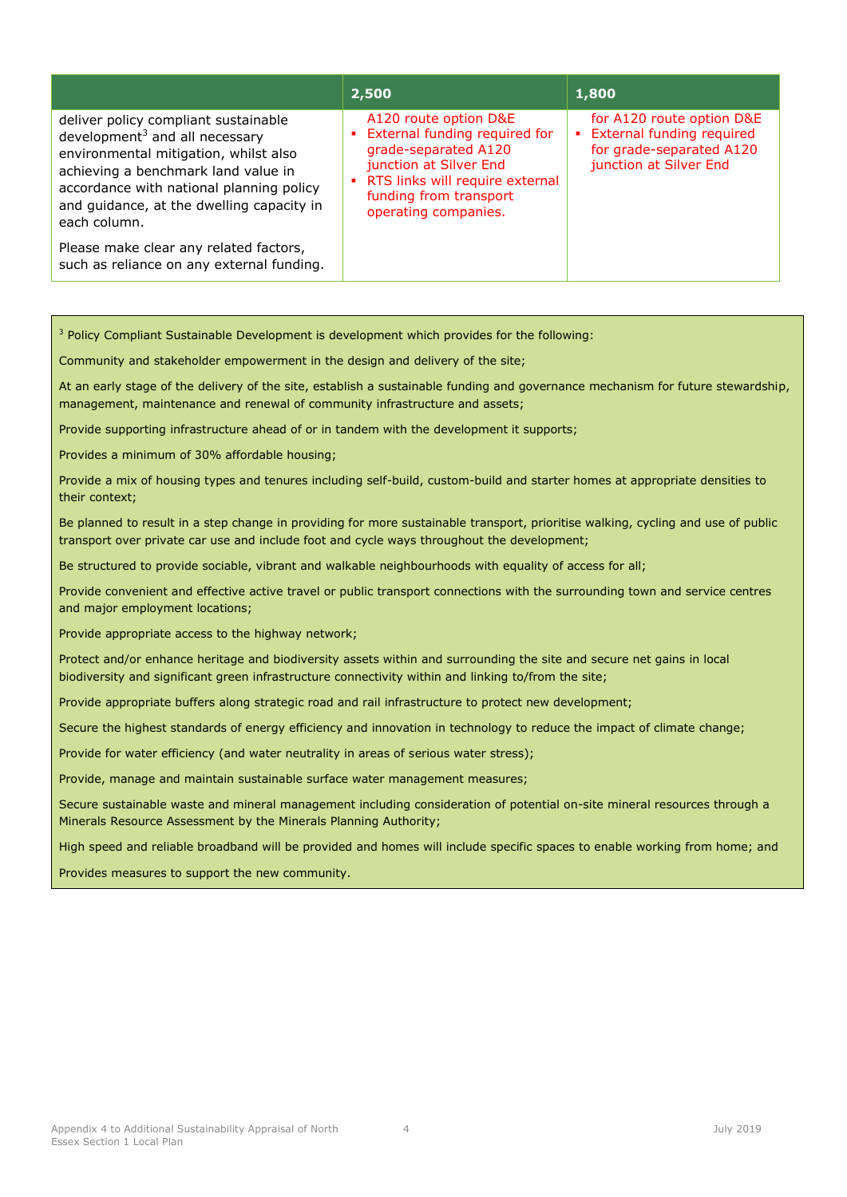| | 2,500 | 1,800 |
|---|---|---|
| deliver policy compliant sustainable development[3] and all necessary environmental mitigation, whilst also achieving a benchmark land value in accordance with national planning policy and guidance, at the dwelling capacity in each column.<br><br>Please make clear any related factors, such as reliance on any external funding. | A120 route option D&E<br>▪ External funding required for grade-separated A120 junction at Silver End<br>▪ RTS links will require external funding from transport operating companies. | for A120 route option D&E<br>▪ External funding required for grade-separated A120 junction at Silver End |

[3] Policy Compliant Sustainable Development is development which provides for the following:

Community and stakeholder empowerment in the design and delivery of the site;

At an early stage of the delivery of the site, establish a sustainable funding and governance mechanism for future stewardship, management, maintenance and renewal of community infrastructure and assets;

Provide supporting infrastructure ahead of or in tandem with the development it supports;

Provides a minimum of 30% affordable housing;

Provide a mix of housing types and tenures including self-build, custom-build and starter homes at appropriate densities to their context;

Be planned to result in a step change in providing for more sustainable transport, prioritise walking, cycling and use of public transport over private car use and include foot and cycle ways throughout the development;

Be structured to provide sociable, vibrant and walkable neighbourhoods with equality of access for all;

Provide convenient and effective active travel or public transport connections with the surrounding town and service centres and major employment locations;

Provide appropriate access to the highway network;

Protect and/or enhance heritage and biodiversity assets within and surrounding the site and secure net gains in local biodiversity and significant green infrastructure connectivity within and linking to/from the site;

Provide appropriate buffers along strategic road and rail infrastructure to protect new development;

Secure the highest standards of energy efficiency and innovation in technology to reduce the impact of climate change;

Provide for water efficiency (and water neutrality in areas of serious water stress);

Provide, manage and maintain sustainable surface water management measures;

Secure sustainable waste and mineral management including consideration of potential on-site mineral resources through a Minerals Resource Assessment by the Minerals Planning Authority;

High speed and reliable broadband will be provided and homes will include specific spaces to enable working from home; and

Provides measures to support the new community.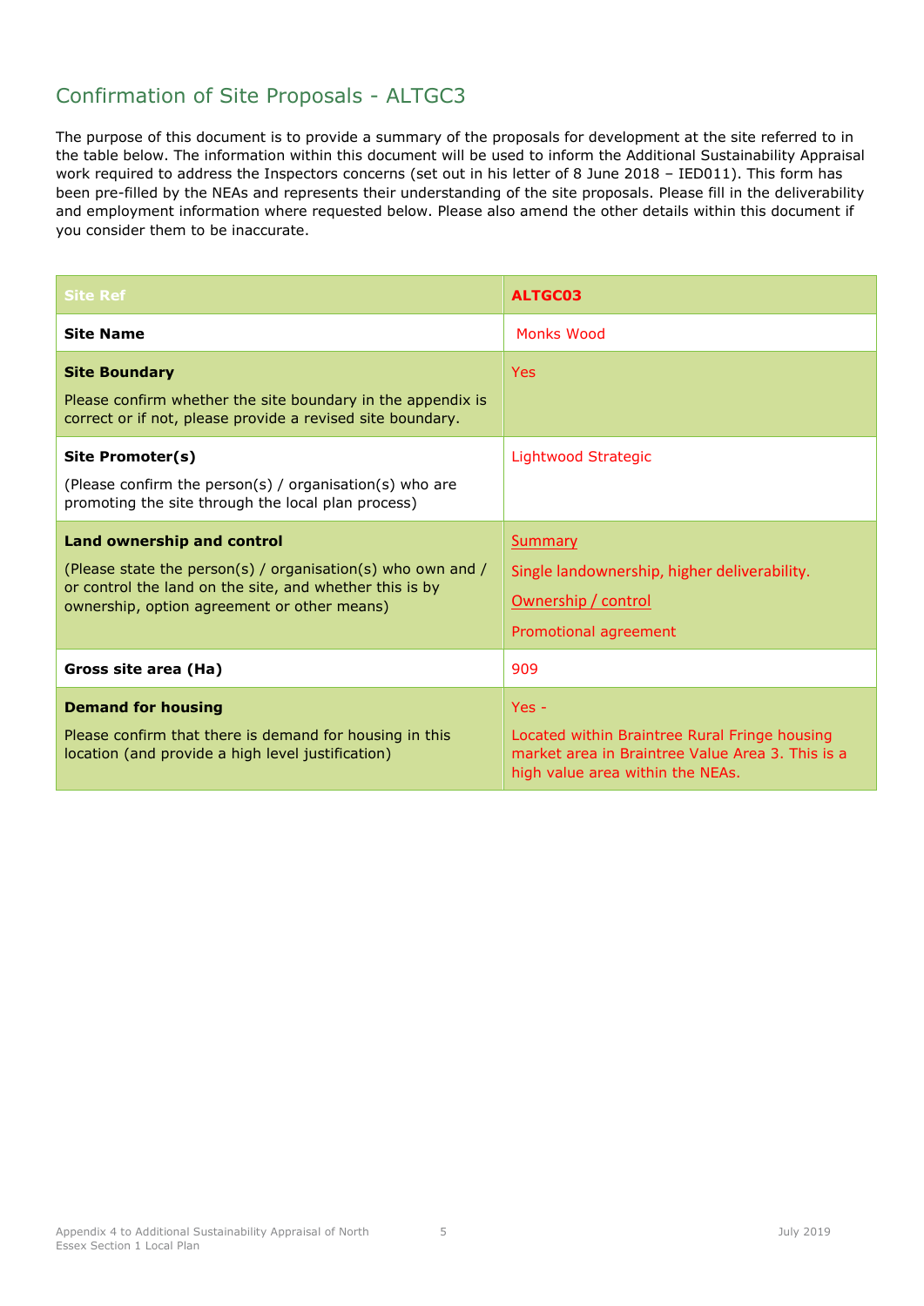## Confirmation of Site Proposals - ALTGC3

The purpose of this document is to provide a summary of the proposals for development at the site referred to in the table below. The information within this document will be used to inform the Additional Sustainability Appraisal work required to address the Inspectors concerns (set out in his letter of 8 June 2018 – IED011). This form has been pre-filled by the NEAs and represents their understanding of the site proposals. Please fill in the deliverability and employment information where requested below. Please also amend the other details within this document if you consider them to be inaccurate.

| Site Ref | **ALTGC03** |
|---|---|
| **Site Name** | Monks Wood |
| **Site Boundary**<br><br>Please confirm whether the site boundary in the appendix is correct or if not, please provide a revised site boundary. | Yes |
| **Site Promoter(s)**<br><br>(Please confirm the person(s) / organisation(s) who are promoting the site through the local plan process) | Lightwood Strategic |
| **Land ownership and control**<br><br>(Please state the person(s) / organisation(s) who own and / or control the land on the site, and whether this is by ownership, option agreement or other means) | Summary<br><br>Single landownership, higher deliverability.<br><br>Ownership / control<br><br>Promotional agreement |
| **Gross site area (Ha)** | 909 |
| **Demand for housing**<br><br>Please confirm that there is demand for housing in this location (and provide a high level justification) | Yes -<br><br>Located within Braintree Rural Fringe housing market area in Braintree Value Area 3. This is a high value area within the NEAs. |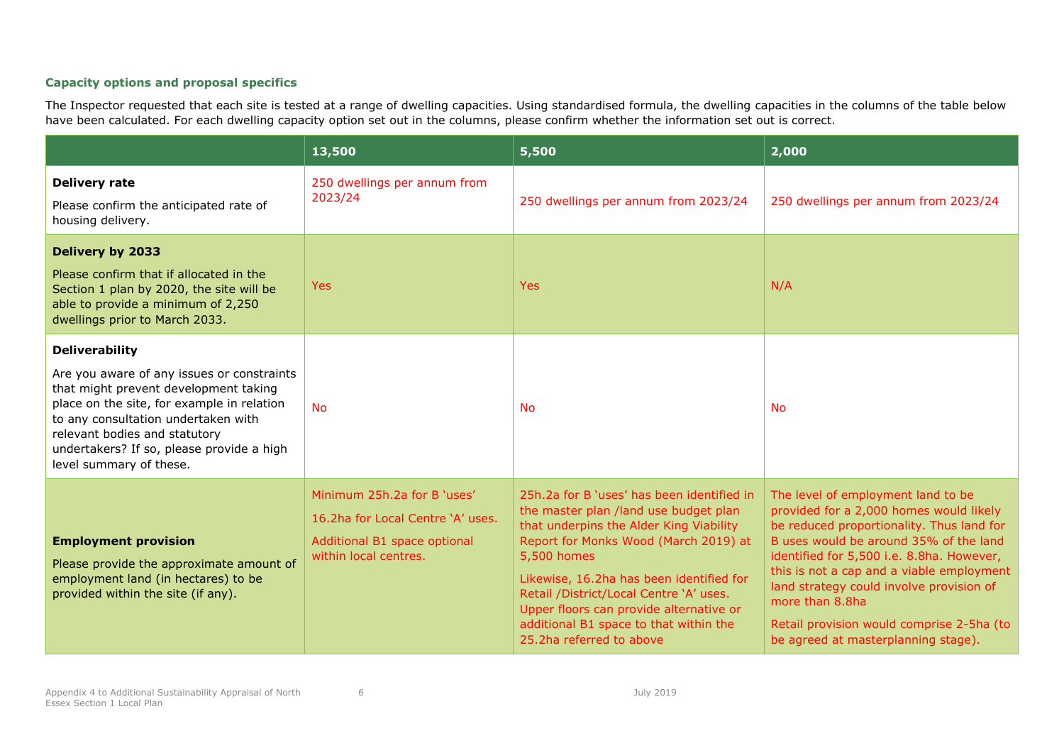### Capacity options and proposal specifics

The Inspector requested that each site is tested at a range of dwelling capacities. Using standardised formula, the dwelling capacities in the columns of the table below have been calculated. For each dwelling capacity option set out in the columns, please confirm whether the information set out is correct.

| | 13,500 | 5,500 | 2,000 |
|---|---|---|---|
| **Delivery rate**<br><br>Please confirm the anticipated rate of housing delivery. | 250 dwellings per annum from 2023/24 | 250 dwellings per annum from 2023/24 | 250 dwellings per annum from 2023/24 |
| **Delivery by 2033**<br><br>Please confirm that if allocated in the Section 1 plan by 2020, the site will be able to provide a minimum of 2,250 dwellings prior to March 2033. | Yes | Yes | N/A |
| **Deliverability**<br><br>Are you aware of any issues or constraints that might prevent development taking place on the site, for example in relation to any consultation undertaken with relevant bodies and statutory undertakers? If so, please provide a high level summary of these. | No | No | No |
| **Employment provision**<br><br>Please provide the approximate amount of employment land (in hectares) to be provided within the site (if any). | Minimum 25h.2a for B 'uses'<br><br>16.2ha for Local Centre 'A' uses.<br><br>Additional B1 space optional within local centres. | 25h.2a for B 'uses' has been identified in the master plan /land use budget plan that underpins the Alder King Viability Report for Monks Wood (March 2019) at 5,500 homes<br><br>Likewise, 16.2ha has been identified for Retail /District/Local Centre 'A' uses. Upper floors can provide alternative or additional B1 space to that within the 25.2ha referred to above | The level of employment land to be provided for a 2,000 homes would likely be reduced proportionality. Thus land for B uses would be around 35% of the land identified for 5,500 i.e. 8.8ha. However, this is not a cap and a viable employment land strategy could involve provision of more than 8.8ha<br><br>Retail provision would comprise 2-5ha (to be agreed at masterplanning stage). |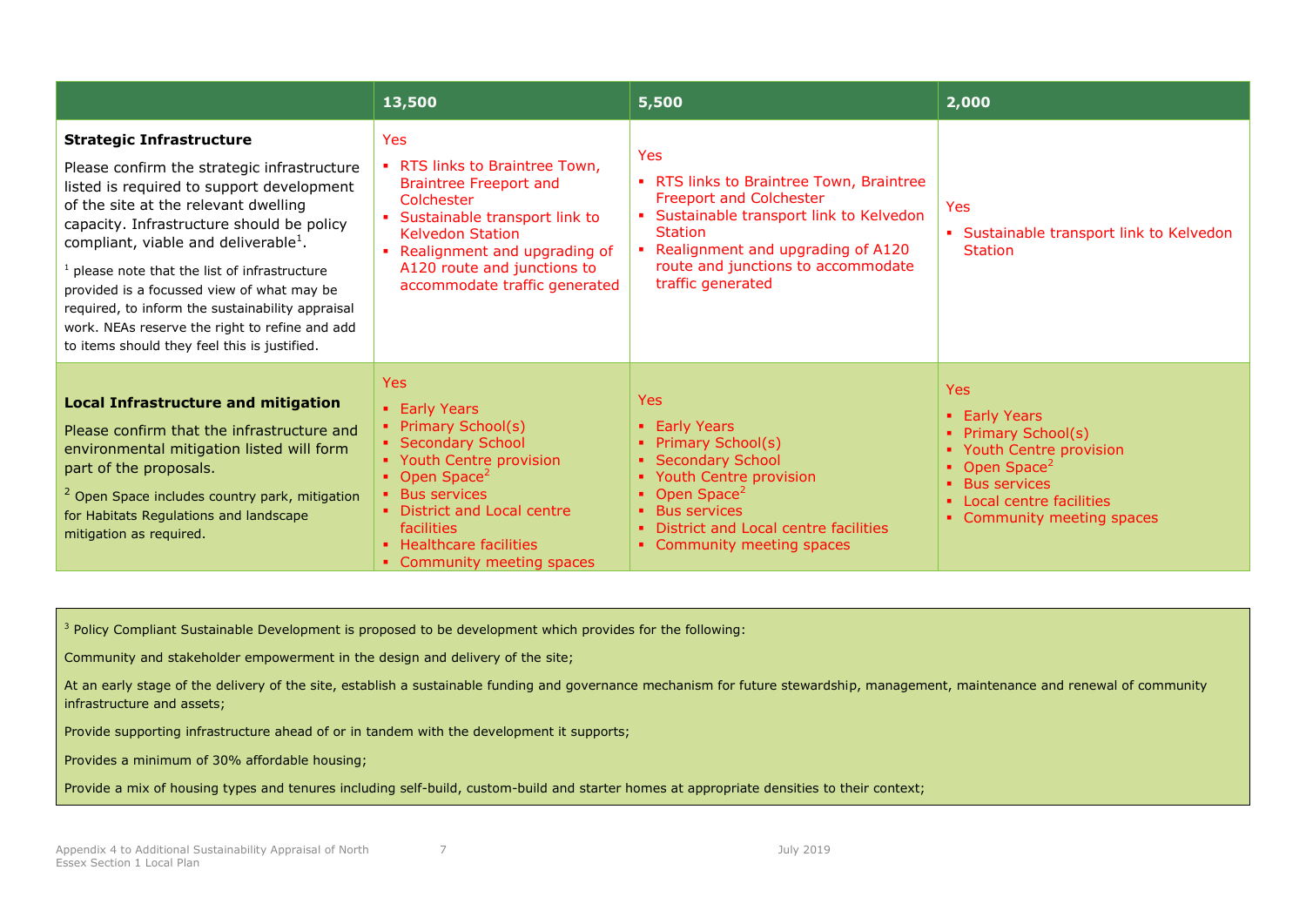| | 13,500 | 5,500 | 2,000 |
|---|---|---|---|
| **Strategic Infrastructure**<br><br>Please confirm the strategic infrastructure listed is required to support development of the site at the relevant dwelling capacity. Infrastructure should be policy compliant, viable and deliverable[1].<br><br>[1] please note that the list of infrastructure provided is a focussed view of what may be required, to inform the sustainability appraisal work. NEAs reserve the right to refine and add to items should they feel this is justified. | Yes<br>▪ RTS links to Braintree Town, Braintree Freeport and Colchester<br>▪ Sustainable transport link to Kelvedon Station<br>▪ Realignment and upgrading of A120 route and junctions to accommodate traffic generated | Yes<br>▪ RTS links to Braintree Town, Braintree Freeport and Colchester<br>▪ Sustainable transport link to Kelvedon Station<br>▪ Realignment and upgrading of A120 route and junctions to accommodate traffic generated | Yes<br>▪ Sustainable transport link to Kelvedon Station |
| **Local Infrastructure and mitigation**<br><br>Please confirm that the infrastructure and environmental mitigation listed will form part of the proposals.<br><br>[2] Open Space includes country park, mitigation for Habitats Regulations and landscape mitigation as required. | Yes<br>▪ Early Years<br>▪ Primary School(s)<br>▪ Secondary School<br>▪ Youth Centre provision<br>▪ Open Space[2]<br>▪ Bus services<br>▪ District and Local centre facilities<br>▪ Healthcare facilities<br>▪ Community meeting spaces | Yes<br>▪ Early Years<br>▪ Primary School(s)<br>▪ Secondary School<br>▪ Youth Centre provision<br>▪ Open Space[2]<br>▪ Bus services<br>▪ District and Local centre facilities<br>▪ Community meeting spaces | Yes<br>▪ Early Years<br>▪ Primary School(s)<br>▪ Youth Centre provision<br>▪ Open Space[2]<br>▪ Bus services<br>▪ Local centre facilities<br>▪ Community meeting spaces |

[3] Policy Compliant Sustainable Development is proposed to be development which provides for the following:

Community and stakeholder empowerment in the design and delivery of the site;

At an early stage of the delivery of the site, establish a sustainable funding and governance mechanism for future stewardship, management, maintenance and renewal of community infrastructure and assets;

Provide supporting infrastructure ahead of or in tandem with the development it supports;

Provides a minimum of 30% affordable housing;

Provide a mix of housing types and tenures including self-build, custom-build and starter homes at appropriate densities to their context;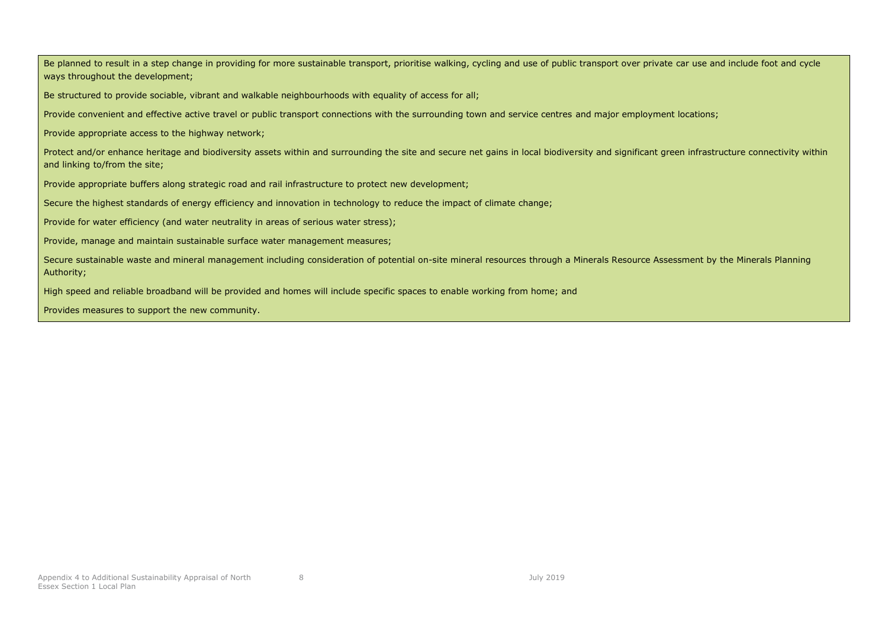Be planned to result in a step change in providing for more sustainable transport, prioritise walking, cycling and use of public transport over private car use and include foot and cycle ways throughout the development;

Be structured to provide sociable, vibrant and walkable neighbourhoods with equality of access for all;

Provide convenient and effective active travel or public transport connections with the surrounding town and service centres and major employment locations;

Provide appropriate access to the highway network;

Protect and/or enhance heritage and biodiversity assets within and surrounding the site and secure net gains in local biodiversity and significant green infrastructure connectivity within and linking to/from the site;

Provide appropriate buffers along strategic road and rail infrastructure to protect new development;

Secure the highest standards of energy efficiency and innovation in technology to reduce the impact of climate change;

Provide for water efficiency (and water neutrality in areas of serious water stress);

Provide, manage and maintain sustainable surface water management measures;

Secure sustainable waste and mineral management including consideration of potential on-site mineral resources through a Minerals Resource Assessment by the Minerals Planning Authority;

High speed and reliable broadband will be provided and homes will include specific spaces to enable working from home; and

Provides measures to support the new community.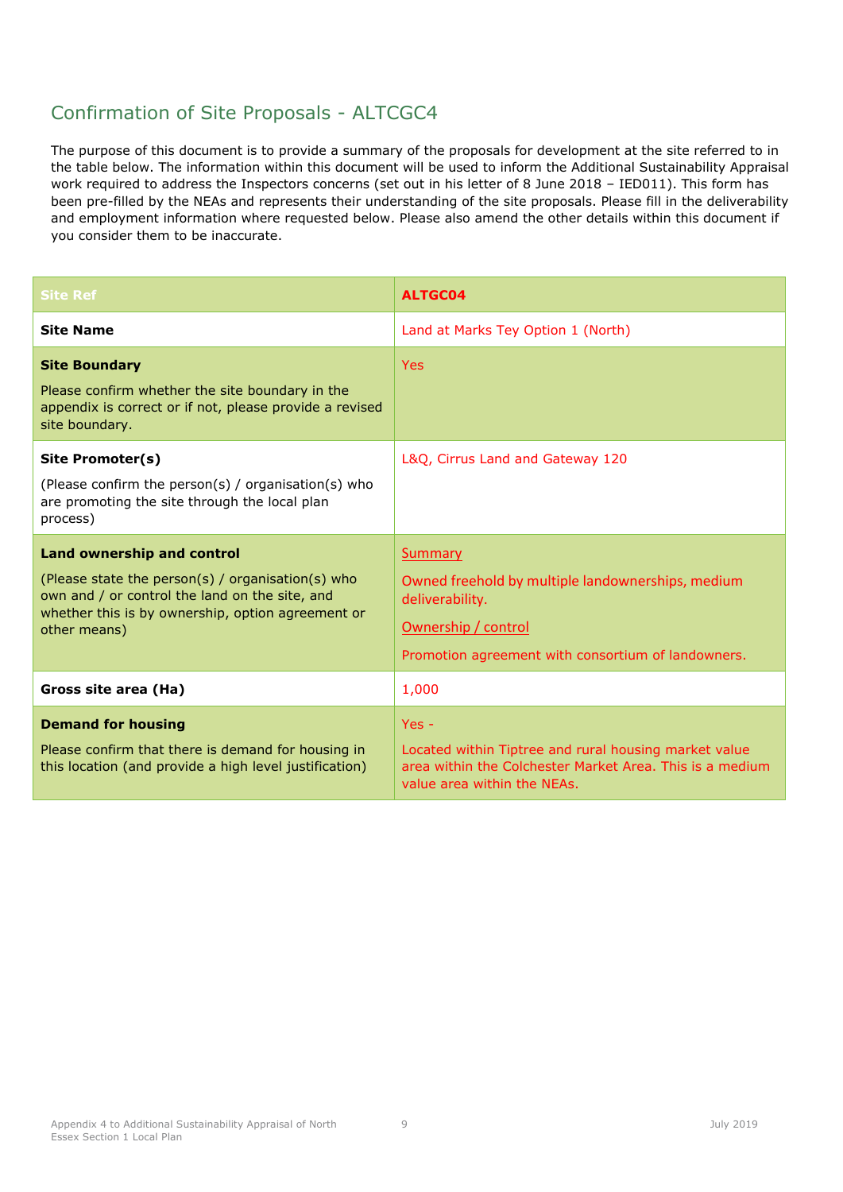## Confirmation of Site Proposals - ALTCGC4

The purpose of this document is to provide a summary of the proposals for development at the site referred to in the table below. The information within this document will be used to inform the Additional Sustainability Appraisal work required to address the Inspectors concerns (set out in his letter of 8 June 2018 – IED011). This form has been pre-filled by the NEAs and represents their understanding of the site proposals. Please fill in the deliverability and employment information where requested below. Please also amend the other details within this document if you consider them to be inaccurate.

| Site Ref | ALTGC04 |
|---|---|
| **Site Name** | Land at Marks Tey Option 1 (North) |
| **Site Boundary**<br><br>Please confirm whether the site boundary in the appendix is correct or if not, please provide a revised site boundary. | Yes |
| **Site Promoter(s)**<br><br>(Please confirm the person(s) / organisation(s) who are promoting the site through the local plan process) | L&Q, Cirrus Land and Gateway 120 |
| **Land ownership and control**<br><br>(Please state the person(s) / organisation(s) who own and / or control the land on the site, and whether this is by ownership, option agreement or other means) | Summary<br><br>Owned freehold by multiple landownerships, medium deliverability.<br><br>Ownership / control<br><br>Promotion agreement with consortium of landowners. |
| **Gross site area (Ha)** | 1,000 |
| **Demand for housing**<br><br>Please confirm that there is demand for housing in this location (and provide a high level justification) | Yes -<br><br>Located within Tiptree and rural housing market value area within the Colchester Market Area. This is a medium value area within the NEAs. |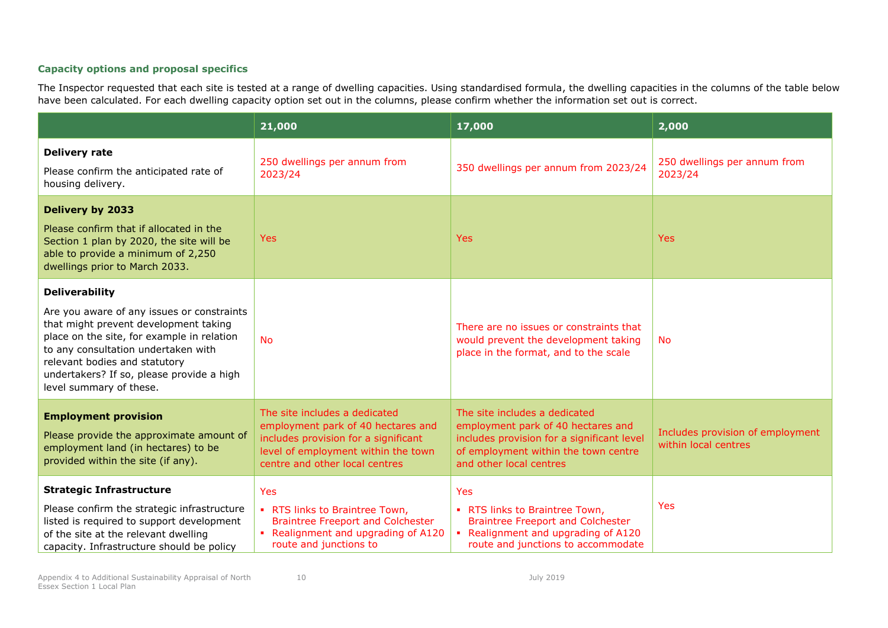### Capacity options and proposal specifics

The Inspector requested that each site is tested at a range of dwelling capacities. Using standardised formula, the dwelling capacities in the columns of the table below have been calculated. For each dwelling capacity option set out in the columns, please confirm whether the information set out is correct.

| | 21,000 | 17,000 | 2,000 |
|---|---|---|---|
| **Delivery rate**<br><br>Please confirm the anticipated rate of housing delivery. | 250 dwellings per annum from 2023/24 | 350 dwellings per annum from 2023/24 | 250 dwellings per annum from 2023/24 |
| **Delivery by 2033**<br><br>Please confirm that if allocated in the Section 1 plan by 2020, the site will be able to provide a minimum of 2,250 dwellings prior to March 2033. | Yes | Yes | Yes |
| **Deliverability**<br><br>Are you aware of any issues or constraints that might prevent development taking place on the site, for example in relation to any consultation undertaken with relevant bodies and statutory undertakers? If so, please provide a high level summary of these. | No | There are no issues or constraints that would prevent the development taking place in the format, and to the scale | No |
| **Employment provision**<br><br>Please provide the approximate amount of employment land (in hectares) to be provided within the site (if any). | The site includes a dedicated employment park of 40 hectares and includes provision for a significant level of employment within the town centre and other local centres | The site includes a dedicated employment park of 40 hectares and includes provision for a significant level of employment within the town centre and other local centres | Includes provision of employment within local centres |
| **Strategic Infrastructure**<br><br>Please confirm the strategic infrastructure listed is required to support development of the site at the relevant dwelling capacity. Infrastructure should be policy | Yes<br><br>▪ RTS links to Braintree Town, Braintree Freeport and Colchester<br>▪ Realignment and upgrading of A120 route and junctions to | Yes<br><br>▪ RTS links to Braintree Town, Braintree Freeport and Colchester<br>▪ Realignment and upgrading of A120 route and junctions to accommodate | Yes |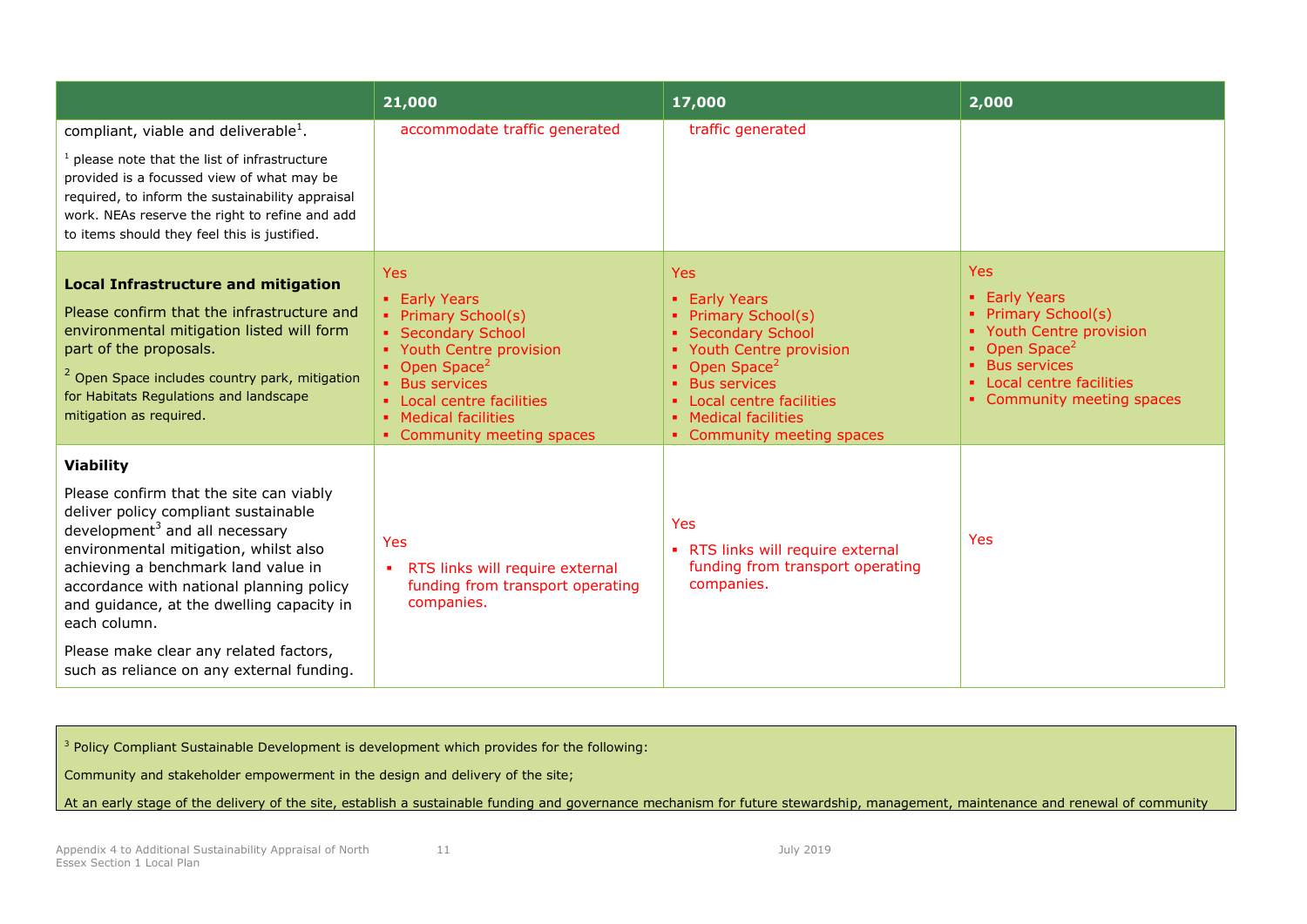| | 21,000 | 17,000 | 2,000 |
|---|---|---|---|
| compliant, viable and deliverable[1].<br><br>[1] please note that the list of infrastructure provided is a focussed view of what may be required, to inform the sustainability appraisal work. NEAs reserve the right to refine and add to items should they feel this is justified. | accommodate traffic generated | traffic generated | |
| **Local Infrastructure and mitigation**<br><br>Please confirm that the infrastructure and environmental mitigation listed will form part of the proposals.<br><br>[2] Open Space includes country park, mitigation for Habitats Regulations and landscape mitigation as required. | Yes<br>▪ Early Years<br>▪ Primary School(s)<br>▪ Secondary School<br>▪ Youth Centre provision<br>▪ Open Space[2]<br>▪ Bus services<br>▪ Local centre facilities<br>▪ Medical facilities<br>▪ Community meeting spaces | Yes<br>▪ Early Years<br>▪ Primary School(s)<br>▪ Secondary School<br>▪ Youth Centre provision<br>▪ Open Space[2]<br>▪ Bus services<br>▪ Local centre facilities<br>▪ Medical facilities<br>▪ Community meeting spaces | Yes<br>▪ Early Years<br>▪ Primary School(s)<br>▪ Youth Centre provision<br>▪ Open Space[2]<br>▪ Bus services<br>▪ Local centre facilities<br>▪ Community meeting spaces |
| **Viability**<br><br>Please confirm that the site can viably deliver policy compliant sustainable development[3] and all necessary environmental mitigation, whilst also achieving a benchmark land value in accordance with national planning policy and guidance, at the dwelling capacity in each column.<br><br>Please make clear any related factors, such as reliance on any external funding. | Yes<br>▪ RTS links will require external funding from transport operating companies. | Yes<br>▪ RTS links will require external funding from transport operating companies. | Yes |

[3] Policy Compliant Sustainable Development is development which provides for the following:

Community and stakeholder empowerment in the design and delivery of the site;

At an early stage of the delivery of the site, establish a sustainable funding and governance mechanism for future stewardship, management, maintenance and renewal of community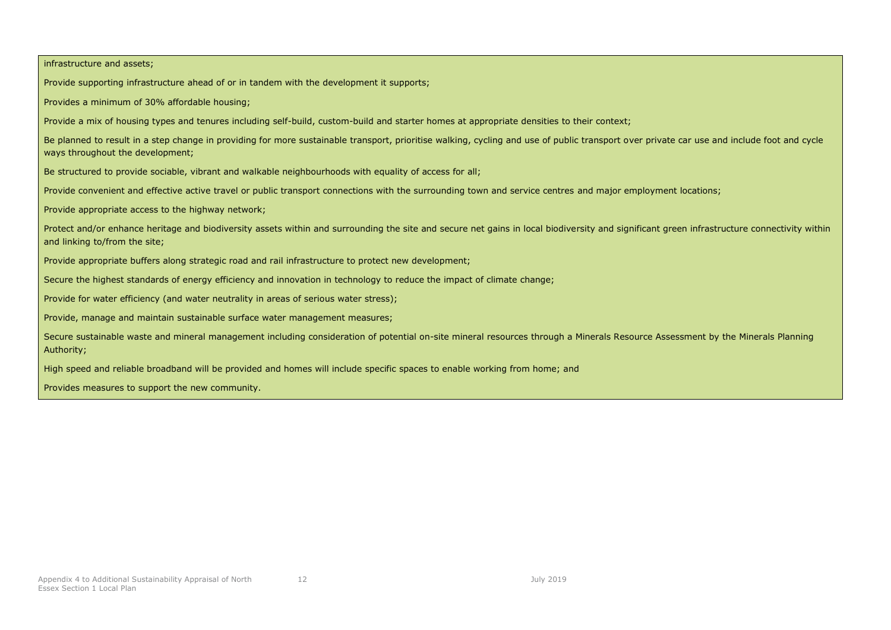infrastructure and assets;

Provide supporting infrastructure ahead of or in tandem with the development it supports;

Provides a minimum of 30% affordable housing;

Provide a mix of housing types and tenures including self-build, custom-build and starter homes at appropriate densities to their context;

Be planned to result in a step change in providing for more sustainable transport, prioritise walking, cycling and use of public transport over private car use and include foot and cycle ways throughout the development;

Be structured to provide sociable, vibrant and walkable neighbourhoods with equality of access for all;

Provide convenient and effective active travel or public transport connections with the surrounding town and service centres and major employment locations;

Provide appropriate access to the highway network;

Protect and/or enhance heritage and biodiversity assets within and surrounding the site and secure net gains in local biodiversity and significant green infrastructure connectivity within and linking to/from the site;

Provide appropriate buffers along strategic road and rail infrastructure to protect new development;

Secure the highest standards of energy efficiency and innovation in technology to reduce the impact of climate change;

Provide for water efficiency (and water neutrality in areas of serious water stress);

Provide, manage and maintain sustainable surface water management measures;

Secure sustainable waste and mineral management including consideration of potential on-site mineral resources through a Minerals Resource Assessment by the Minerals Planning Authority;

High speed and reliable broadband will be provided and homes will include specific spaces to enable working from home; and

Provides measures to support the new community.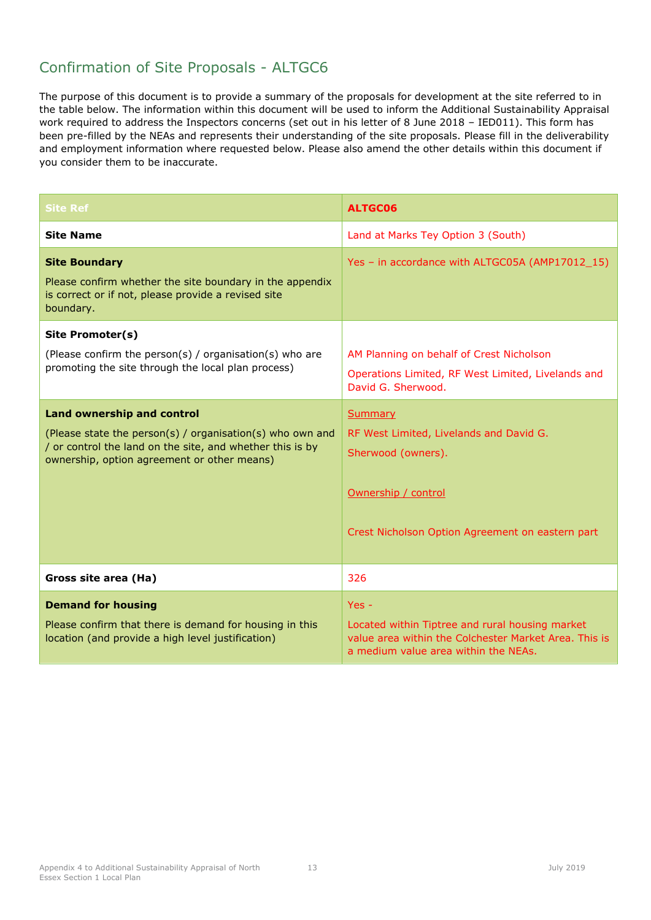## Confirmation of Site Proposals - ALTGC6

The purpose of this document is to provide a summary of the proposals for development at the site referred to in the table below. The information within this document will be used to inform the Additional Sustainability Appraisal work required to address the Inspectors concerns (set out in his letter of 8 June 2018 – IED011). This form has been pre-filled by the NEAs and represents their understanding of the site proposals. Please fill in the deliverability and employment information where requested below. Please also amend the other details within this document if you consider them to be inaccurate.

| Site Ref | ALTGC06 |
|---|---|
| **Site Name** | Land at Marks Tey Option 3 (South) |
| **Site Boundary**<br><br>Please confirm whether the site boundary in the appendix is correct or if not, please provide a revised site boundary. | Yes – in accordance with ALTGC05A (AMP17012_15) |
| **Site Promoter(s)**<br><br>(Please confirm the person(s) / organisation(s) who are promoting the site through the local plan process) | AM Planning on behalf of Crest Nicholson<br><br>Operations Limited, RF West Limited, Livelands and David G. Sherwood. |
| **Land ownership and control**<br><br>(Please state the person(s) / organisation(s) who own and / or control the land on the site, and whether this is by ownership, option agreement or other means) | Summary<br><br>RF West Limited, Livelands and David G.<br><br>Sherwood (owners).<br><br>Ownership / control<br><br>Crest Nicholson Option Agreement on eastern part |
| **Gross site area (Ha)** | 326 |
| **Demand for housing**<br><br>Please confirm that there is demand for housing in this location (and provide a high level justification) | Yes -<br><br>Located within Tiptree and rural housing market value area within the Colchester Market Area. This is a medium value area within the NEAs. |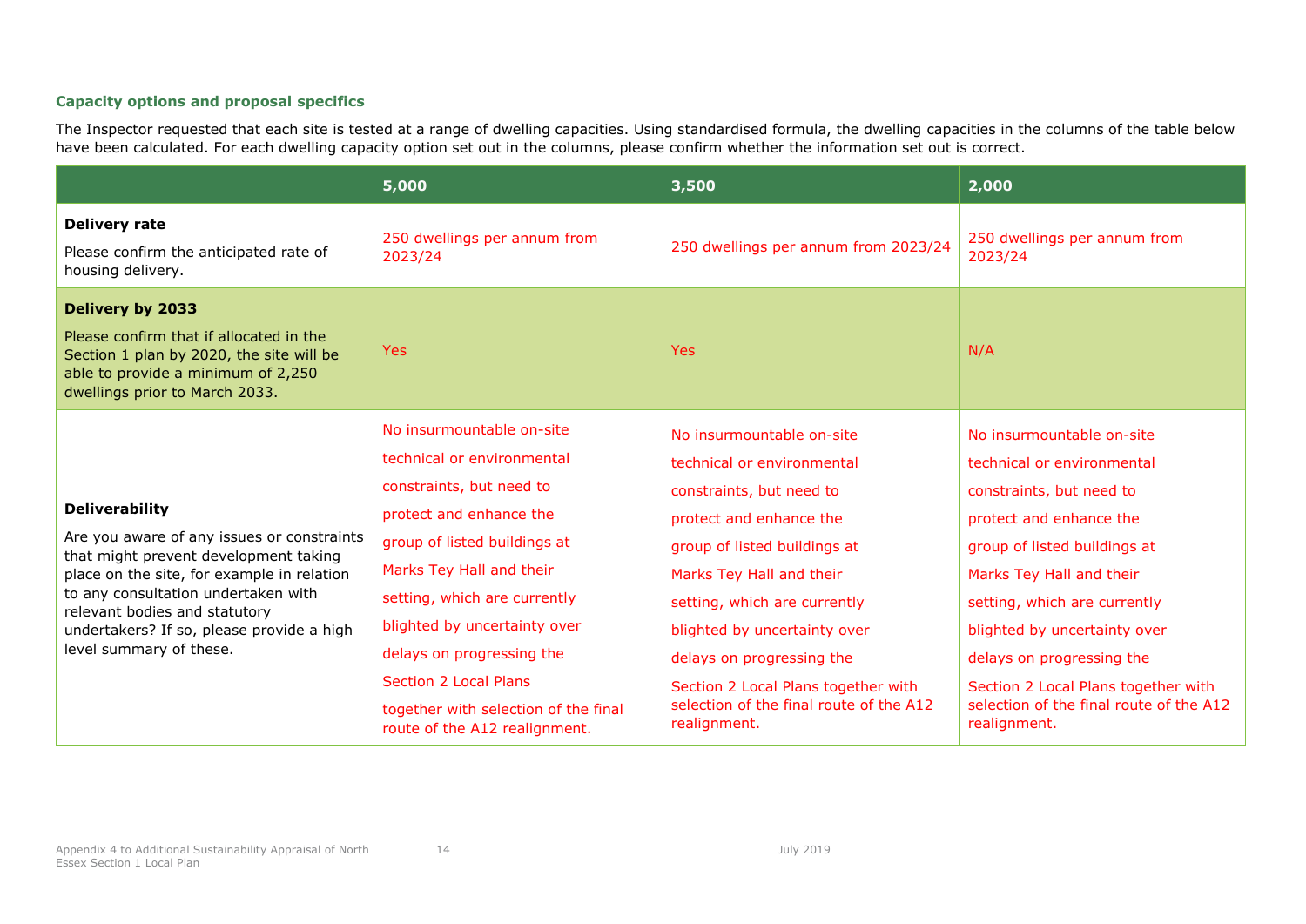### Capacity options and proposal specifics

The Inspector requested that each site is tested at a range of dwelling capacities. Using standardised formula, the dwelling capacities in the columns of the table below have been calculated. For each dwelling capacity option set out in the columns, please confirm whether the information set out is correct.

| | 5,000 | 3,500 | 2,000 |
|---|---|---|---|
| **Delivery rate**<br>Please confirm the anticipated rate of housing delivery. | 250 dwellings per annum from 2023/24 | 250 dwellings per annum from 2023/24 | 250 dwellings per annum from 2023/24 |
| **Delivery by 2033**<br>Please confirm that if allocated in the Section 1 plan by 2020, the site will be able to provide a minimum of 2,250 dwellings prior to March 2033. | Yes | Yes | N/A |
| **Deliverability**<br>Are you aware of any issues or constraints that might prevent development taking place on the site, for example in relation to any consultation undertaken with relevant bodies and statutory undertakers? If so, please provide a high level summary of these. | No insurmountable on-site technical or environmental constraints, but need to protect and enhance the group of listed buildings at Marks Tey Hall and their setting, which are currently blighted by uncertainty over delays on progressing the Section 2 Local Plans together with selection of the final route of the A12 realignment. | No insurmountable on-site technical or environmental constraints, but need to protect and enhance the group of listed buildings at Marks Tey Hall and their setting, which are currently blighted by uncertainty over delays on progressing the Section 2 Local Plans together with selection of the final route of the A12 realignment. | No insurmountable on-site technical or environmental constraints, but need to protect and enhance the group of listed buildings at Marks Tey Hall and their setting, which are currently blighted by uncertainty over delays on progressing the Section 2 Local Plans together with selection of the final route of the A12 realignment. |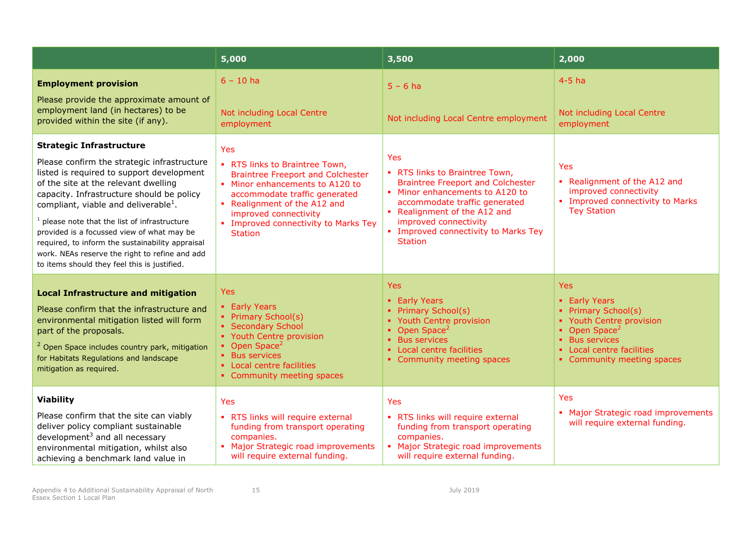| | 5,000 | 3,500 | 2,000 |
|---|---|---|---|
| **Employment provision**<br><br>Please provide the approximate amount of employment land (in hectares) to be provided within the site (if any). | 6 – 10 ha<br><br>Not including Local Centre employment | 5 – 6 ha<br><br>Not including Local Centre employment | 4-5 ha<br><br>Not including Local Centre employment |
| **Strategic Infrastructure**<br><br>Please confirm the strategic infrastructure listed is required to support development of the site at the relevant dwelling capacity. Infrastructure should be policy compliant, viable and deliverable[1].<br><br>[1] please note that the list of infrastructure provided is a focussed view of what may be required, to inform the sustainability appraisal work. NEAs reserve the right to refine and add to items should they feel this is justified. | Yes<br><br>▪ RTS links to Braintree Town, Braintree Freeport and Colchester<br>▪ Minor enhancements to A120 to accommodate traffic generated<br>▪ Realignment of the A12 and improved connectivity<br>▪ Improved connectivity to Marks Tey Station | Yes<br><br>▪ RTS links to Braintree Town, Braintree Freeport and Colchester<br>▪ Minor enhancements to A120 to accommodate traffic generated<br>▪ Realignment of the A12 and improved connectivity<br>▪ Improved connectivity to Marks Tey Station | Yes<br><br>▪ Realignment of the A12 and improved connectivity<br>▪ Improved connectivity to Marks Tey Station |
| **Local Infrastructure and mitigation**<br><br>Please confirm that the infrastructure and environmental mitigation listed will form part of the proposals.<br><br>[2] Open Space includes country park, mitigation for Habitats Regulations and landscape mitigation as required. | Yes<br><br>▪ Early Years<br>▪ Primary School(s)<br>▪ Secondary School<br>▪ Youth Centre provision<br>▪ Open Space[2]<br>▪ Bus services<br>▪ Local centre facilities<br>▪ Community meeting spaces | Yes<br><br>▪ Early Years<br>▪ Primary School(s)<br>▪ Youth Centre provision<br>▪ Open Space[2]<br>▪ Bus services<br>▪ Local centre facilities<br>▪ Community meeting spaces | Yes<br><br>▪ Early Years<br>▪ Primary School(s)<br>▪ Youth Centre provision<br>▪ Open Space[2]<br>▪ Bus services<br>▪ Local centre facilities<br>▪ Community meeting spaces |
| **Viability**<br><br>Please confirm that the site can viably deliver policy compliant sustainable development[3] and all necessary environmental mitigation, whilst also achieving a benchmark land value in | Yes<br><br>▪ RTS links will require external funding from transport operating companies.<br>▪ Major Strategic road improvements will require external funding. | Yes<br><br>▪ RTS links will require external funding from transport operating companies.<br>▪ Major Strategic road improvements will require external funding. | Yes<br><br>▪ Major Strategic road improvements will require external funding. |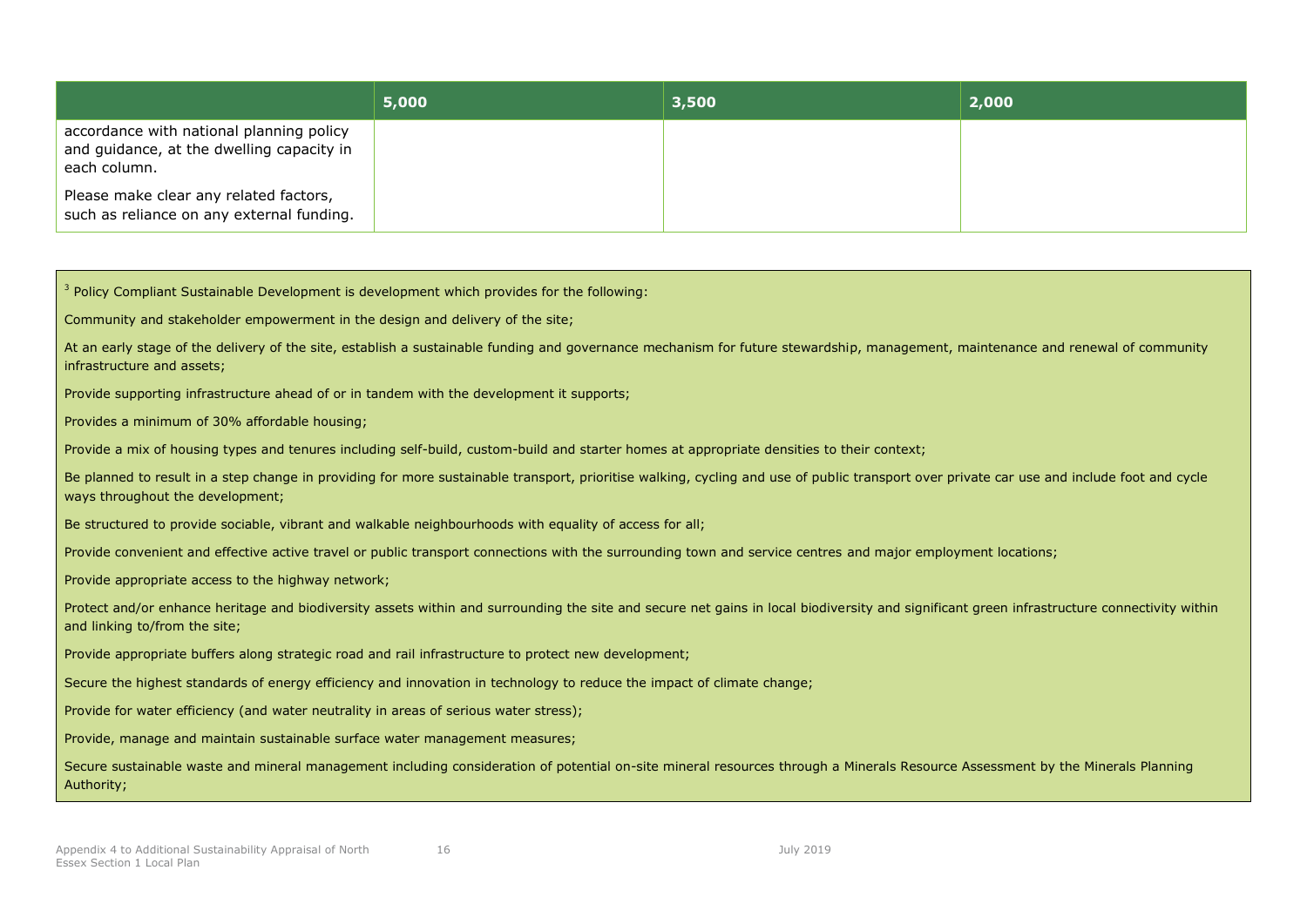| | 5,000 | 3,500 | 2,000 |
|---|---|---|---|
| accordance with national planning policy and guidance, at the dwelling capacity in each column.<br><br>Please make clear any related factors, such as reliance on any external funding. | | | |

[3] Policy Compliant Sustainable Development is development which provides for the following:

Community and stakeholder empowerment in the design and delivery of the site;

At an early stage of the delivery of the site, establish a sustainable funding and governance mechanism for future stewardship, management, maintenance and renewal of community infrastructure and assets;

Provide supporting infrastructure ahead of or in tandem with the development it supports;

Provides a minimum of 30% affordable housing;

Provide a mix of housing types and tenures including self-build, custom-build and starter homes at appropriate densities to their context;

Be planned to result in a step change in providing for more sustainable transport, prioritise walking, cycling and use of public transport over private car use and include foot and cycle ways throughout the development;

Be structured to provide sociable, vibrant and walkable neighbourhoods with equality of access for all;

Provide convenient and effective active travel or public transport connections with the surrounding town and service centres and major employment locations;

Provide appropriate access to the highway network;

Protect and/or enhance heritage and biodiversity assets within and surrounding the site and secure net gains in local biodiversity and significant green infrastructure connectivity within and linking to/from the site;

Provide appropriate buffers along strategic road and rail infrastructure to protect new development;

Secure the highest standards of energy efficiency and innovation in technology to reduce the impact of climate change;

Provide for water efficiency (and water neutrality in areas of serious water stress);

Provide, manage and maintain sustainable surface water management measures;

Secure sustainable waste and mineral management including consideration of potential on-site mineral resources through a Minerals Resource Assessment by the Minerals Planning Authority;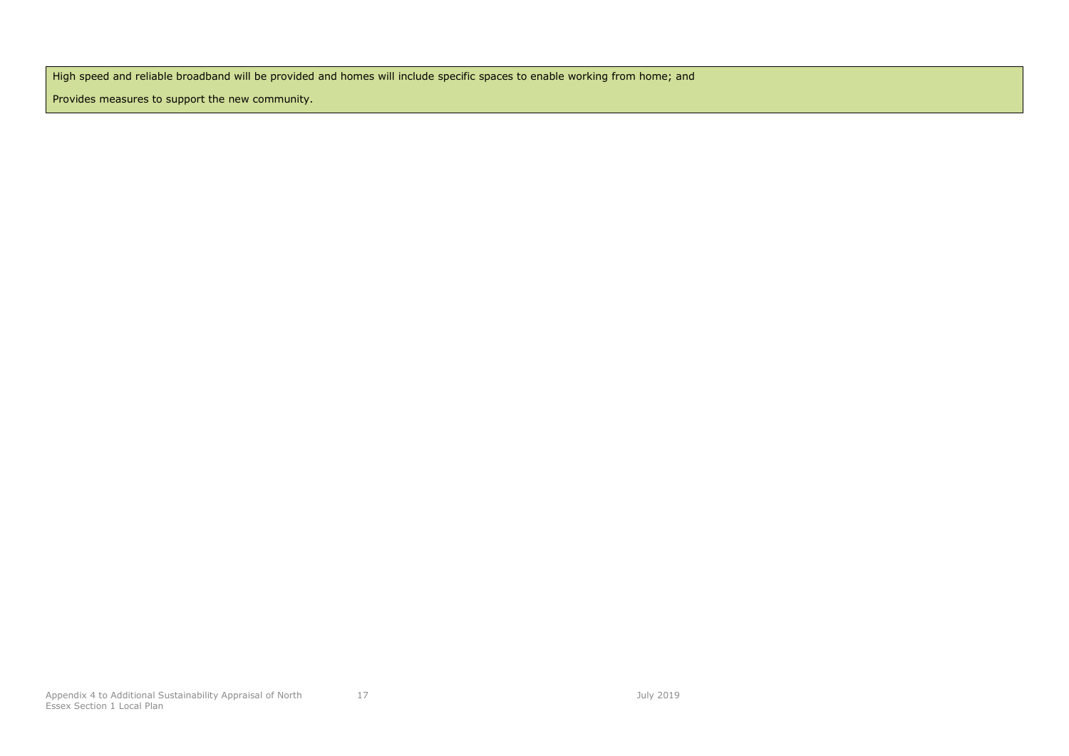| High speed and reliable broadband will be provided and homes will include specific spaces to enable working from home; and<br><br>Provides measures to support the new community. |
|---|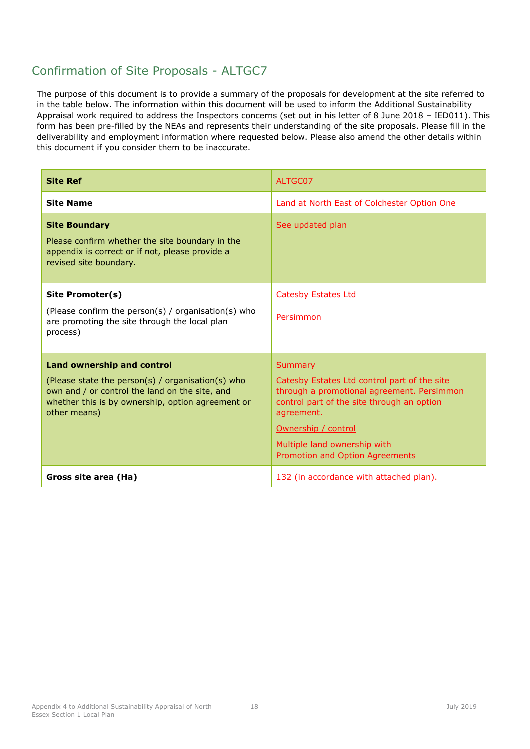## Confirmation of Site Proposals - ALTGC7

The purpose of this document is to provide a summary of the proposals for development at the site referred to in the table below. The information within this document will be used to inform the Additional Sustainability Appraisal work required to address the Inspectors concerns (set out in his letter of 8 June 2018 – IED011). This form has been pre-filled by the NEAs and represents their understanding of the site proposals. Please fill in the deliverability and employment information where requested below. Please also amend the other details within this document if you consider them to be inaccurate.

| **Site Ref** | ALTGC07 |
|---|---|
| **Site Name** | Land at North East of Colchester Option One |
| **Site Boundary**<br><br>Please confirm whether the site boundary in the appendix is correct or if not, please provide a revised site boundary. | See updated plan |
| **Site Promoter(s)**<br><br>(Please confirm the person(s) / organisation(s) who are promoting the site through the local plan process) | Catesby Estates Ltd<br><br>Persimmon |
| **Land ownership and control**<br><br>(Please state the person(s) / organisation(s) who own and / or control the land on the site, and whether this is by ownership, option agreement or other means) | Summary<br><br>Catesby Estates Ltd control part of the site through a promotional agreement. Persimmon control part of the site through an option agreement.<br><br>Ownership / control<br><br>Multiple land ownership with Promotion and Option Agreements |
| **Gross site area (Ha)** | 132 (in accordance with attached plan). |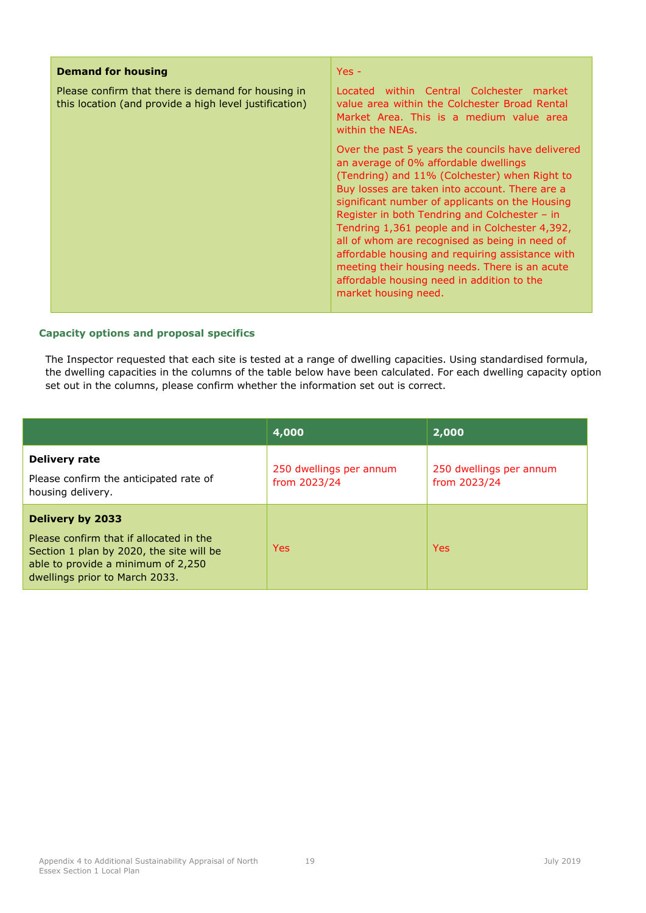| **Demand for housing**<br><br>Please confirm that there is demand for housing in this location (and provide a high level justification) | Yes -<br><br>Located within Central Colchester market value area within the Colchester Broad Rental Market Area. This is a medium value area within the NEAs.<br><br>Over the past 5 years the councils have delivered an average of 0% affordable dwellings (Tendring) and 11% (Colchester) when Right to Buy losses are taken into account. There are a significant number of applicants on the Housing Register in both Tendring and Colchester – in Tendring 1,361 people and in Colchester 4,392, all of whom are recognised as being in need of affordable housing and requiring assistance with meeting their housing needs. There is an acute affordable housing need in addition to the market housing need. |
|---|---|

### Capacity options and proposal specifics

The Inspector requested that each site is tested at a range of dwelling capacities. Using standardised formula, the dwelling capacities in the columns of the table below have been calculated. For each dwelling capacity option set out in the columns, please confirm whether the information set out is correct.

| | 4,000 | 2,000 |
|---|---|---|
| **Delivery rate**<br><br>Please confirm the anticipated rate of housing delivery. | 250 dwellings per annum from 2023/24 | 250 dwellings per annum from 2023/24 |
| **Delivery by 2033**<br><br>Please confirm that if allocated in the Section 1 plan by 2020, the site will be able to provide a minimum of 2,250 dwellings prior to March 2033. | Yes | Yes |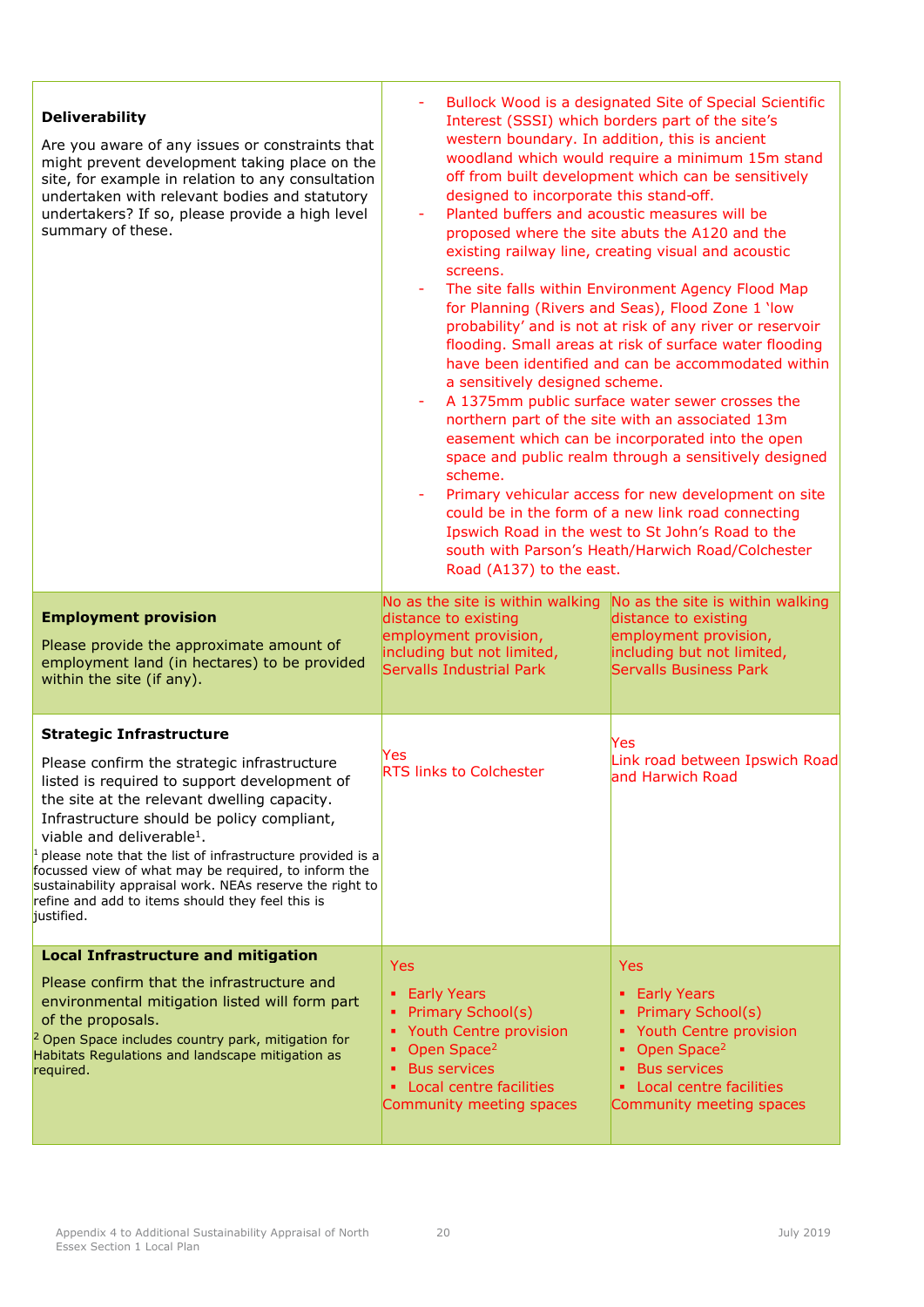| | | |
|---|---|---|
| **Deliverability**<br><br>Are you aware of any issues or constraints that might prevent development taking place on the site, for example in relation to any consultation undertaken with relevant bodies and statutory undertakers? If so, please provide a high level summary of these. | - Bullock Wood is a designated Site of Special Scientific Interest (SSSI) which borders part of the site's western boundary. In addition, this is ancient woodland which would require a minimum 15m stand off from built development which can be sensitively designed to incorporate this stand-off.<br>- Planted buffers and acoustic measures will be proposed where the site abuts the A120 and the existing railway line, creating visual and acoustic screens.<br>- The site falls within Environment Agency Flood Map for Planning (Rivers and Seas), Flood Zone 1 'low probability' and is not at risk of any river or reservoir flooding. Small areas at risk of surface water flooding have been identified and can be accommodated within a sensitively designed scheme.<br>- A 1375mm public surface water sewer crosses the northern part of the site with an associated 13m easement which can be incorporated into the open space and public realm through a sensitively designed scheme.<br>- Primary vehicular access for new development on site could be in the form of a new link road connecting Ipswich Road in the west to St John's Road to the south with Parson's Heath/Harwich Road/Colchester Road (A137) to the east. | |
| **Employment provision**<br><br>Please provide the approximate amount of employment land (in hectares) to be provided within the site (if any). | No as the site is within walking distance to existing employment provision, including but not limited, Servalls Industrial Park | No as the site is within walking distance to existing employment provision, including but not limited, Servalls Business Park |
| **Strategic Infrastructure**<br><br>Please confirm the strategic infrastructure listed is required to support development of the site at the relevant dwelling capacity. Infrastructure should be policy compliant, viable and deliverable[1].<br>[1] please note that the list of infrastructure provided is a focussed view of what may be required, to inform the sustainability appraisal work. NEAs reserve the right to refine and add to items should they feel this is justified. | Yes<br>RTS links to Colchester | Yes<br>Link road between Ipswich Road and Harwich Road |
| **Local Infrastructure and mitigation**<br><br>Please confirm that the infrastructure and environmental mitigation listed will form part of the proposals.<br>[2] Open Space includes country park, mitigation for Habitats Regulations and landscape mitigation as required. | Yes<br>▪ Early Years<br>▪ Primary School(s)<br>▪ Youth Centre provision<br>▪ Open Space[2]<br>▪ Bus services<br>▪ Local centre facilities<br>Community meeting spaces | Yes<br>▪ Early Years<br>▪ Primary School(s)<br>▪ Youth Centre provision<br>▪ Open Space[2]<br>▪ Bus services<br>▪ Local centre facilities<br>Community meeting spaces |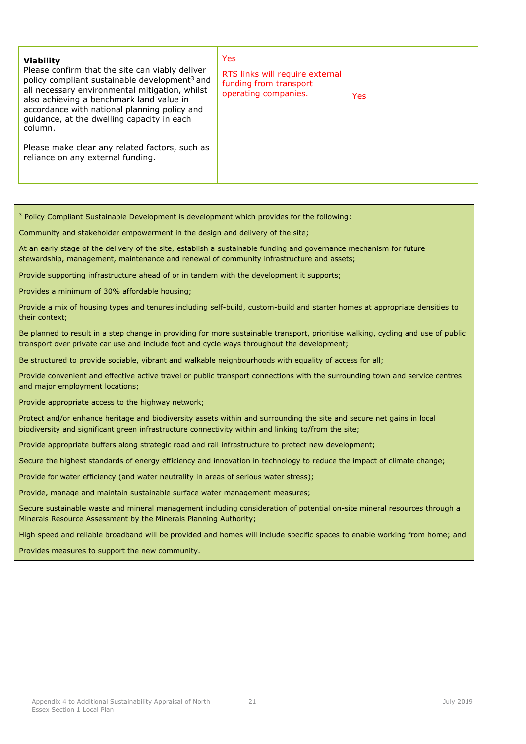| **Viability**<br>Please confirm that the site can viably deliver policy compliant sustainable development[3] and all necessary environmental mitigation, whilst also achieving a benchmark land value in accordance with national planning policy and guidance, at the dwelling capacity in each column.<br><br>Please make clear any related factors, such as reliance on any external funding. | Yes<br><br>RTS links will require external funding from transport operating companies. | Yes |
|---|---|---|

[3] Policy Compliant Sustainable Development is development which provides for the following:

Community and stakeholder empowerment in the design and delivery of the site;

At an early stage of the delivery of the site, establish a sustainable funding and governance mechanism for future stewardship, management, maintenance and renewal of community infrastructure and assets;

Provide supporting infrastructure ahead of or in tandem with the development it supports;

Provides a minimum of 30% affordable housing;

Provide a mix of housing types and tenures including self-build, custom-build and starter homes at appropriate densities to their context;

Be planned to result in a step change in providing for more sustainable transport, prioritise walking, cycling and use of public transport over private car use and include foot and cycle ways throughout the development;

Be structured to provide sociable, vibrant and walkable neighbourhoods with equality of access for all;

Provide convenient and effective active travel or public transport connections with the surrounding town and service centres and major employment locations;

Provide appropriate access to the highway network;

Protect and/or enhance heritage and biodiversity assets within and surrounding the site and secure net gains in local biodiversity and significant green infrastructure connectivity within and linking to/from the site;

Provide appropriate buffers along strategic road and rail infrastructure to protect new development;

Secure the highest standards of energy efficiency and innovation in technology to reduce the impact of climate change;

Provide for water efficiency (and water neutrality in areas of serious water stress);

Provide, manage and maintain sustainable surface water management measures;

Secure sustainable waste and mineral management including consideration of potential on-site mineral resources through a Minerals Resource Assessment by the Minerals Planning Authority;

High speed and reliable broadband will be provided and homes will include specific spaces to enable working from home; and

Provides measures to support the new community.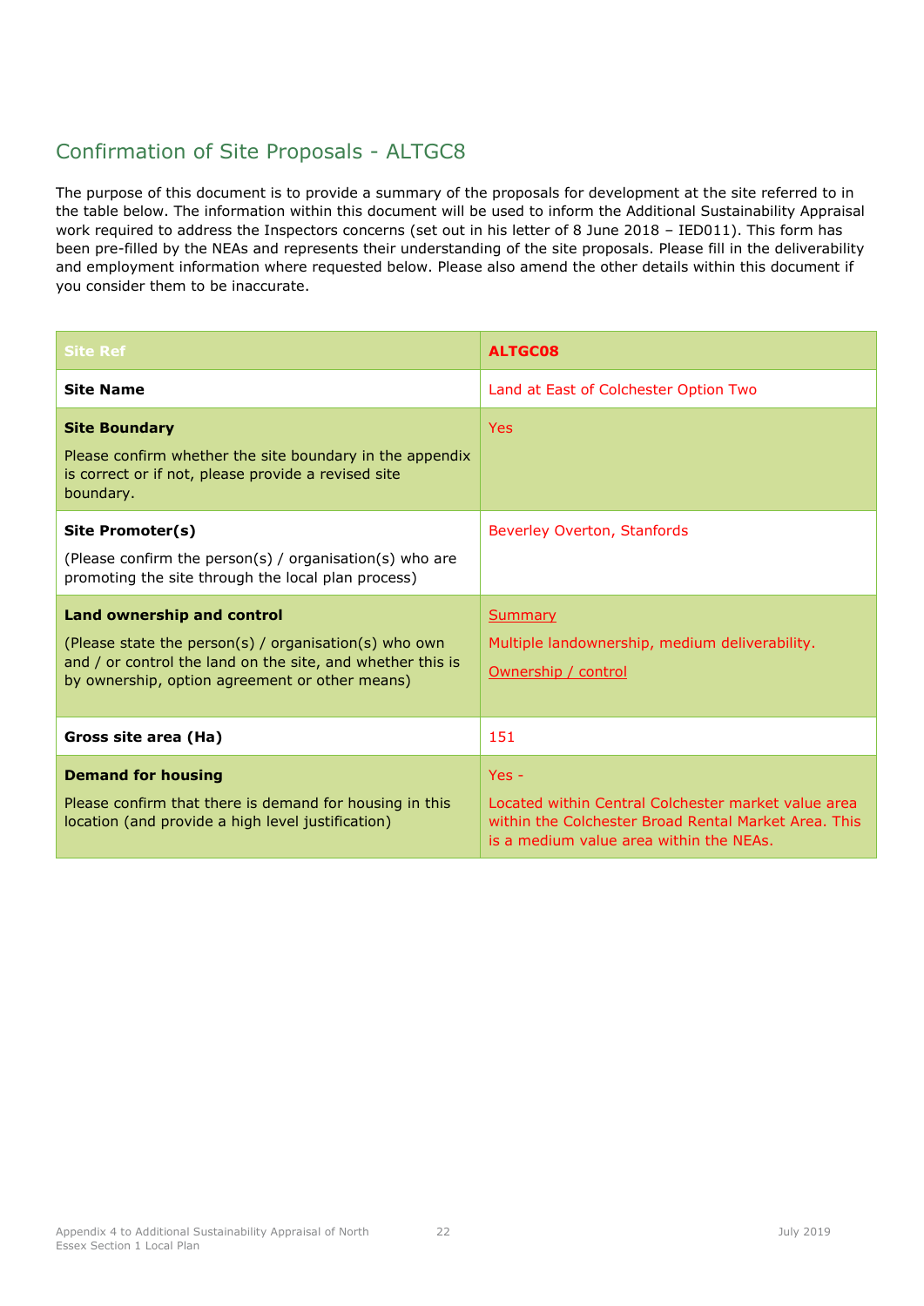## Confirmation of Site Proposals - ALTGC8

The purpose of this document is to provide a summary of the proposals for development at the site referred to in the table below. The information within this document will be used to inform the Additional Sustainability Appraisal work required to address the Inspectors concerns (set out in his letter of 8 June 2018 – IED011). This form has been pre-filled by the NEAs and represents their understanding of the site proposals. Please fill in the deliverability and employment information where requested below. Please also amend the other details within this document if you consider them to be inaccurate.

| Site Ref | **ALTGC08** |
| --- | --- |
| **Site Name** | Land at East of Colchester Option Two |
| **Site Boundary**<br><br>Please confirm whether the site boundary in the appendix is correct or if not, please provide a revised site boundary. | Yes |
| **Site Promoter(s)**<br><br>(Please confirm the person(s) / organisation(s) who are promoting the site through the local plan process) | Beverley Overton, Stanfords |
| **Land ownership and control**<br><br>(Please state the person(s) / organisation(s) who own and / or control the land on the site, and whether this is by ownership, option agreement or other means) | Summary<br><br>Multiple landownership, medium deliverability.<br><br>Ownership / control |
| **Gross site area (Ha)** | 151 |
| **Demand for housing**<br><br>Please confirm that there is demand for housing in this location (and provide a high level justification) | Yes -<br><br>Located within Central Colchester market value area within the Colchester Broad Rental Market Area. This is a medium value area within the NEAs. |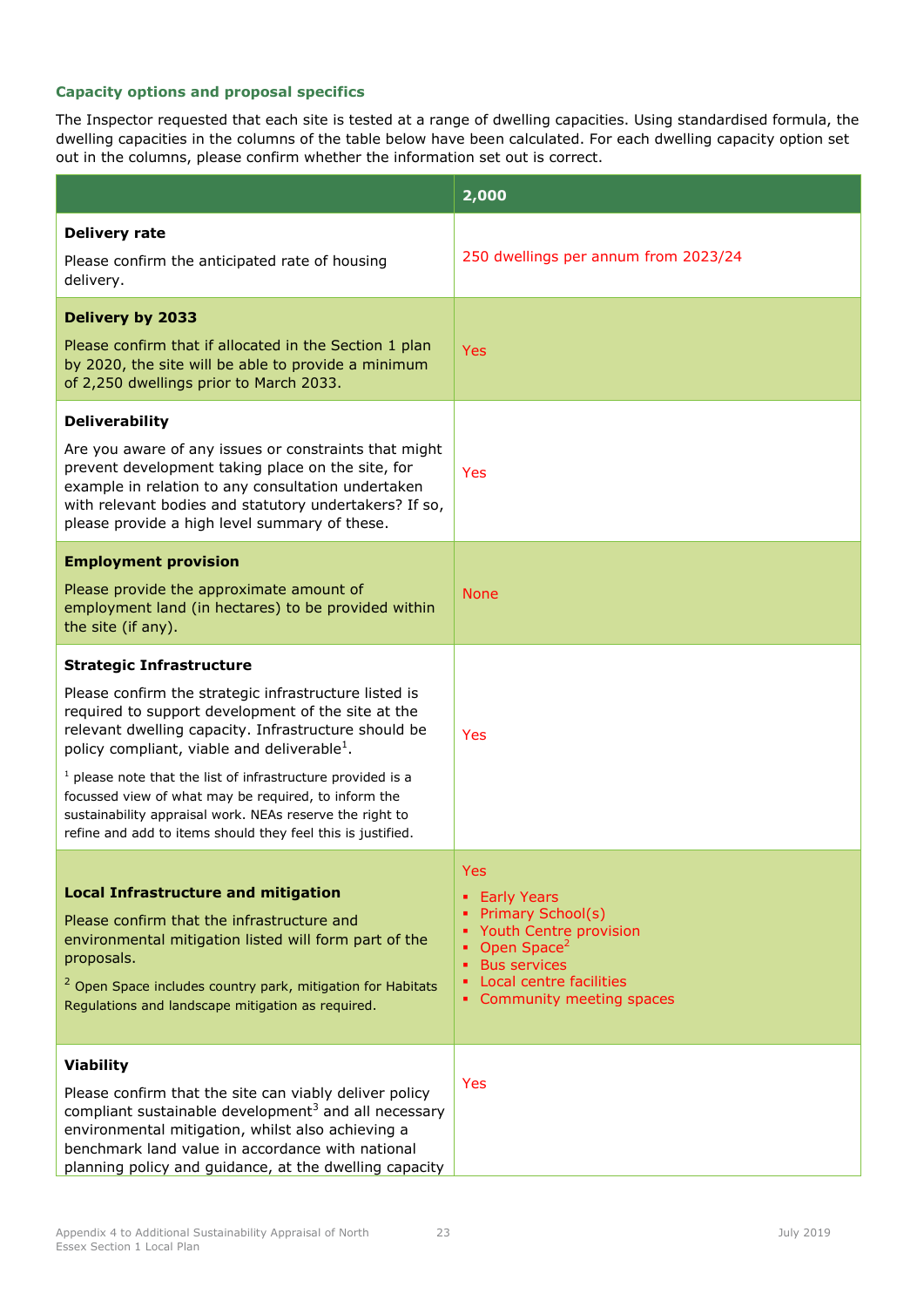### Capacity options and proposal specifics

The Inspector requested that each site is tested at a range of dwelling capacities. Using standardised formula, the dwelling capacities in the columns of the table below have been calculated. For each dwelling capacity option set out in the columns, please confirm whether the information set out is correct.

| | 2,000 |
|---|---|
| **Delivery rate**<br><br>Please confirm the anticipated rate of housing delivery. | 250 dwellings per annum from 2023/24 |
| **Delivery by 2033**<br><br>Please confirm that if allocated in the Section 1 plan by 2020, the site will be able to provide a minimum of 2,250 dwellings prior to March 2033. | Yes |
| **Deliverability**<br><br>Are you aware of any issues or constraints that might prevent development taking place on the site, for example in relation to any consultation undertaken with relevant bodies and statutory undertakers? If so, please provide a high level summary of these. | Yes |
| **Employment provision**<br><br>Please provide the approximate amount of employment land (in hectares) to be provided within the site (if any). | None |
| **Strategic Infrastructure**<br><br>Please confirm the strategic infrastructure listed is required to support development of the site at the relevant dwelling capacity. Infrastructure should be policy compliant, viable and deliverable[1].<br><br>[1] please note that the list of infrastructure provided is a focussed view of what may be required, to inform the sustainability appraisal work. NEAs reserve the right to refine and add to items should they feel this is justified. | Yes |
| **Local Infrastructure and mitigation**<br><br>Please confirm that the infrastructure and environmental mitigation listed will form part of the proposals.<br><br>[2] Open Space includes country park, mitigation for Habitats Regulations and landscape mitigation as required. | Yes<br>- Early Years<br>- Primary School(s)<br>- Youth Centre provision<br>- Open Space[2]<br>- Bus services<br>- Local centre facilities<br>- Community meeting spaces |
| **Viability**<br><br>Please confirm that the site can viably deliver policy compliant sustainable development[3] and all necessary environmental mitigation, whilst also achieving a benchmark land value in accordance with national planning policy and guidance, at the dwelling capacity | Yes |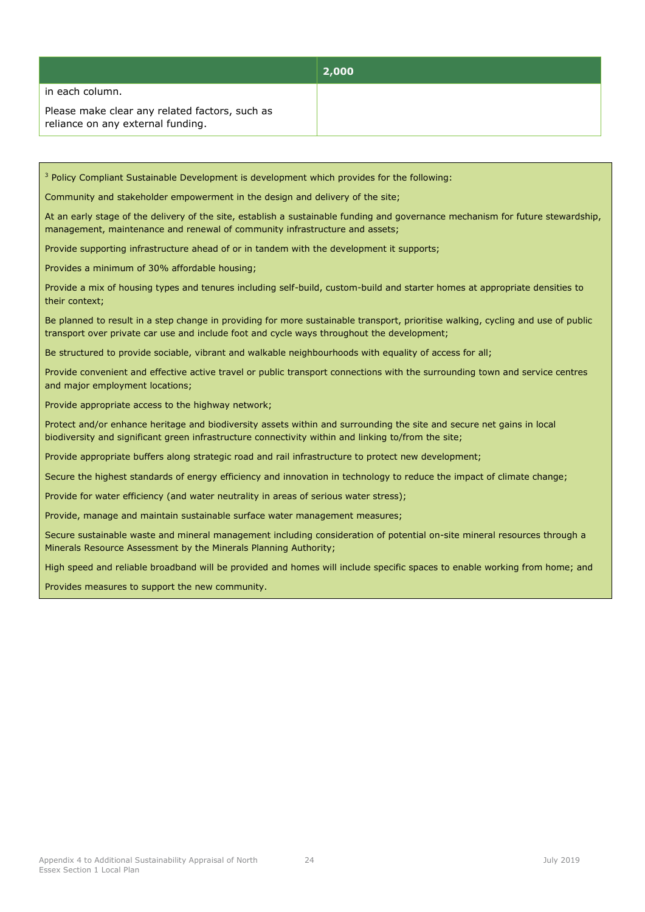| | 2,000 |
|---|---|
| in each column.<br><br>Please make clear any related factors, such as reliance on any external funding. | |

[3] Policy Compliant Sustainable Development is development which provides for the following:

Community and stakeholder empowerment in the design and delivery of the site;

At an early stage of the delivery of the site, establish a sustainable funding and governance mechanism for future stewardship, management, maintenance and renewal of community infrastructure and assets;

Provide supporting infrastructure ahead of or in tandem with the development it supports;

Provides a minimum of 30% affordable housing;

Provide a mix of housing types and tenures including self-build, custom-build and starter homes at appropriate densities to their context;

Be planned to result in a step change in providing for more sustainable transport, prioritise walking, cycling and use of public transport over private car use and include foot and cycle ways throughout the development;

Be structured to provide sociable, vibrant and walkable neighbourhoods with equality of access for all;

Provide convenient and effective active travel or public transport connections with the surrounding town and service centres and major employment locations;

Provide appropriate access to the highway network;

Protect and/or enhance heritage and biodiversity assets within and surrounding the site and secure net gains in local biodiversity and significant green infrastructure connectivity within and linking to/from the site;

Provide appropriate buffers along strategic road and rail infrastructure to protect new development;

Secure the highest standards of energy efficiency and innovation in technology to reduce the impact of climate change;

Provide for water efficiency (and water neutrality in areas of serious water stress);

Provide, manage and maintain sustainable surface water management measures;

Secure sustainable waste and mineral management including consideration of potential on-site mineral resources through a Minerals Resource Assessment by the Minerals Planning Authority;

High speed and reliable broadband will be provided and homes will include specific spaces to enable working from home; and

Provides measures to support the new community.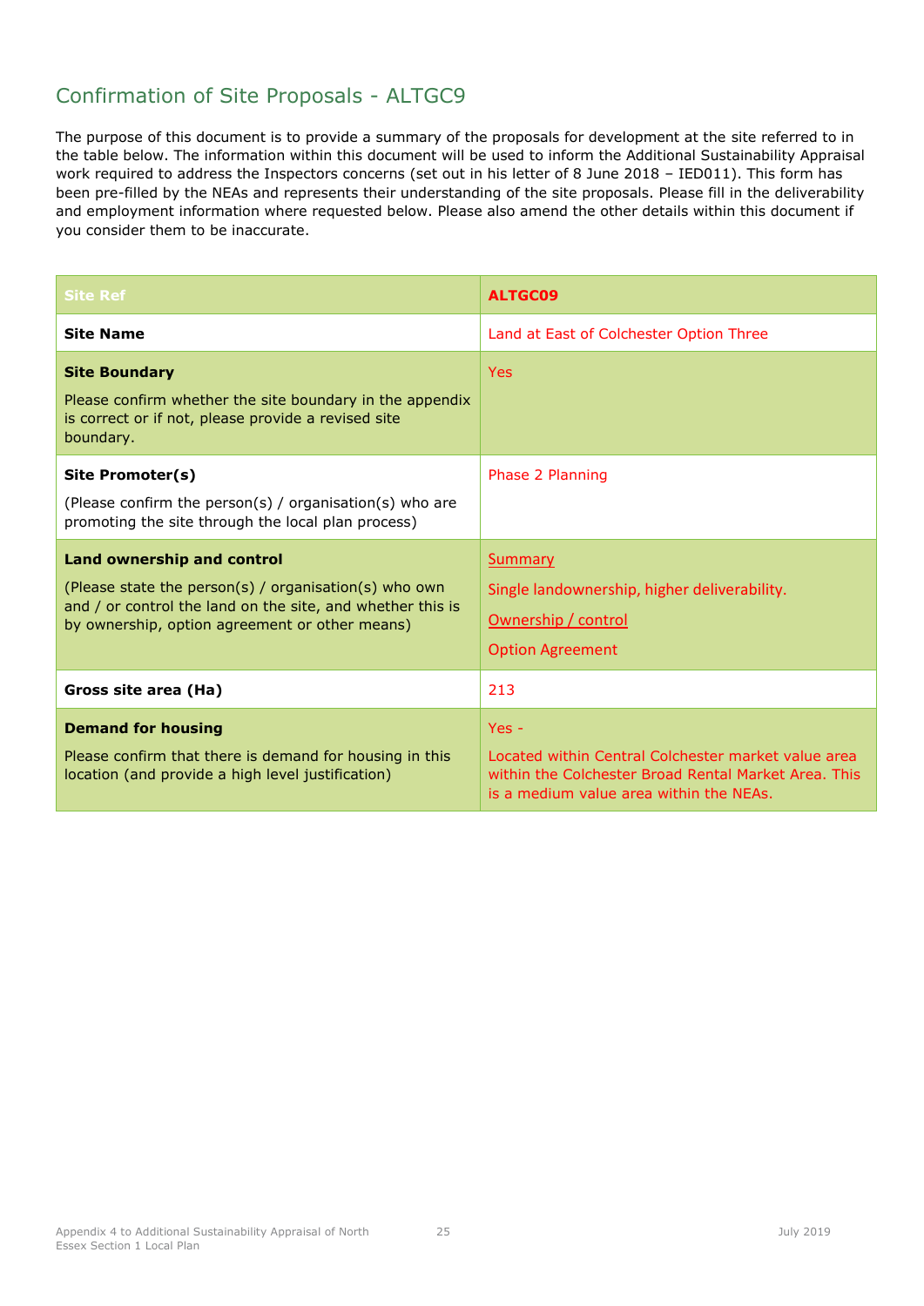## Confirmation of Site Proposals - ALTGC9

The purpose of this document is to provide a summary of the proposals for development at the site referred to in the table below. The information within this document will be used to inform the Additional Sustainability Appraisal work required to address the Inspectors concerns (set out in his letter of 8 June 2018 – IED011). This form has been pre-filled by the NEAs and represents their understanding of the site proposals. Please fill in the deliverability and employment information where requested below. Please also amend the other details within this document if you consider them to be inaccurate.

| Site Ref | **ALTGC09** |
|---|---|
| **Site Name** | Land at East of Colchester Option Three |
| **Site Boundary**<br><br>Please confirm whether the site boundary in the appendix is correct or if not, please provide a revised site boundary. | Yes |
| **Site Promoter(s)**<br><br>(Please confirm the person(s) / organisation(s) who are promoting the site through the local plan process) | Phase 2 Planning |
| **Land ownership and control**<br><br>(Please state the person(s) / organisation(s) who own and / or control the land on the site, and whether this is by ownership, option agreement or other means) | Summary<br><br>Single landownership, higher deliverability.<br><br>Ownership / control<br><br>Option Agreement |
| **Gross site area (Ha)** | 213 |
| **Demand for housing**<br><br>Please confirm that there is demand for housing in this location (and provide a high level justification) | Yes -<br><br>Located within Central Colchester market value area within the Colchester Broad Rental Market Area. This is a medium value area within the NEAs. |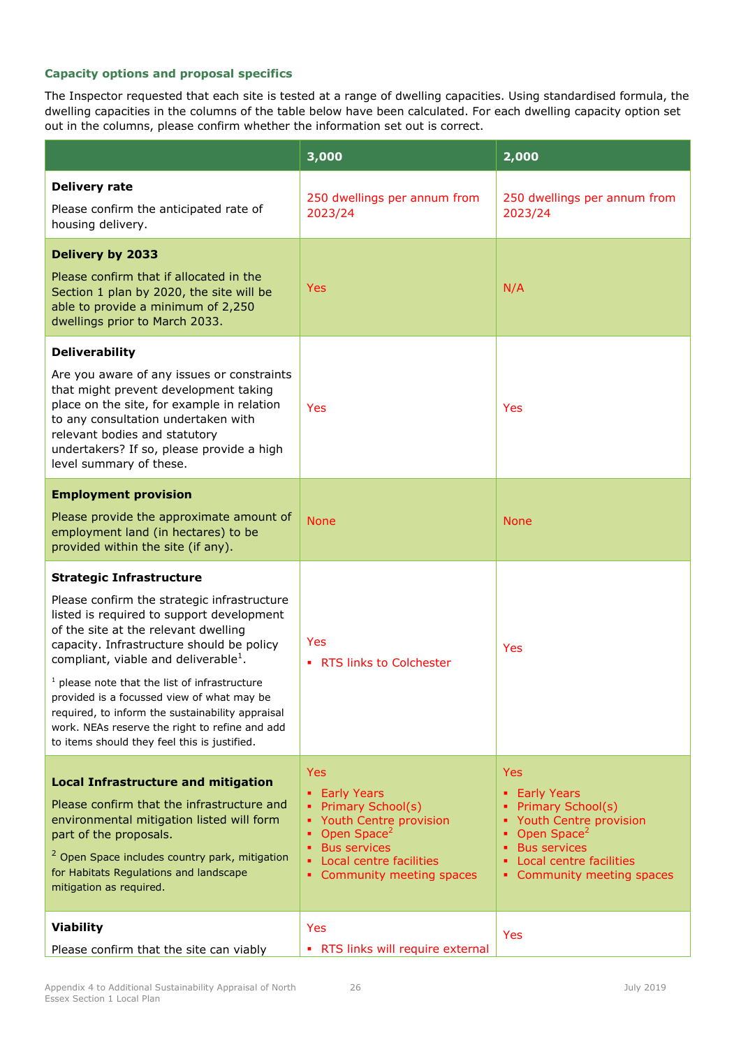### Capacity options and proposal specifics

The Inspector requested that each site is tested at a range of dwelling capacities. Using standardised formula, the dwelling capacities in the columns of the table below have been calculated. For each dwelling capacity option set out in the columns, please confirm whether the information set out is correct.

| | 3,000 | 2,000 |
|---|---|---|
| **Delivery rate**<br><br>Please confirm the anticipated rate of housing delivery. | 250 dwellings per annum from 2023/24 | 250 dwellings per annum from 2023/24 |
| **Delivery by 2033**<br><br>Please confirm that if allocated in the Section 1 plan by 2020, the site will be able to provide a minimum of 2,250 dwellings prior to March 2033. | Yes | N/A |
| **Deliverability**<br><br>Are you aware of any issues or constraints that might prevent development taking place on the site, for example in relation to any consultation undertaken with relevant bodies and statutory undertakers? If so, please provide a high level summary of these. | Yes | Yes |
| **Employment provision**<br><br>Please provide the approximate amount of employment land (in hectares) to be provided within the site (if any). | None | None |
| **Strategic Infrastructure**<br><br>Please confirm the strategic infrastructure listed is required to support development of the site at the relevant dwelling capacity. Infrastructure should be policy compliant, viable and deliverable[1].<br><br>[1] please note that the list of infrastructure provided is a focussed view of what may be required, to inform the sustainability appraisal work. NEAs reserve the right to refine and add to items should they feel this is justified. | Yes<br>▪ RTS links to Colchester | Yes |
| **Local Infrastructure and mitigation**<br><br>Please confirm that the infrastructure and environmental mitigation listed will form part of the proposals.<br><br>[2] Open Space includes country park, mitigation for Habitats Regulations and landscape mitigation as required. | Yes<br>▪ Early Years<br>▪ Primary School(s)<br>▪ Youth Centre provision<br>▪ Open Space[2]<br>▪ Bus services<br>▪ Local centre facilities<br>▪ Community meeting spaces | Yes<br>▪ Early Years<br>▪ Primary School(s)<br>▪ Youth Centre provision<br>▪ Open Space[2]<br>▪ Bus services<br>▪ Local centre facilities<br>▪ Community meeting spaces |
| **Viability**<br><br>Please confirm that the site can viably | Yes<br>▪ RTS links will require external | Yes |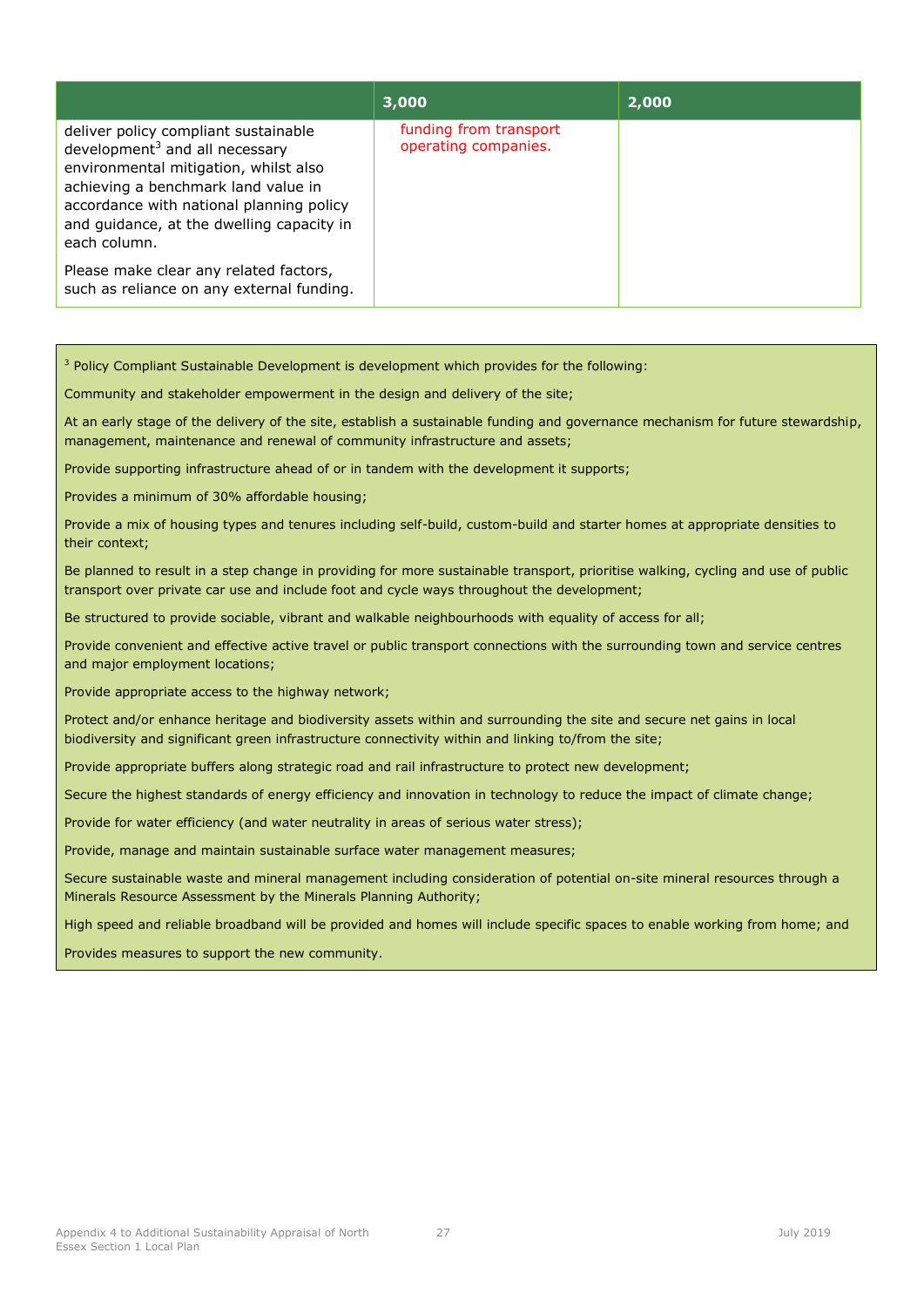| | 3,000 | 2,000 |
|---|---|---|
| deliver policy compliant sustainable development[3] and all necessary environmental mitigation, whilst also achieving a benchmark land value in accordance with national planning policy and guidance, at the dwelling capacity in each column.<br><br>Please make clear any related factors, such as reliance on any external funding. | funding from transport operating companies. | |

[3] Policy Compliant Sustainable Development is development which provides for the following:

Community and stakeholder empowerment in the design and delivery of the site;

At an early stage of the delivery of the site, establish a sustainable funding and governance mechanism for future stewardship, management, maintenance and renewal of community infrastructure and assets;

Provide supporting infrastructure ahead of or in tandem with the development it supports;

Provides a minimum of 30% affordable housing;

Provide a mix of housing types and tenures including self-build, custom-build and starter homes at appropriate densities to their context;

Be planned to result in a step change in providing for more sustainable transport, prioritise walking, cycling and use of public transport over private car use and include foot and cycle ways throughout the development;

Be structured to provide sociable, vibrant and walkable neighbourhoods with equality of access for all;

Provide convenient and effective active travel or public transport connections with the surrounding town and service centres and major employment locations;

Provide appropriate access to the highway network;

Protect and/or enhance heritage and biodiversity assets within and surrounding the site and secure net gains in local biodiversity and significant green infrastructure connectivity within and linking to/from the site;

Provide appropriate buffers along strategic road and rail infrastructure to protect new development;

Secure the highest standards of energy efficiency and innovation in technology to reduce the impact of climate change;

Provide for water efficiency (and water neutrality in areas of serious water stress);

Provide, manage and maintain sustainable surface water management measures;

Secure sustainable waste and mineral management including consideration of potential on-site mineral resources through a Minerals Resource Assessment by the Minerals Planning Authority;

High speed and reliable broadband will be provided and homes will include specific spaces to enable working from home; and

Provides measures to support the new community.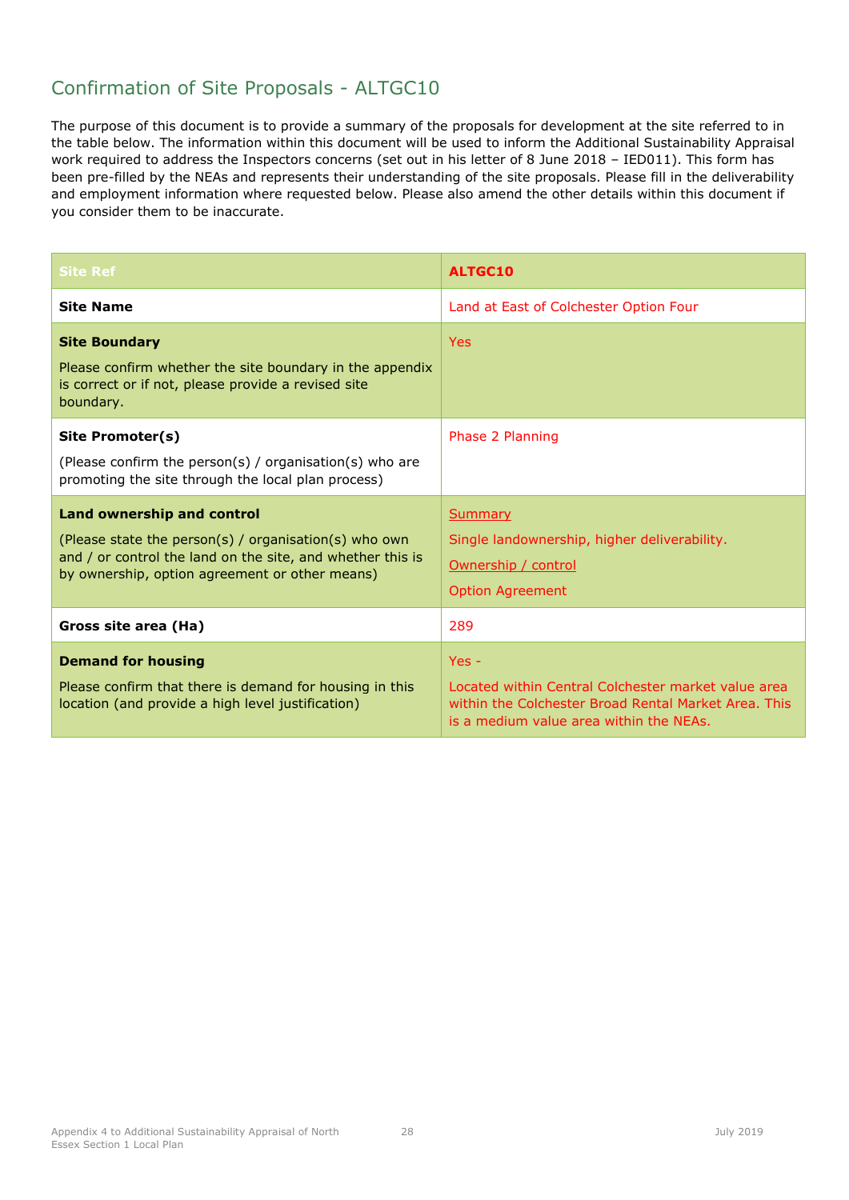## Confirmation of Site Proposals - ALTGC10

The purpose of this document is to provide a summary of the proposals for development at the site referred to in the table below. The information within this document will be used to inform the Additional Sustainability Appraisal work required to address the Inspectors concerns (set out in his letter of 8 June 2018 – IED011). This form has been pre-filled by the NEAs and represents their understanding of the site proposals. Please fill in the deliverability and employment information where requested below. Please also amend the other details within this document if you consider them to be inaccurate.

| Site Ref | **ALTGC10** |
|---|---|
| **Site Name** | Land at East of Colchester Option Four |
| **Site Boundary**<br><br>Please confirm whether the site boundary in the appendix is correct or if not, please provide a revised site boundary. | Yes |
| **Site Promoter(s)**<br><br>(Please confirm the person(s) / organisation(s) who are promoting the site through the local plan process) | Phase 2 Planning |
| **Land ownership and control**<br><br>(Please state the person(s) / organisation(s) who own and / or control the land on the site, and whether this is by ownership, option agreement or other means) | Summary<br><br>Single landownership, higher deliverability.<br><br>Ownership / control<br><br>Option Agreement |
| **Gross site area (Ha)** | 289 |
| **Demand for housing**<br><br>Please confirm that there is demand for housing in this location (and provide a high level justification) | Yes -<br><br>Located within Central Colchester market value area within the Colchester Broad Rental Market Area. This is a medium value area within the NEAs. |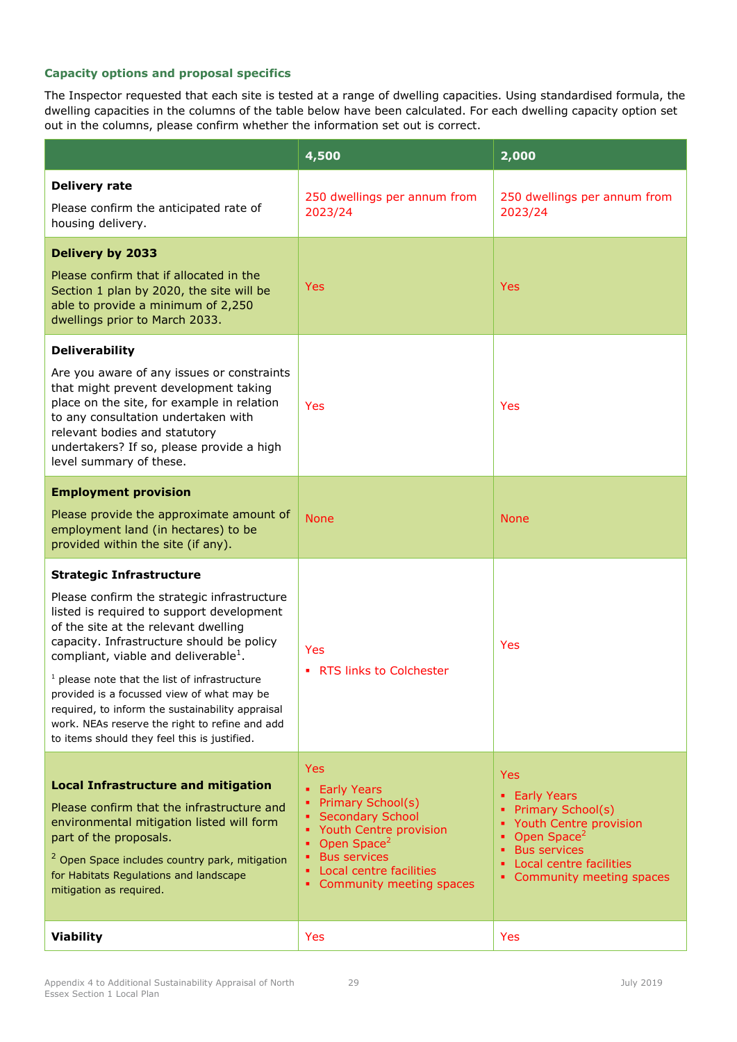### Capacity options and proposal specifics

The Inspector requested that each site is tested at a range of dwelling capacities. Using standardised formula, the dwelling capacities in the columns of the table below have been calculated. For each dwelling capacity option set out in the columns, please confirm whether the information set out is correct.

| | 4,500 | 2,000 |
|---|---|---|
| **Delivery rate**<br><br>Please confirm the anticipated rate of housing delivery. | 250 dwellings per annum from 2023/24 | 250 dwellings per annum from 2023/24 |
| **Delivery by 2033**<br><br>Please confirm that if allocated in the Section 1 plan by 2020, the site will be able to provide a minimum of 2,250 dwellings prior to March 2033. | Yes | Yes |
| **Deliverability**<br><br>Are you aware of any issues or constraints that might prevent development taking place on the site, for example in relation to any consultation undertaken with relevant bodies and statutory undertakers? If so, please provide a high level summary of these. | Yes | Yes |
| **Employment provision**<br><br>Please provide the approximate amount of employment land (in hectares) to be provided within the site (if any). | None | None |
| **Strategic Infrastructure**<br><br>Please confirm the strategic infrastructure listed is required to support development of the site at the relevant dwelling capacity. Infrastructure should be policy compliant, viable and deliverable[1].<br><br>[1] please note that the list of infrastructure provided is a focussed view of what may be required, to inform the sustainability appraisal work. NEAs reserve the right to refine and add to items should they feel this is justified. | Yes<br>▪ RTS links to Colchester | Yes |
| **Local Infrastructure and mitigation**<br><br>Please confirm that the infrastructure and environmental mitigation listed will form part of the proposals.<br><br>[2] Open Space includes country park, mitigation for Habitats Regulations and landscape mitigation as required. | Yes<br>▪ Early Years<br>▪ Primary School(s)<br>▪ Secondary School<br>▪ Youth Centre provision<br>▪ Open Space[2]<br>▪ Bus services<br>▪ Local centre facilities<br>▪ Community meeting spaces | Yes<br>▪ Early Years<br>▪ Primary School(s)<br>▪ Youth Centre provision<br>▪ Open Space[2]<br>▪ Bus services<br>▪ Local centre facilities<br>▪ Community meeting spaces |
| **Viability** | Yes | Yes |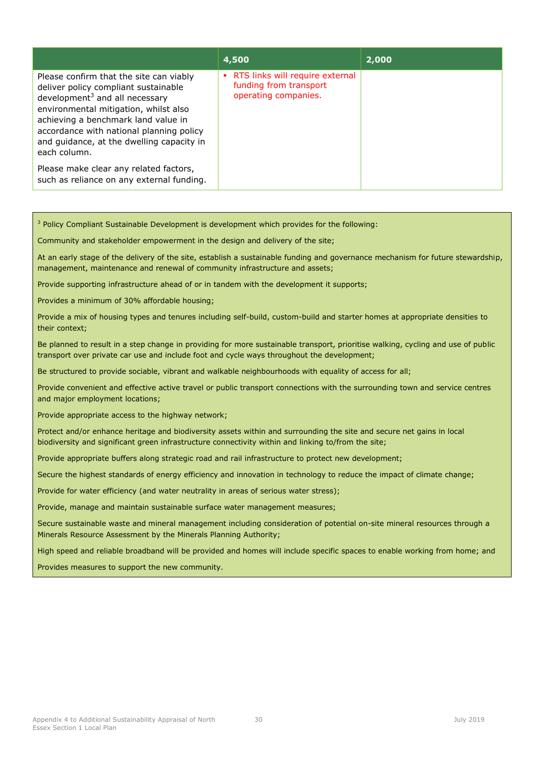| | 4,500 | 2,000 |
|---|---|---|
| Please confirm that the site can viably deliver policy compliant sustainable development[3] and all necessary environmental mitigation, whilst also achieving a benchmark land value in accordance with national planning policy and guidance, at the dwelling capacity in each column.<br><br>Please make clear any related factors, such as reliance on any external funding. | ▪ RTS links will require external funding from transport operating companies. | |

[3] Policy Compliant Sustainable Development is development which provides for the following:

Community and stakeholder empowerment in the design and delivery of the site;

At an early stage of the delivery of the site, establish a sustainable funding and governance mechanism for future stewardship, management, maintenance and renewal of community infrastructure and assets;

Provide supporting infrastructure ahead of or in tandem with the development it supports;

Provides a minimum of 30% affordable housing;

Provide a mix of housing types and tenures including self-build, custom-build and starter homes at appropriate densities to their context;

Be planned to result in a step change in providing for more sustainable transport, prioritise walking, cycling and use of public transport over private car use and include foot and cycle ways throughout the development;

Be structured to provide sociable, vibrant and walkable neighbourhoods with equality of access for all;

Provide convenient and effective active travel or public transport connections with the surrounding town and service centres and major employment locations;

Provide appropriate access to the highway network;

Protect and/or enhance heritage and biodiversity assets within and surrounding the site and secure net gains in local biodiversity and significant green infrastructure connectivity within and linking to/from the site;

Provide appropriate buffers along strategic road and rail infrastructure to protect new development;

Secure the highest standards of energy efficiency and innovation in technology to reduce the impact of climate change;

Provide for water efficiency (and water neutrality in areas of serious water stress);

Provide, manage and maintain sustainable surface water management measures;

Secure sustainable waste and mineral management including consideration of potential on-site mineral resources through a Minerals Resource Assessment by the Minerals Planning Authority;

High speed and reliable broadband will be provided and homes will include specific spaces to enable working from home; and

Provides measures to support the new community.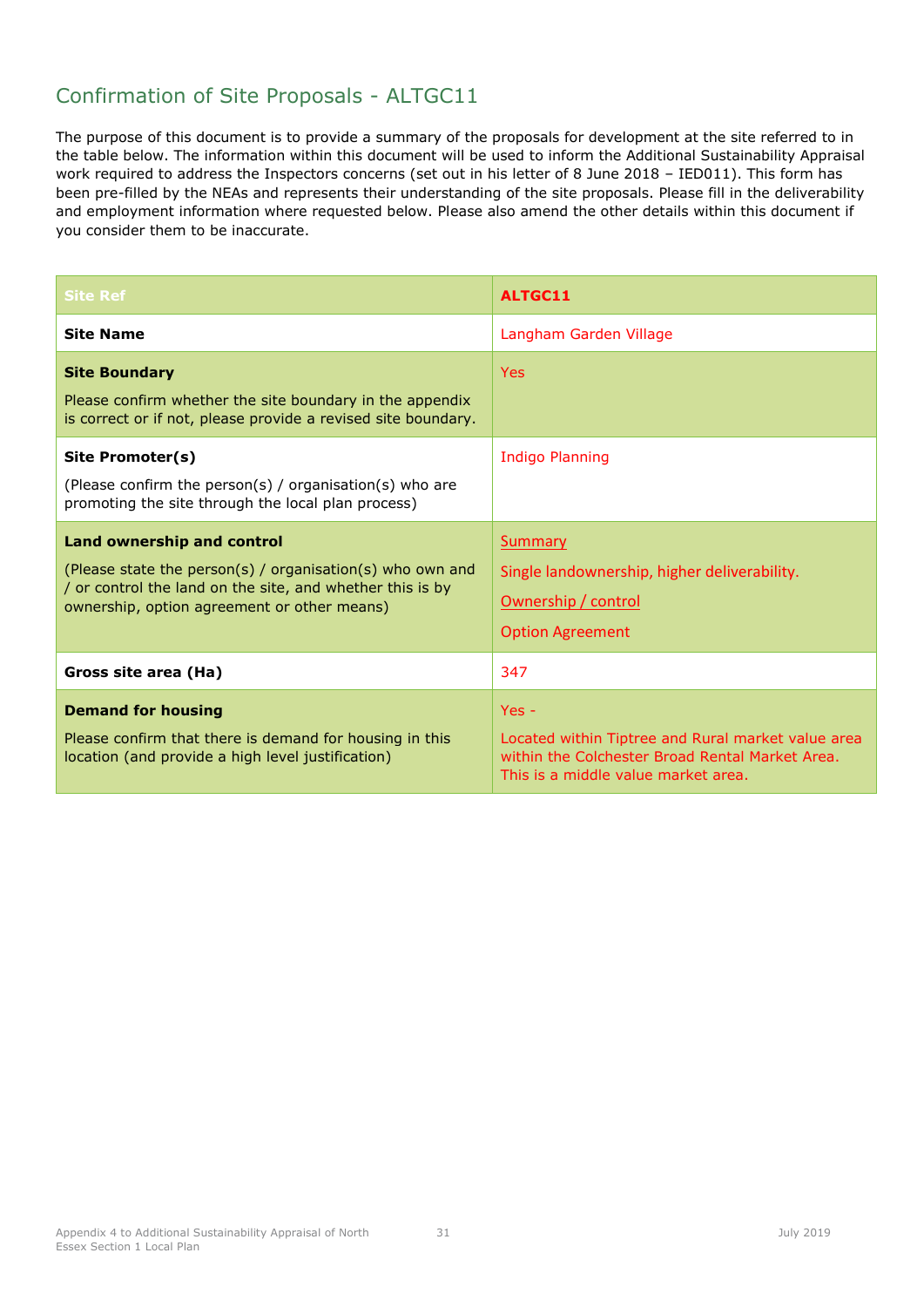## Confirmation of Site Proposals - ALTGC11

The purpose of this document is to provide a summary of the proposals for development at the site referred to in the table below. The information within this document will be used to inform the Additional Sustainability Appraisal work required to address the Inspectors concerns (set out in his letter of 8 June 2018 – IED011). This form has been pre-filled by the NEAs and represents their understanding of the site proposals. Please fill in the deliverability and employment information where requested below. Please also amend the other details within this document if you consider them to be inaccurate.

| Site Ref | ALTGC11 |
|---|---|
| **Site Name** | Langham Garden Village |
| **Site Boundary**<br><br>Please confirm whether the site boundary in the appendix is correct or if not, please provide a revised site boundary. | Yes |
| **Site Promoter(s)**<br><br>(Please confirm the person(s) / organisation(s) who are promoting the site through the local plan process) | Indigo Planning |
| **Land ownership and control**<br><br>(Please state the person(s) / organisation(s) who own and / or control the land on the site, and whether this is by ownership, option agreement or other means) | Summary<br><br>Single landownership, higher deliverability.<br><br>Ownership / control<br><br>Option Agreement |
| **Gross site area (Ha)** | 347 |
| **Demand for housing**<br><br>Please confirm that there is demand for housing in this location (and provide a high level justification) | Yes -<br><br>Located within Tiptree and Rural market value area within the Colchester Broad Rental Market Area. This is a middle value market area. |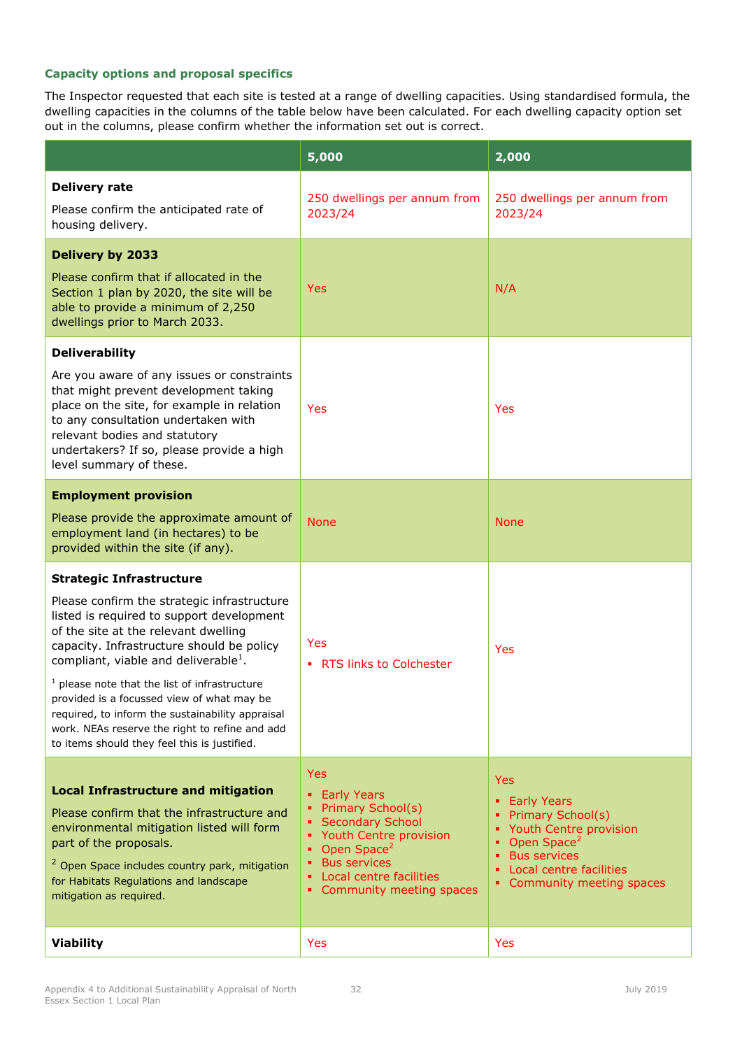### Capacity options and proposal specifics

The Inspector requested that each site is tested at a range of dwelling capacities. Using standardised formula, the dwelling capacities in the columns of the table below have been calculated. For each dwelling capacity option set out in the columns, please confirm whether the information set out is correct.

| | 5,000 | 2,000 |
|---|---|---|
| **Delivery rate**<br>Please confirm the anticipated rate of housing delivery. | 250 dwellings per annum from 2023/24 | 250 dwellings per annum from 2023/24 |
| **Delivery by 2033**<br>Please confirm that if allocated in the Section 1 plan by 2020, the site will be able to provide a minimum of 2,250 dwellings prior to March 2033. | Yes | N/A |
| **Deliverability**<br>Are you aware of any issues or constraints that might prevent development taking place on the site, for example in relation to any consultation undertaken with relevant bodies and statutory undertakers? If so, please provide a high level summary of these. | Yes | Yes |
| **Employment provision**<br>Please provide the approximate amount of employment land (in hectares) to be provided within the site (if any). | None | None |
| **Strategic Infrastructure**<br>Please confirm the strategic infrastructure listed is required to support development of the site at the relevant dwelling capacity. Infrastructure should be policy compliant, viable and deliverable[1].<br>[1] please note that the list of infrastructure provided is a focussed view of what may be required, to inform the sustainability appraisal work. NEAs reserve the right to refine and add to items should they feel this is justified. | Yes<br>▪ RTS links to Colchester | Yes |
| **Local Infrastructure and mitigation**<br>Please confirm that the infrastructure and environmental mitigation listed will form part of the proposals.<br>[2] Open Space includes country park, mitigation for Habitats Regulations and landscape mitigation as required. | Yes<br>▪ Early Years<br>▪ Primary School(s)<br>▪ Secondary School<br>▪ Youth Centre provision<br>▪ Open Space[2]<br>▪ Bus services<br>▪ Local centre facilities<br>▪ Community meeting spaces | Yes<br>▪ Early Years<br>▪ Primary School(s)<br>▪ Youth Centre provision<br>▪ Open Space[2]<br>▪ Bus services<br>▪ Local centre facilities<br>▪ Community meeting spaces |
| **Viability** | Yes | Yes |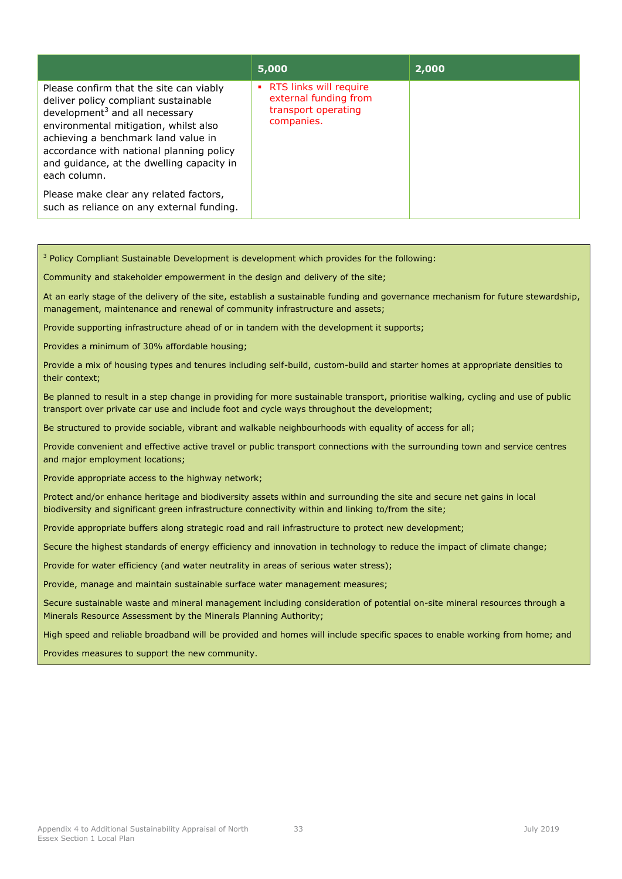| | 5,000 | 2,000 |
|---|---|---|
| Please confirm that the site can viably deliver policy compliant sustainable development[3] and all necessary environmental mitigation, whilst also achieving a benchmark land value in accordance with national planning policy and guidance, at the dwelling capacity in each column.<br><br>Please make clear any related factors, such as reliance on any external funding. | ▪ RTS links will require external funding from transport operating companies. | |

[3] Policy Compliant Sustainable Development is development which provides for the following:

Community and stakeholder empowerment in the design and delivery of the site;

At an early stage of the delivery of the site, establish a sustainable funding and governance mechanism for future stewardship, management, maintenance and renewal of community infrastructure and assets;

Provide supporting infrastructure ahead of or in tandem with the development it supports;

Provides a minimum of 30% affordable housing;

Provide a mix of housing types and tenures including self-build, custom-build and starter homes at appropriate densities to their context;

Be planned to result in a step change in providing for more sustainable transport, prioritise walking, cycling and use of public transport over private car use and include foot and cycle ways throughout the development;

Be structured to provide sociable, vibrant and walkable neighbourhoods with equality of access for all;

Provide convenient and effective active travel or public transport connections with the surrounding town and service centres and major employment locations;

Provide appropriate access to the highway network;

Protect and/or enhance heritage and biodiversity assets within and surrounding the site and secure net gains in local biodiversity and significant green infrastructure connectivity within and linking to/from the site;

Provide appropriate buffers along strategic road and rail infrastructure to protect new development;

Secure the highest standards of energy efficiency and innovation in technology to reduce the impact of climate change;

Provide for water efficiency (and water neutrality in areas of serious water stress);

Provide, manage and maintain sustainable surface water management measures;

Secure sustainable waste and mineral management including consideration of potential on-site mineral resources through a Minerals Resource Assessment by the Minerals Planning Authority;

High speed and reliable broadband will be provided and homes will include specific spaces to enable working from home; and

Provides measures to support the new community.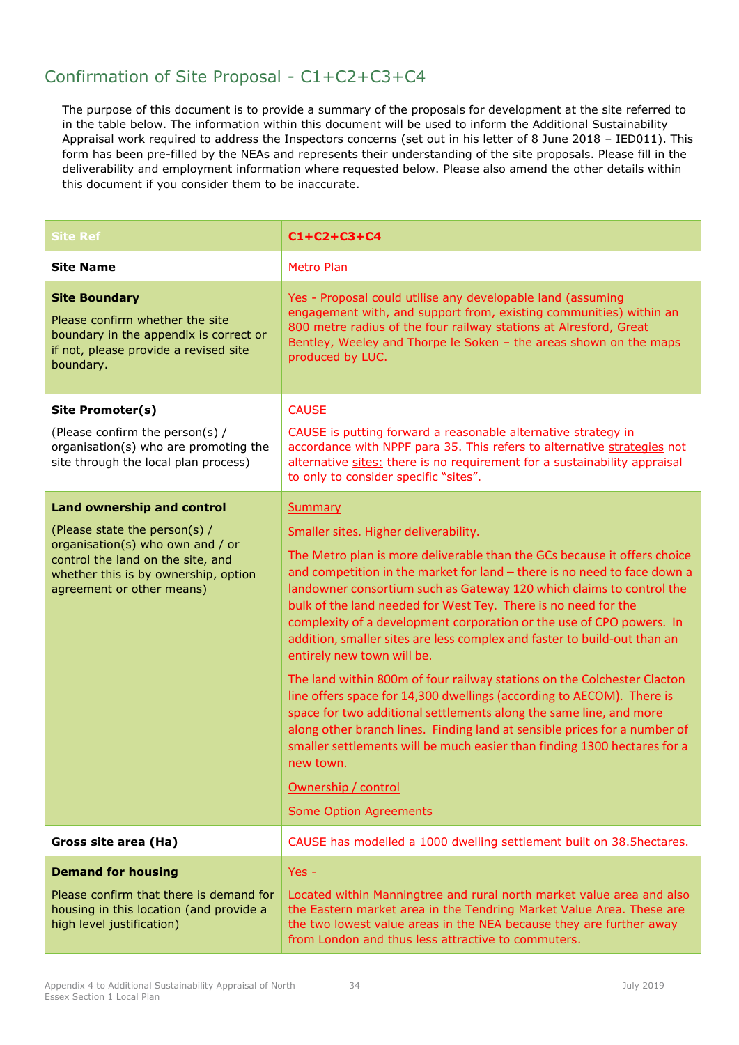## Confirmation of Site Proposal - C1+C2+C3+C4

The purpose of this document is to provide a summary of the proposals for development at the site referred to in the table below. The information within this document will be used to inform the Additional Sustainability Appraisal work required to address the Inspectors concerns (set out in his letter of 8 June 2018 – IED011). This form has been pre-filled by the NEAs and represents their understanding of the site proposals. Please fill in the deliverability and employment information where requested below. Please also amend the other details within this document if you consider them to be inaccurate.

| Site Ref | C1+C2+C3+C4 |
|---|---|
| **Site Name** | Metro Plan |
| **Site Boundary**<br><br>Please confirm whether the site boundary in the appendix is correct or if not, please provide a revised site boundary. | Yes - Proposal could utilise any developable land (assuming engagement with, and support from, existing communities) within an 800 metre radius of the four railway stations at Alresford, Great Bentley, Weeley and Thorpe le Soken – the areas shown on the maps produced by LUC. |
| **Site Promoter(s)**<br><br>(Please confirm the person(s) / organisation(s) who are promoting the site through the local plan process) | CAUSE<br><br>CAUSE is putting forward a reasonable alternative strategy in accordance with NPPF para 35. This refers to alternative strategies not alternative sites: there is no requirement for a sustainability appraisal to only to consider specific "sites". |
| **Land ownership and control**<br><br>(Please state the person(s) / organisation(s) who own and / or control the land on the site, and whether this is by ownership, option agreement or other means) | Summary<br><br>Smaller sites. Higher deliverability.<br><br>The Metro plan is more deliverable than the GCs because it offers choice and competition in the market for land – there is no need to face down a landowner consortium such as Gateway 120 which claims to control the bulk of the land needed for West Tey. There is no need for the complexity of a development corporation or the use of CPO powers. In addition, smaller sites are less complex and faster to build-out than an entirely new town will be.<br><br>The land within 800m of four railway stations on the Colchester Clacton line offers space for 14,300 dwellings (according to AECOM). There is space for two additional settlements along the same line, and more along other branch lines. Finding land at sensible prices for a number of smaller settlements will be much easier than finding 1300 hectares for a new town.<br><br>Ownership / control<br><br>Some Option Agreements |
| **Gross site area (Ha)** | CAUSE has modelled a 1000 dwelling settlement built on 38.5hectares. |
| **Demand for housing**<br><br>Please confirm that there is demand for housing in this location (and provide a high level justification) | Yes -<br><br>Located within Manningtree and rural north market value area and also the Eastern market area in the Tendring Market Value Area. These are the two lowest value areas in the NEA because they are further away from London and thus less attractive to commuters. |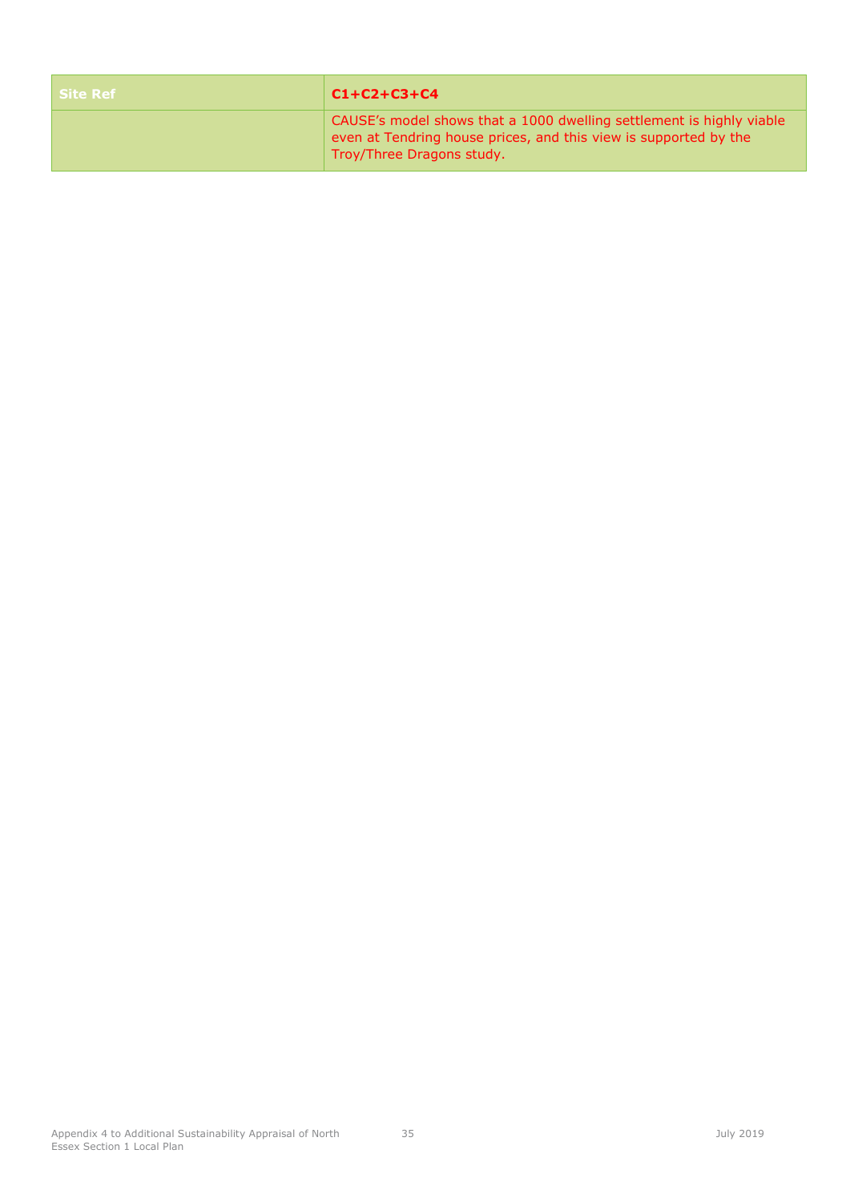| Site Ref | C1+C2+C3+C4 |
| --- | --- |
| | CAUSE's model shows that a 1000 dwelling settlement is highly viable even at Tendring house prices, and this view is supported by the Troy/Three Dragons study. |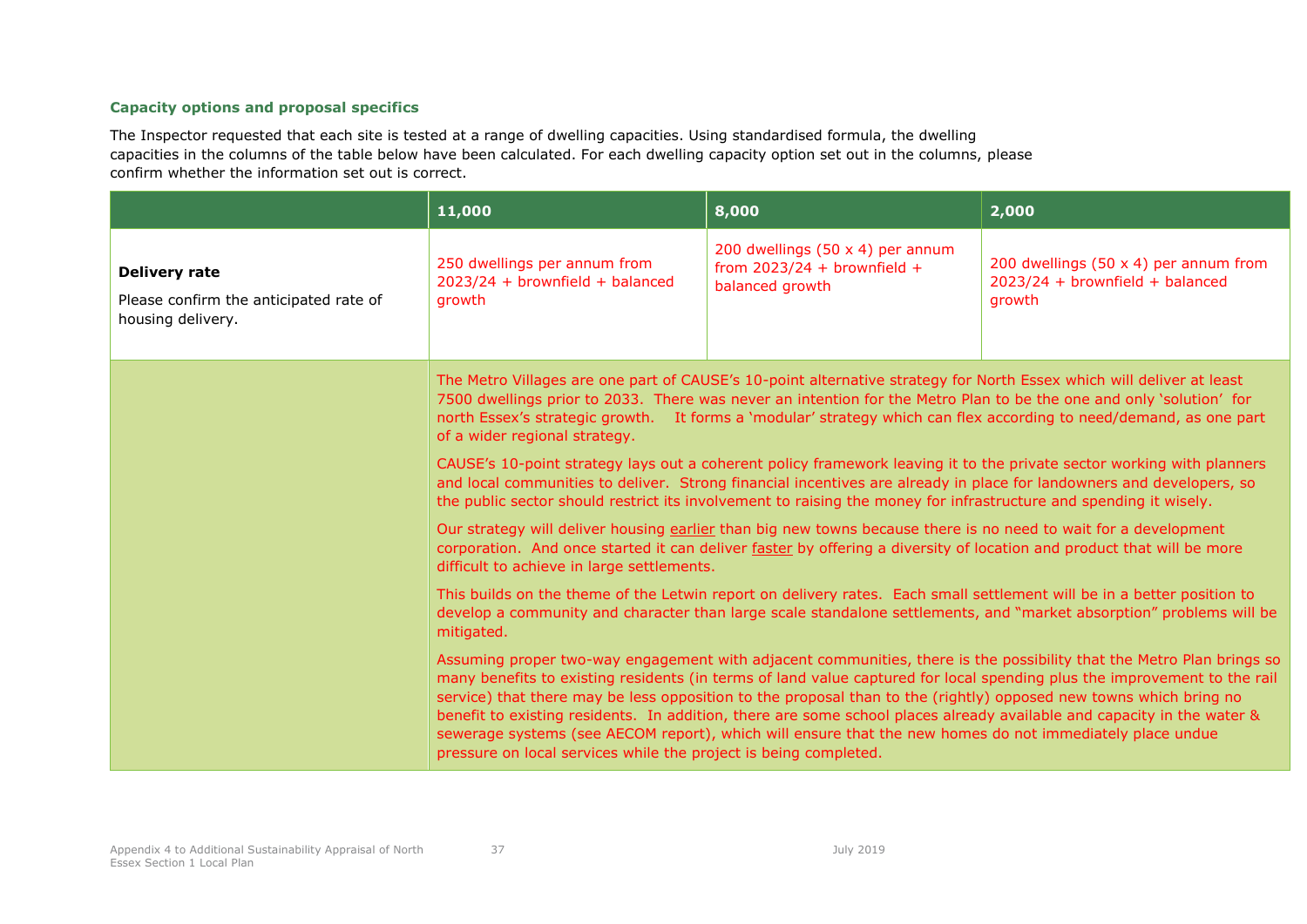### Capacity options and proposal specifics

The Inspector requested that each site is tested at a range of dwelling capacities. Using standardised formula, the dwelling capacities in the columns of the table below have been calculated. For each dwelling capacity option set out in the columns, please confirm whether the information set out is correct.

| | 11,000 | 8,000 | 2,000 |
|---|---|---|---|
| **Delivery rate**<br><br>Please confirm the anticipated rate of housing delivery. | 250 dwellings per annum from 2023/24 + brownfield + balanced growth | 200 dwellings (50 x 4) per annum from 2023/24 + brownfield + balanced growth | 200 dwellings (50 x 4) per annum from 2023/24 + brownfield + balanced growth |
| | The Metro Villages are one part of CAUSE's 10-point alternative strategy for North Essex which will deliver at least 7500 dwellings prior to 2033. There was never an intention for the Metro Plan to be the one and only 'solution' for north Essex's strategic growth. It forms a 'modular' strategy which can flex according to need/demand, as one part of a wider regional strategy.<br><br>CAUSE's 10-point strategy lays out a coherent policy framework leaving it to the private sector working with planners and local communities to deliver. Strong financial incentives are already in place for landowners and developers, so the public sector should restrict its involvement to raising the money for infrastructure and spending it wisely.<br><br>Our strategy will deliver housing earlier than big new towns because there is no need to wait for a development corporation. And once started it can deliver faster by offering a diversity of location and product that will be more difficult to achieve in large settlements.<br><br>This builds on the theme of the Letwin report on delivery rates. Each small settlement will be in a better position to develop a community and character than large scale standalone settlements, and "market absorption" problems will be mitigated.<br><br>Assuming proper two-way engagement with adjacent communities, there is the possibility that the Metro Plan brings so many benefits to existing residents (in terms of land value captured for local spending plus the improvement to the rail service) that there may be less opposition to the proposal than to the (rightly) opposed new towns which bring no benefit to existing residents. In addition, there are some school places already available and capacity in the water & sewerage systems (see AECOM report), which will ensure that the new homes do not immediately place undue pressure on local services while the project is being completed. | | |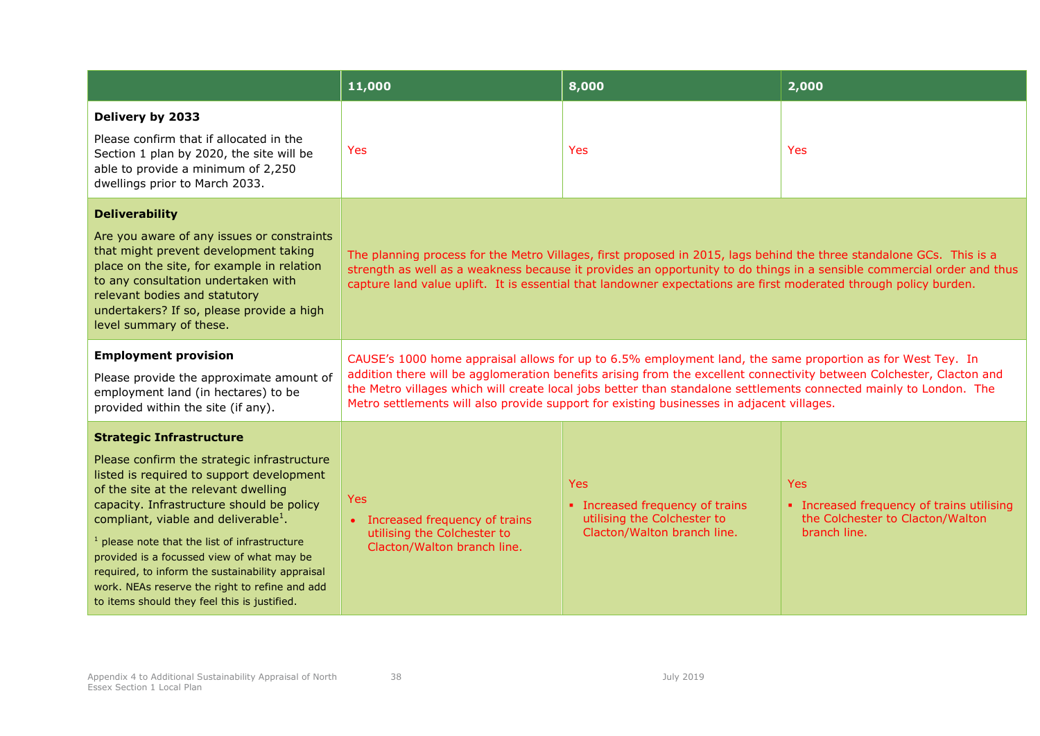| | 11,000 | 8,000 | 2,000 |
|---|---|---|---|
| **Delivery by 2033**<br>Please confirm that if allocated in the Section 1 plan by 2020, the site will be able to provide a minimum of 2,250 dwellings prior to March 2033. | Yes | Yes | Yes |
| **Deliverability**<br>Are you aware of any issues or constraints that might prevent development taking place on the site, for example in relation to any consultation undertaken with relevant bodies and statutory undertakers? If so, please provide a high level summary of these. | The planning process for the Metro Villages, first proposed in 2015, lags behind the three standalone GCs. This is a strength as well as a weakness because it provides an opportunity to do things in a sensible commercial order and thus capture land value uplift. It is essential that landowner expectations are first moderated through policy burden. | | |
| **Employment provision**<br>Please provide the approximate amount of employment land (in hectares) to be provided within the site (if any). | CAUSE's 1000 home appraisal allows for up to 6.5% employment land, the same proportion as for West Tey. In addition there will be agglomeration benefits arising from the excellent connectivity between Colchester, Clacton and the Metro villages which will create local jobs better than standalone settlements connected mainly to London. The Metro settlements will also provide support for existing businesses in adjacent villages. | | |
| **Strategic Infrastructure**<br>Please confirm the strategic infrastructure listed is required to support development of the site at the relevant dwelling capacity. Infrastructure should be policy compliant, viable and deliverable[1].<br>[1] please note that the list of infrastructure provided is a focussed view of what may be required, to inform the sustainability appraisal work. NEAs reserve the right to refine and add to items should they feel this is justified. | Yes<br>• Increased frequency of trains utilising the Colchester to Clacton/Walton branch line. | Yes<br>▪ Increased frequency of trains utilising the Colchester to Clacton/Walton branch line. | Yes<br>▪ Increased frequency of trains utilising the Colchester to Clacton/Walton branch line. |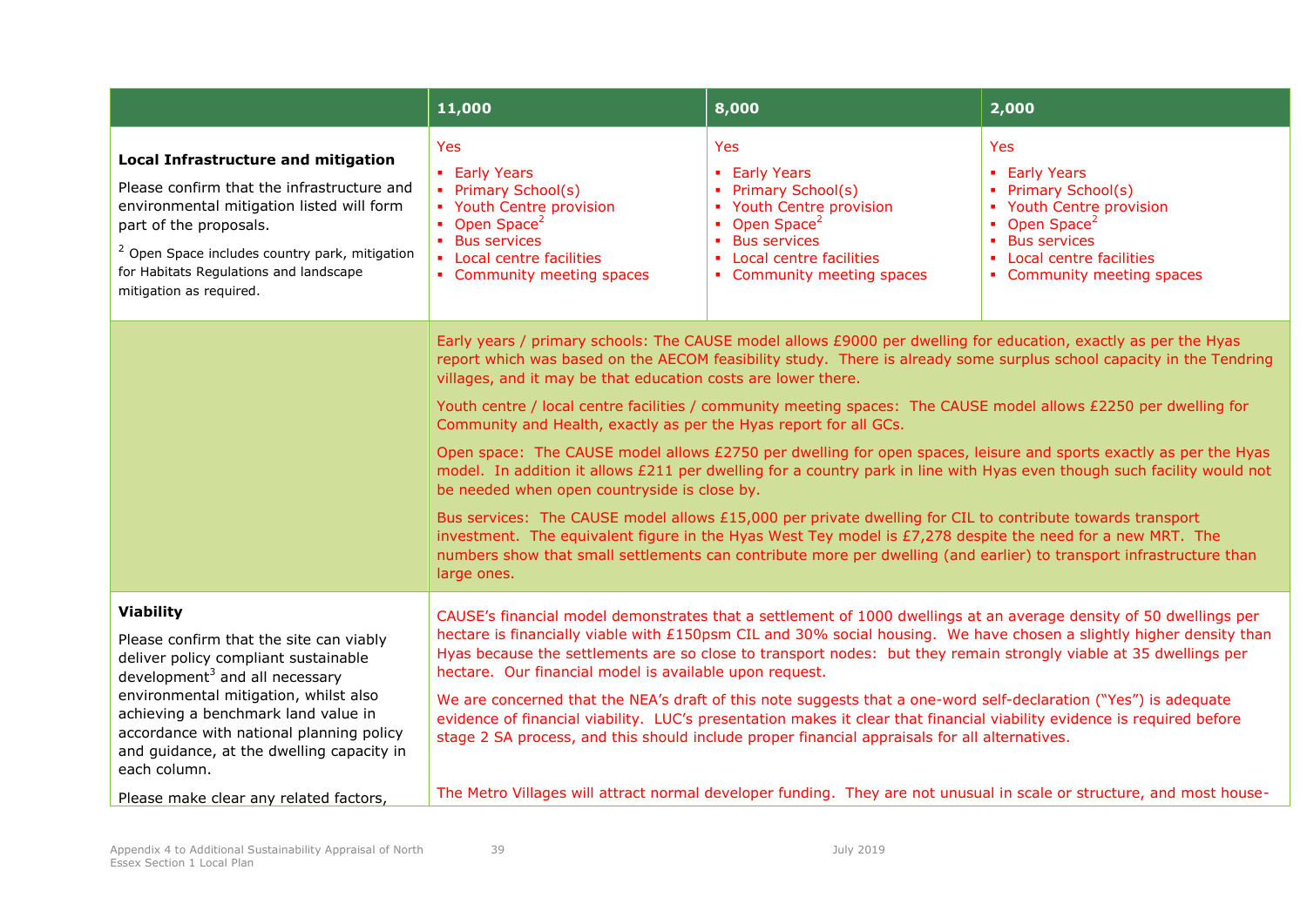| | 11,000 | 8,000 | 2,000 |
|---|---|---|---|
| **Local Infrastructure and mitigation**<br><br>Please confirm that the infrastructure and environmental mitigation listed will form part of the proposals.<br><br>[2] Open Space includes country park, mitigation for Habitats Regulations and landscape mitigation as required. | Yes<br>▪ Early Years<br>▪ Primary School(s)<br>▪ Youth Centre provision<br>▪ Open Space[2]<br>▪ Bus services<br>▪ Local centre facilities<br>▪ Community meeting spaces | Yes<br>▪ Early Years<br>▪ Primary School(s)<br>▪ Youth Centre provision<br>▪ Open Space[2]<br>▪ Bus services<br>▪ Local centre facilities<br>▪ Community meeting spaces | Yes<br>▪ Early Years<br>▪ Primary School(s)<br>▪ Youth Centre provision<br>▪ Open Space[2]<br>▪ Bus services<br>▪ Local centre facilities<br>▪ Community meeting spaces |
| | Early years / primary schools: The CAUSE model allows £9000 per dwelling for education, exactly as per the Hyas report which was based on the AECOM feasibility study. There is already some surplus school capacity in the Tendring villages, and it may be that education costs are lower there.<br><br>Youth centre / local centre facilities / community meeting spaces: The CAUSE model allows £2250 per dwelling for Community and Health, exactly as per the Hyas report for all GCs.<br><br>Open space: The CAUSE model allows £2750 per dwelling for open spaces, leisure and sports exactly as per the Hyas model. In addition it allows £211 per dwelling for a country park in line with Hyas even though such facility would not be needed when open countryside is close by.<br><br>Bus services: The CAUSE model allows £15,000 per private dwelling for CIL to contribute towards transport investment. The equivalent figure in the Hyas West Tey model is £7,278 despite the need for a new MRT. The numbers show that small settlements can contribute more per dwelling (and earlier) to transport infrastructure than large ones. | | |
| **Viability**<br><br>Please confirm that the site can viably deliver policy compliant sustainable development[3] and all necessary environmental mitigation, whilst also achieving a benchmark land value in accordance with national planning policy and guidance, at the dwelling capacity in each column.<br><br>Please make clear any related factors, | CAUSE's financial model demonstrates that a settlement of 1000 dwellings at an average density of 50 dwellings per hectare is financially viable with £150psm CIL and 30% social housing. We have chosen a slightly higher density than Hyas because the settlements are so close to transport nodes: but they remain strongly viable at 35 dwellings per hectare. Our financial model is available upon request.<br><br>We are concerned that the NEA's draft of this note suggests that a one-word self-declaration ("Yes") is adequate evidence of financial viability. LUC's presentation makes it clear that financial viability evidence is required before stage 2 SA process, and this should include proper financial appraisals for all alternatives.<br><br>The Metro Villages will attract normal developer funding. They are not unusual in scale or structure, and most house- | | |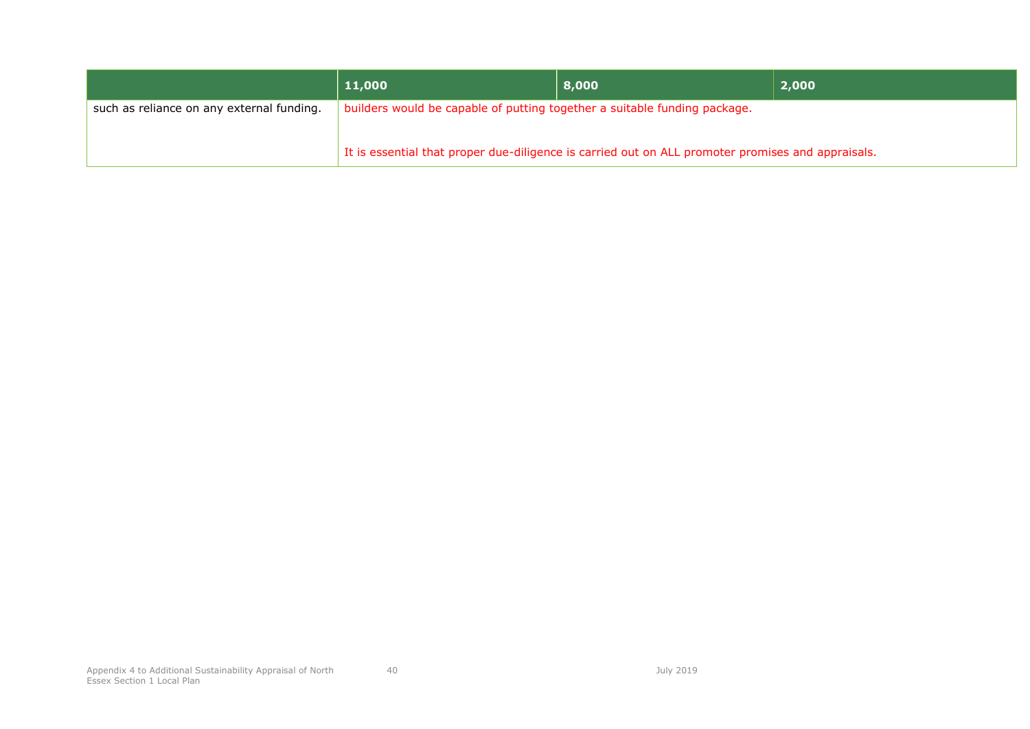| | 11,000 | 8,000 | 2,000 |
|---|---|---|---|
| such as reliance on any external funding. | builders would be capable of putting together a suitable funding package.<br><br>It is essential that proper due-diligence is carried out on ALL promoter promises and appraisals. | | |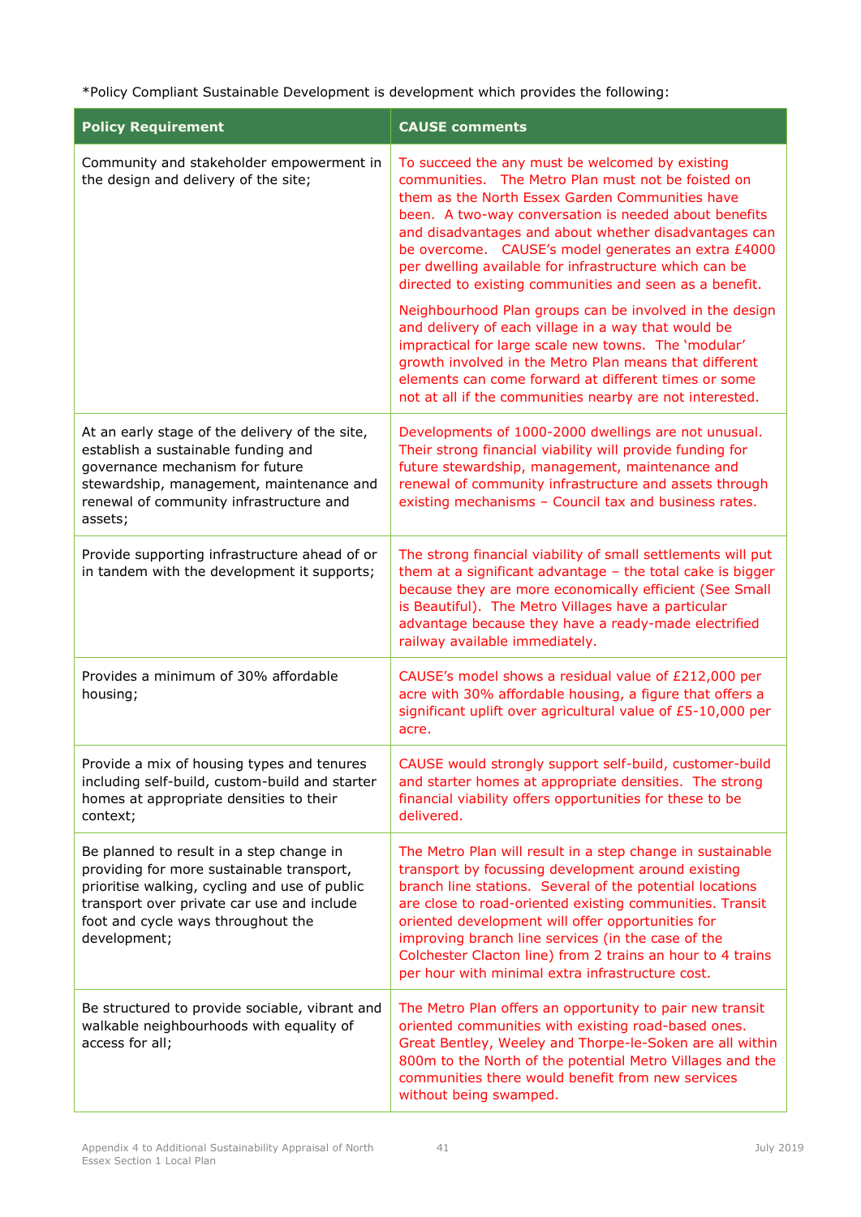*Policy Compliant Sustainable Development is development which provides the following:

| Policy Requirement | CAUSE comments |
|---|---|
| Community and stakeholder empowerment in the design and delivery of the site; | To succeed the any must be welcomed by existing communities. The Metro Plan must not be foisted on them as the North Essex Garden Communities have been. A two-way conversation is needed about benefits and disadvantages and about whether disadvantages can be overcome. CAUSE's model generates an extra £4000 per dwelling available for infrastructure which can be directed to existing communities and seen as a benefit.<br><br>Neighbourhood Plan groups can be involved in the design and delivery of each village in a way that would be impractical for large scale new towns. The 'modular' growth involved in the Metro Plan means that different elements can come forward at different times or some not at all if the communities nearby are not interested. |
| At an early stage of the delivery of the site, establish a sustainable funding and governance mechanism for future stewardship, management, maintenance and renewal of community infrastructure and assets; | Developments of 1000-2000 dwellings are not unusual. Their strong financial viability will provide funding for future stewardship, management, maintenance and renewal of community infrastructure and assets through existing mechanisms – Council tax and business rates. |
| Provide supporting infrastructure ahead of or in tandem with the development it supports; | The strong financial viability of small settlements will put them at a significant advantage – the total cake is bigger because they are more economically efficient (See Small is Beautiful). The Metro Villages have a particular advantage because they have a ready-made electrified railway available immediately. |
| Provides a minimum of 30% affordable housing; | CAUSE's model shows a residual value of £212,000 per acre with 30% affordable housing, a figure that offers a significant uplift over agricultural value of £5-10,000 per acre. |
| Provide a mix of housing types and tenures including self-build, custom-build and starter homes at appropriate densities to their context; | CAUSE would strongly support self-build, customer-build and starter homes at appropriate densities. The strong financial viability offers opportunities for these to be delivered. |
| Be planned to result in a step change in providing for more sustainable transport, prioritise walking, cycling and use of public transport over private car use and include foot and cycle ways throughout the development; | The Metro Plan will result in a step change in sustainable transport by focussing development around existing branch line stations. Several of the potential locations are close to road-oriented existing communities. Transit oriented development will offer opportunities for improving branch line services (in the case of the Colchester Clacton line) from 2 trains an hour to 4 trains per hour with minimal extra infrastructure cost. |
| Be structured to provide sociable, vibrant and walkable neighbourhoods with equality of access for all; | The Metro Plan offers an opportunity to pair new transit oriented communities with existing road-based ones. Great Bentley, Weeley and Thorpe-le-Soken are all within 800m to the North of the potential Metro Villages and the communities there would benefit from new services without being swamped. |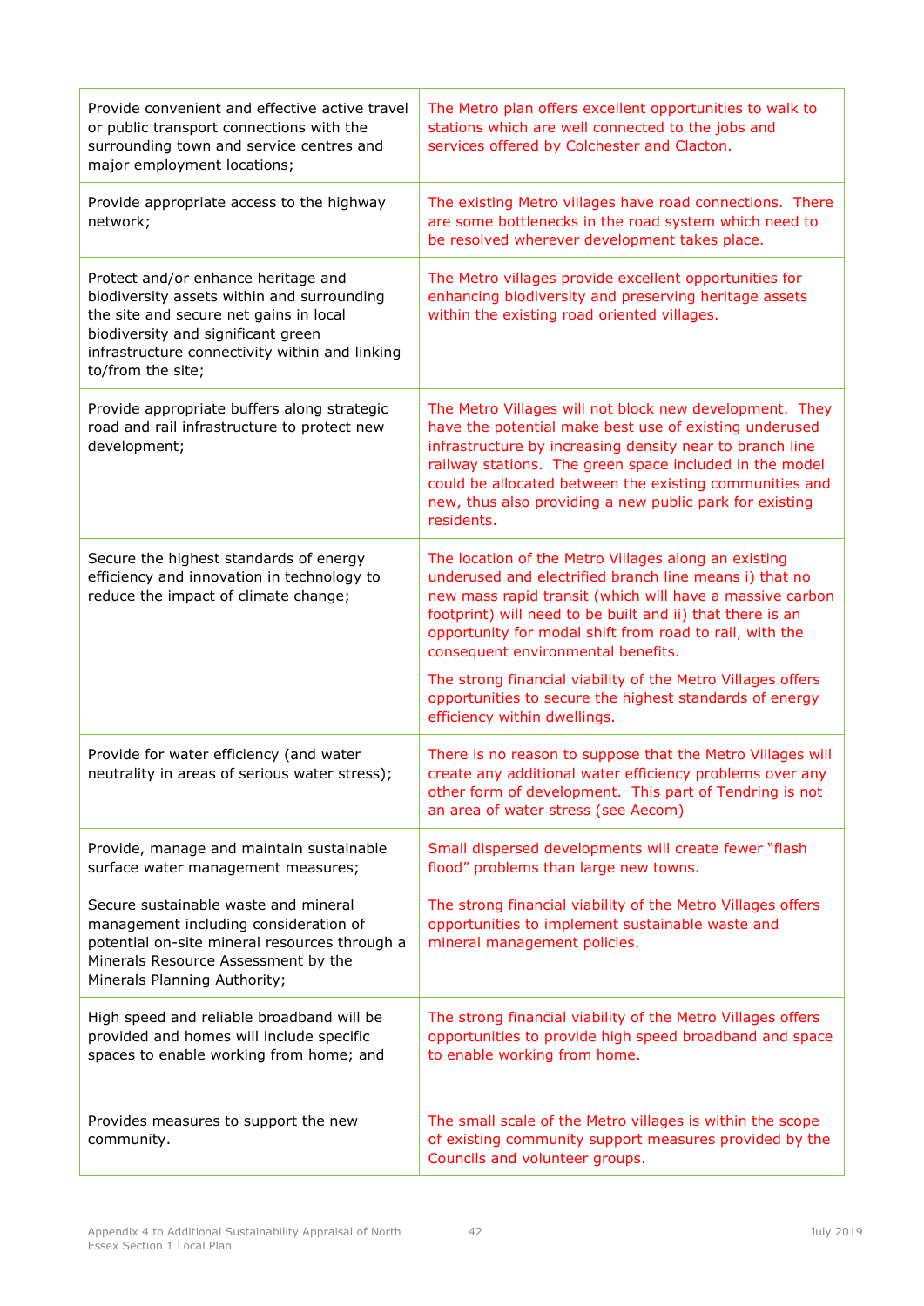| | |
|---|---|
| Provide convenient and effective active travel or public transport connections with the surrounding town and service centres and major employment locations; | The Metro plan offers excellent opportunities to walk to stations which are well connected to the jobs and services offered by Colchester and Clacton. |
| Provide appropriate access to the highway network; | The existing Metro villages have road connections. There are some bottlenecks in the road system which need to be resolved wherever development takes place. |
| Protect and/or enhance heritage and biodiversity assets within and surrounding the site and secure net gains in local biodiversity and significant green infrastructure connectivity within and linking to/from the site; | The Metro villages provide excellent opportunities for enhancing biodiversity and preserving heritage assets within the existing road oriented villages. |
| Provide appropriate buffers along strategic road and rail infrastructure to protect new development; | The Metro Villages will not block new development. They have the potential make best use of existing underused infrastructure by increasing density near to branch line railway stations. The green space included in the model could be allocated between the existing communities and new, thus also providing a new public park for existing residents. |
| Secure the highest standards of energy efficiency and innovation in technology to reduce the impact of climate change; | The location of the Metro Villages along an existing underused and electrified branch line means i) that no new mass rapid transit (which will have a massive carbon footprint) will need to be built and ii) that there is an opportunity for modal shift from road to rail, with the consequent environmental benefits.<br><br>The strong financial viability of the Metro Villages offers opportunities to secure the highest standards of energy efficiency within dwellings. |
| Provide for water efficiency (and water neutrality in areas of serious water stress); | There is no reason to suppose that the Metro Villages will create any additional water efficiency problems over any other form of development. This part of Tendring is not an area of water stress (see Aecom) |
| Provide, manage and maintain sustainable surface water management measures; | Small dispersed developments will create fewer "flash flood" problems than large new towns. |
| Secure sustainable waste and mineral management including consideration of potential on-site mineral resources through a Minerals Resource Assessment by the Minerals Planning Authority; | The strong financial viability of the Metro Villages offers opportunities to implement sustainable waste and mineral management policies. |
| High speed and reliable broadband will be provided and homes will include specific spaces to enable working from home; and | The strong financial viability of the Metro Villages offers opportunities to provide high speed broadband and space to enable working from home. |
| Provides measures to support the new community. | The small scale of the Metro villages is within the scope of existing community support measures provided by the Councils and volunteer groups. |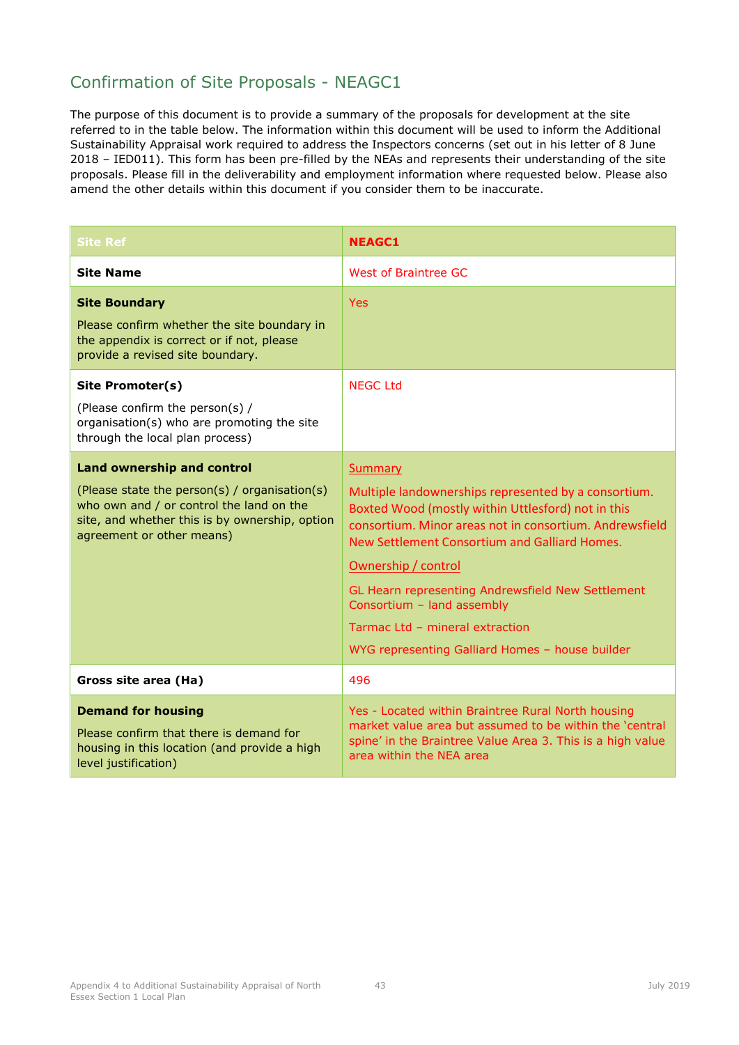## Confirmation of Site Proposals - NEAGC1

The purpose of this document is to provide a summary of the proposals for development at the site referred to in the table below. The information within this document will be used to inform the Additional Sustainability Appraisal work required to address the Inspectors concerns (set out in his letter of 8 June 2018 – IED011). This form has been pre-filled by the NEAs and represents their understanding of the site proposals. Please fill in the deliverability and employment information where requested below. Please also amend the other details within this document if you consider them to be inaccurate.

| Site Ref | NEAGC1 |
|---|---|
| **Site Name** | West of Braintree GC |
| **Site Boundary**<br><br>Please confirm whether the site boundary in the appendix is correct or if not, please provide a revised site boundary. | Yes |
| **Site Promoter(s)**<br><br>(Please confirm the person(s) / organisation(s) who are promoting the site through the local plan process) | NEGC Ltd |
| **Land ownership and control**<br><br>(Please state the person(s) / organisation(s) who own and / or control the land on the site, and whether this is by ownership, option agreement or other means) | Summary<br><br>Multiple landownerships represented by a consortium. Boxted Wood (mostly within Uttlesford) not in this consortium. Minor areas not in consortium. Andrewsfield New Settlement Consortium and Galliard Homes.<br><br>Ownership / control<br><br>GL Hearn representing Andrewsfield New Settlement Consortium – land assembly<br><br>Tarmac Ltd – mineral extraction<br><br>WYG representing Galliard Homes – house builder |
| **Gross site area (Ha)** | 496 |
| **Demand for housing**<br><br>Please confirm that there is demand for housing in this location (and provide a high level justification) | Yes - Located within Braintree Rural North housing market value area but assumed to be within the 'central spine' in the Braintree Value Area 3. This is a high value area within the NEA area |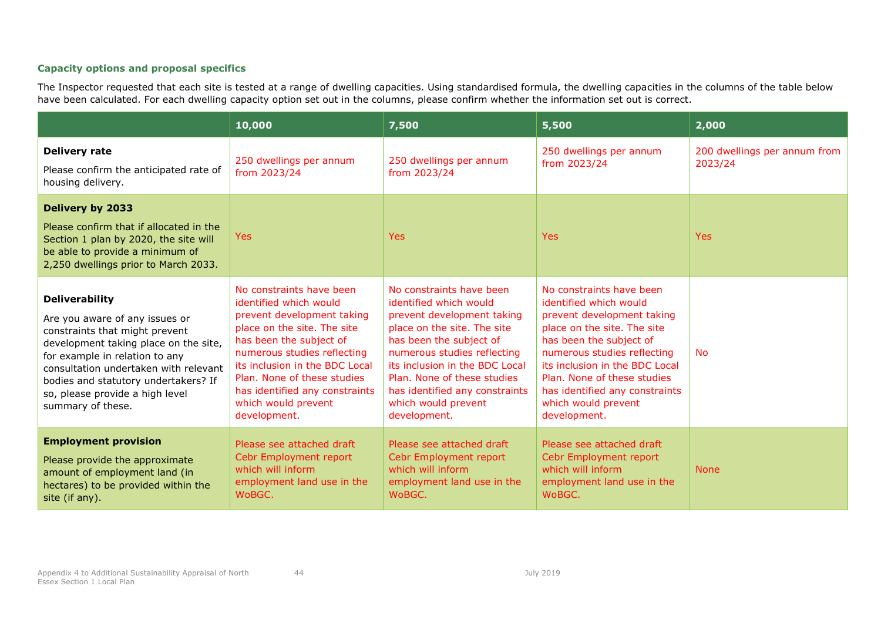### Capacity options and proposal specifics

The Inspector requested that each site is tested at a range of dwelling capacities. Using standardised formula, the dwelling capacities in the columns of the table below have been calculated. For each dwelling capacity option set out in the columns, please confirm whether the information set out is correct.

| | 10,000 | 7,500 | 5,500 | 2,000 |
|---|---|---|---|---|
| **Delivery rate**<br>Please confirm the anticipated rate of housing delivery. | 250 dwellings per annum from 2023/24 | 250 dwellings per annum from 2023/24 | 250 dwellings per annum from 2023/24 | 200 dwellings per annum from 2023/24 |
| **Delivery by 2033**<br>Please confirm that if allocated in the Section 1 plan by 2020, the site will be able to provide a minimum of 2,250 dwellings prior to March 2033. | Yes | Yes | Yes | Yes |
| **Deliverability**<br>Are you aware of any issues or constraints that might prevent development taking place on the site, for example in relation to any consultation undertaken with relevant bodies and statutory undertakers? If so, please provide a high level summary of these. | No constraints have been identified which would prevent development taking place on the site. The site has been the subject of numerous studies reflecting its inclusion in the BDC Local Plan. None of these studies has identified any constraints which would prevent development. | No constraints have been identified which would prevent development taking place on the site. The site has been the subject of numerous studies reflecting its inclusion in the BDC Local Plan. None of these studies has identified any constraints which would prevent development. | No constraints have been identified which would prevent development taking place on the site. The site has been the subject of numerous studies reflecting its inclusion in the BDC Local Plan. None of these studies has identified any constraints which would prevent development. | No |
| **Employment provision**<br>Please provide the approximate amount of employment land (in hectares) to be provided within the site (if any). | Please see attached draft Cebr Employment report which will inform employment land use in the WoBGC. | Please see attached draft Cebr Employment report which will inform employment land use in the WoBGC. | Please see attached draft Cebr Employment report which will inform employment land use in the WoBGC. | None |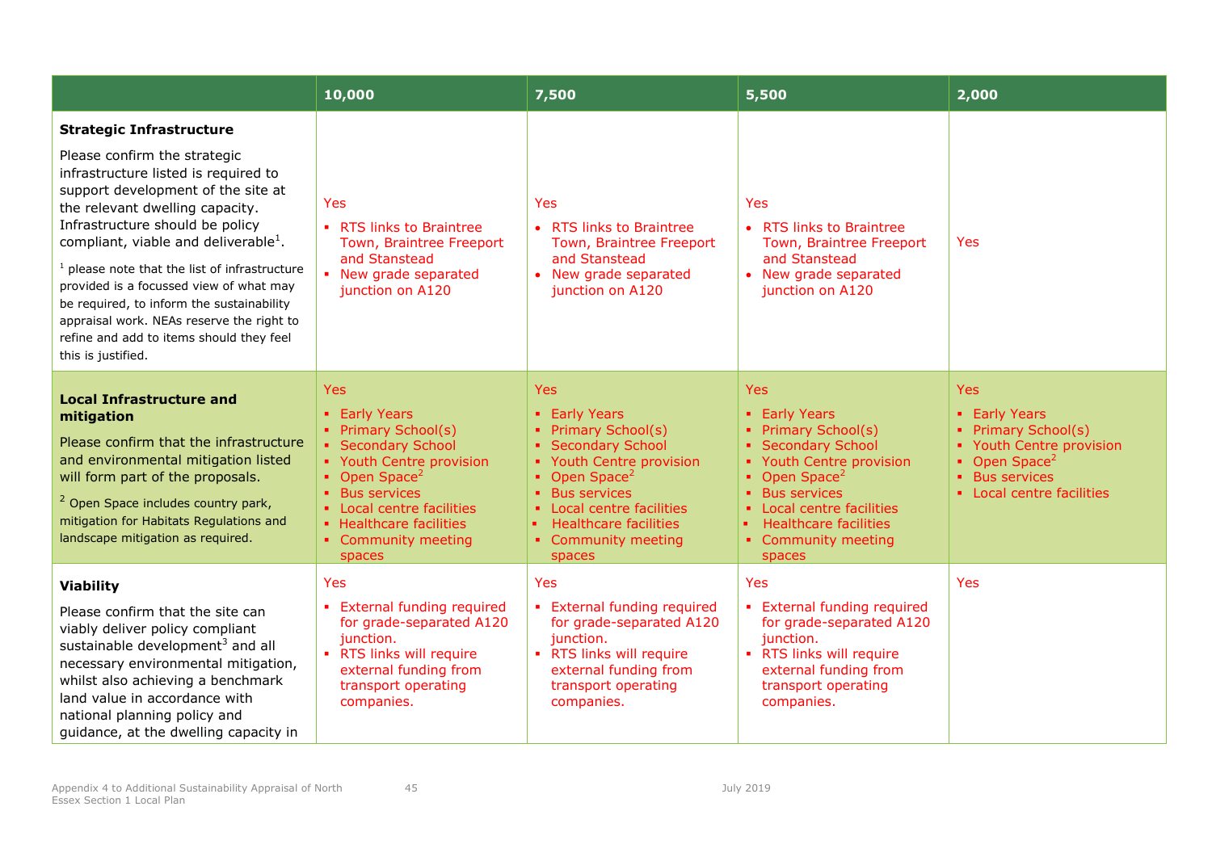| | 10,000 | 7,500 | 5,500 | 2,000 |
|---|---|---|---|---|
| **Strategic Infrastructure**<br><br>Please confirm the strategic infrastructure listed is required to support development of the site at the relevant dwelling capacity. Infrastructure should be policy compliant, viable and deliverable[1].<br><br>[1] please note that the list of infrastructure provided is a focussed view of what may be required, to inform the sustainability appraisal work. NEAs reserve the right to refine and add to items should they feel this is justified. | Yes<br>▪ RTS links to Braintree Town, Braintree Freeport and Stanstead<br>▪ New grade separated junction on A120 | Yes<br>• RTS links to Braintree Town, Braintree Freeport and Stanstead<br>• New grade separated junction on A120 | Yes<br>• RTS links to Braintree Town, Braintree Freeport and Stanstead<br>• New grade separated junction on A120 | Yes |
| **Local Infrastructure and mitigation**<br><br>Please confirm that the infrastructure and environmental mitigation listed will form part of the proposals.<br><br>[2] Open Space includes country park, mitigation for Habitats Regulations and landscape mitigation as required. | Yes<br>▪ Early Years<br>▪ Primary School(s)<br>▪ Secondary School<br>▪ Youth Centre provision<br>▪ Open Space[2]<br>▪ Bus services<br>▪ Local centre facilities<br>▪ Healthcare facilities<br>▪ Community meeting spaces | Yes<br>▪ Early Years<br>▪ Primary School(s)<br>▪ Secondary School<br>▪ Youth Centre provision<br>▪ Open Space[2]<br>▪ Bus services<br>▪ Local centre facilities<br>▪ Healthcare facilities<br>▪ Community meeting spaces | Yes<br>▪ Early Years<br>▪ Primary School(s)<br>▪ Secondary School<br>▪ Youth Centre provision<br>▪ Open Space[2]<br>▪ Bus services<br>▪ Local centre facilities<br>▪ Healthcare facilities<br>▪ Community meeting spaces | Yes<br>▪ Early Years<br>▪ Primary School(s)<br>▪ Youth Centre provision<br>▪ Open Space[2]<br>▪ Bus services<br>▪ Local centre facilities |
| **Viability**<br><br>Please confirm that the site can viably deliver policy compliant sustainable development[3] and all necessary environmental mitigation, whilst also achieving a benchmark land value in accordance with national planning policy and guidance, at the dwelling capacity in | Yes<br>▪ External funding required for grade-separated A120 junction.<br>▪ RTS links will require external funding from transport operating companies. | Yes<br>▪ External funding required for grade-separated A120 junction.<br>▪ RTS links will require external funding from transport operating companies. | Yes<br>▪ External funding required for grade-separated A120 junction.<br>▪ RTS links will require external funding from transport operating companies. | Yes |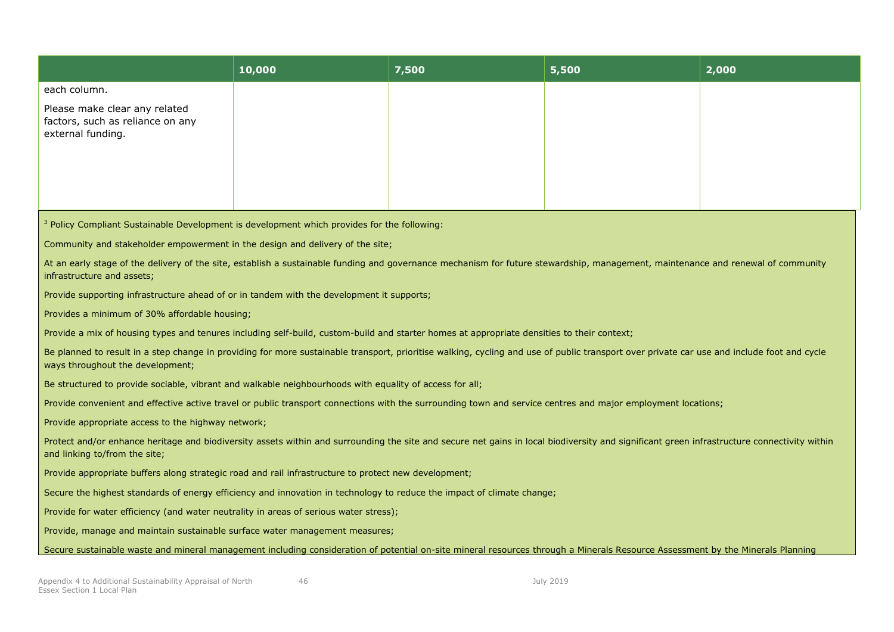| | 10,000 | 7,500 | 5,500 | 2,000 |
|---|---|---|---|---|
| each column.<br><br>Please make clear any related factors, such as reliance on any external funding. | | | | |

[3] Policy Compliant Sustainable Development is development which provides for the following:

Community and stakeholder empowerment in the design and delivery of the site;

At an early stage of the delivery of the site, establish a sustainable funding and governance mechanism for future stewardship, management, maintenance and renewal of community infrastructure and assets;

Provide supporting infrastructure ahead of or in tandem with the development it supports;

Provides a minimum of 30% affordable housing;

Provide a mix of housing types and tenures including self-build, custom-build and starter homes at appropriate densities to their context;

Be planned to result in a step change in providing for more sustainable transport, prioritise walking, cycling and use of public transport over private car use and include foot and cycle ways throughout the development;

Be structured to provide sociable, vibrant and walkable neighbourhoods with equality of access for all;

Provide convenient and effective active travel or public transport connections with the surrounding town and service centres and major employment locations;

Provide appropriate access to the highway network;

Protect and/or enhance heritage and biodiversity assets within and surrounding the site and secure net gains in local biodiversity and significant green infrastructure connectivity within and linking to/from the site;

Provide appropriate buffers along strategic road and rail infrastructure to protect new development;

Secure the highest standards of energy efficiency and innovation in technology to reduce the impact of climate change;

Provide for water efficiency (and water neutrality in areas of serious water stress);

Provide, manage and maintain sustainable surface water management measures;

Secure sustainable waste and mineral management including consideration of potential on-site mineral resources through a Minerals Resource Assessment by the Minerals Planning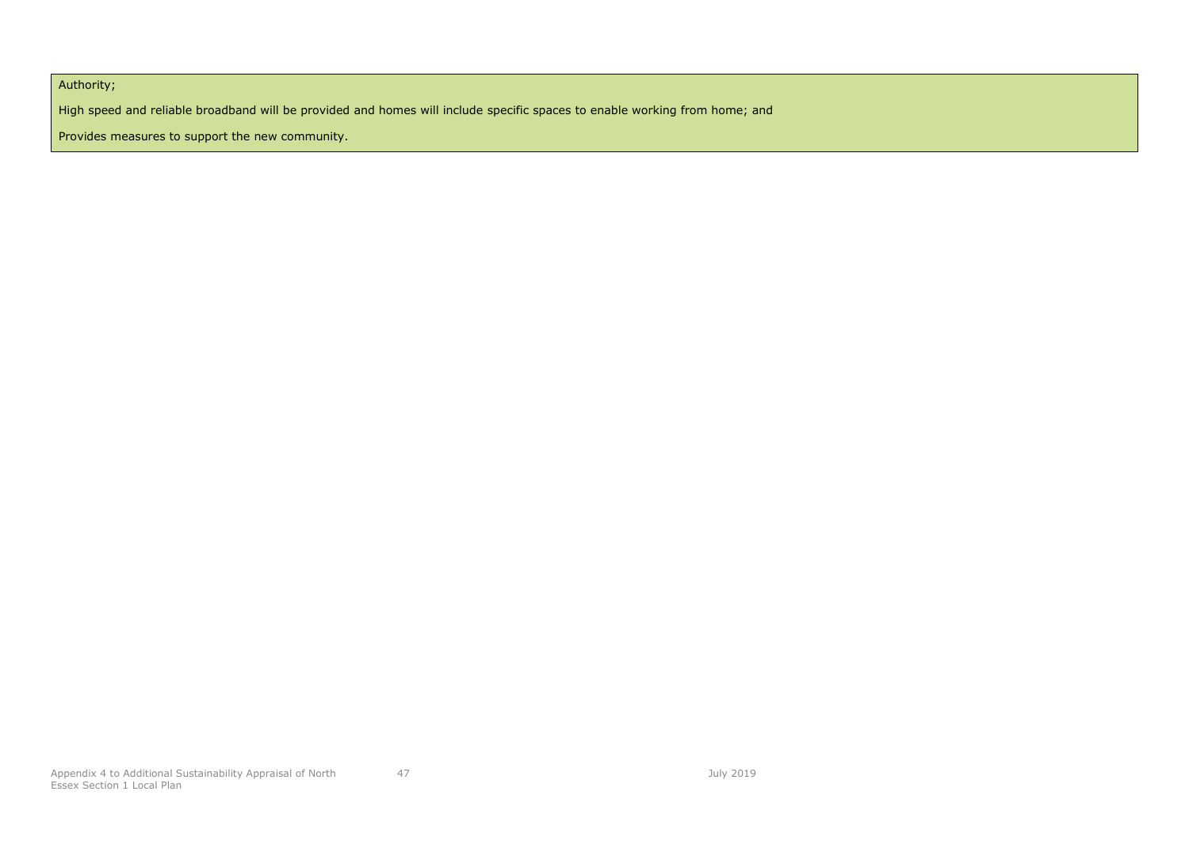Authority;

High speed and reliable broadband will be provided and homes will include specific spaces to enable working from home; and

Provides measures to support the new community.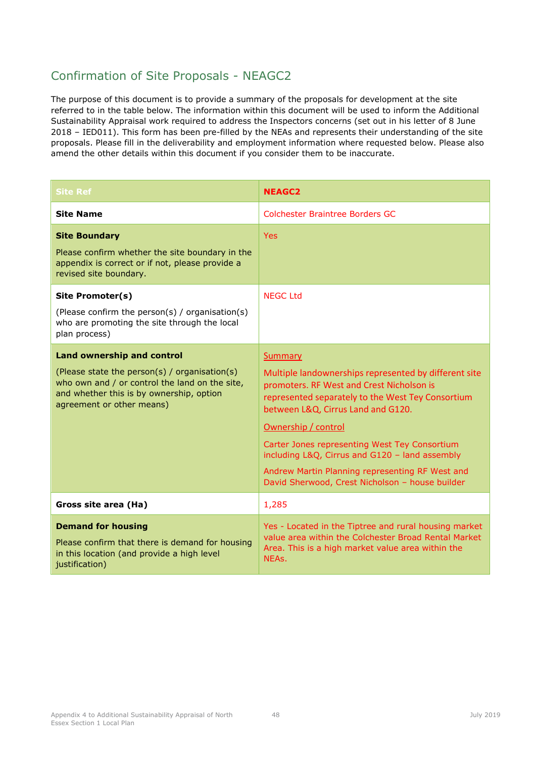## Confirmation of Site Proposals - NEAGC2

The purpose of this document is to provide a summary of the proposals for development at the site referred to in the table below. The information within this document will be used to inform the Additional Sustainability Appraisal work required to address the Inspectors concerns (set out in his letter of 8 June 2018 – IED011). This form has been pre-filled by the NEAs and represents their understanding of the site proposals. Please fill in the deliverability and employment information where requested below. Please also amend the other details within this document if you consider them to be inaccurate.

| Site Ref | NEAGC2 |
|---|---|
| **Site Name** | Colchester Braintree Borders GC |
| **Site Boundary**<br><br>Please confirm whether the site boundary in the appendix is correct or if not, please provide a revised site boundary. | Yes |
| **Site Promoter(s)**<br><br>(Please confirm the person(s) / organisation(s) who are promoting the site through the local plan process) | NEGC Ltd |
| **Land ownership and control**<br><br>(Please state the person(s) / organisation(s) who own and / or control the land on the site, and whether this is by ownership, option agreement or other means) | Summary<br><br>Multiple landownerships represented by different site promoters. RF West and Crest Nicholson is represented separately to the West Tey Consortium between L&Q, Cirrus Land and G120.<br><br>Ownership / control<br><br>Carter Jones representing West Tey Consortium including L&Q, Cirrus and G120 – land assembly<br><br>Andrew Martin Planning representing RF West and David Sherwood, Crest Nicholson – house builder |
| **Gross site area (Ha)** | 1,285 |
| **Demand for housing**<br><br>Please confirm that there is demand for housing in this location (and provide a high level justification) | Yes - Located in the Tiptree and rural housing market value area within the Colchester Broad Rental Market Area. This is a high market value area within the NEAs. |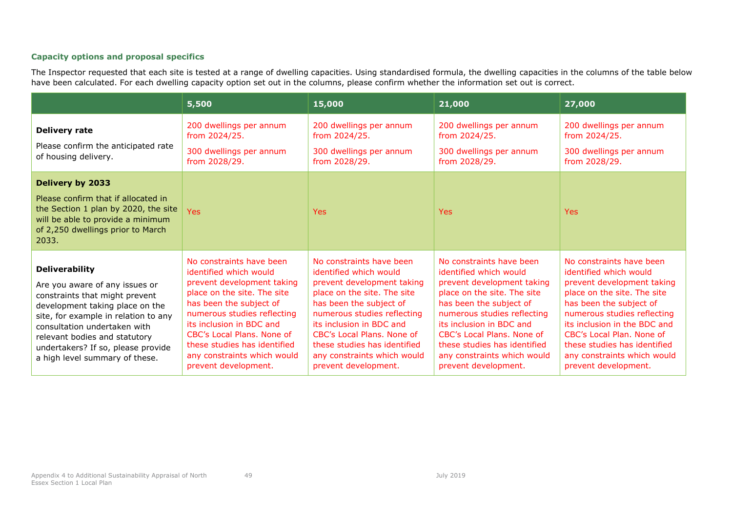### Capacity options and proposal specifics

The Inspector requested that each site is tested at a range of dwelling capacities. Using standardised formula, the dwelling capacities in the columns of the table below have been calculated. For each dwelling capacity option set out in the columns, please confirm whether the information set out is correct.

| | 5,500 | 15,000 | 21,000 | 27,000 |
|---|---|---|---|---|
| **Delivery rate**<br><br>Please confirm the anticipated rate of housing delivery. | 200 dwellings per annum from 2024/25.<br><br>300 dwellings per annum from 2028/29. | 200 dwellings per annum from 2024/25.<br><br>300 dwellings per annum from 2028/29. | 200 dwellings per annum from 2024/25.<br><br>300 dwellings per annum from 2028/29. | 200 dwellings per annum from 2024/25.<br><br>300 dwellings per annum from 2028/29. |
| **Delivery by 2033**<br><br>Please confirm that if allocated in the Section 1 plan by 2020, the site will be able to provide a minimum of 2,250 dwellings prior to March 2033. | Yes | Yes | Yes | Yes |
| **Deliverability**<br><br>Are you aware of any issues or constraints that might prevent development taking place on the site, for example in relation to any consultation undertaken with relevant bodies and statutory undertakers? If so, please provide a high level summary of these. | No constraints have been identified which would prevent development taking place on the site. The site has been the subject of numerous studies reflecting its inclusion in BDC and CBC's Local Plans. None of these studies has identified any constraints which would prevent development. | No constraints have been identified which would prevent development taking place on the site. The site has been the subject of numerous studies reflecting its inclusion in BDC and CBC's Local Plans. None of these studies has identified any constraints which would prevent development. | No constraints have been identified which would prevent development taking place on the site. The site has been the subject of numerous studies reflecting its inclusion in BDC and CBC's Local Plans. None of these studies has identified any constraints which would prevent development. | No constraints have been identified which would prevent development taking place on the site. The site has been the subject of numerous studies reflecting its inclusion in the BDC and CBC's Local Plan. None of these studies has identified any constraints which would prevent development. |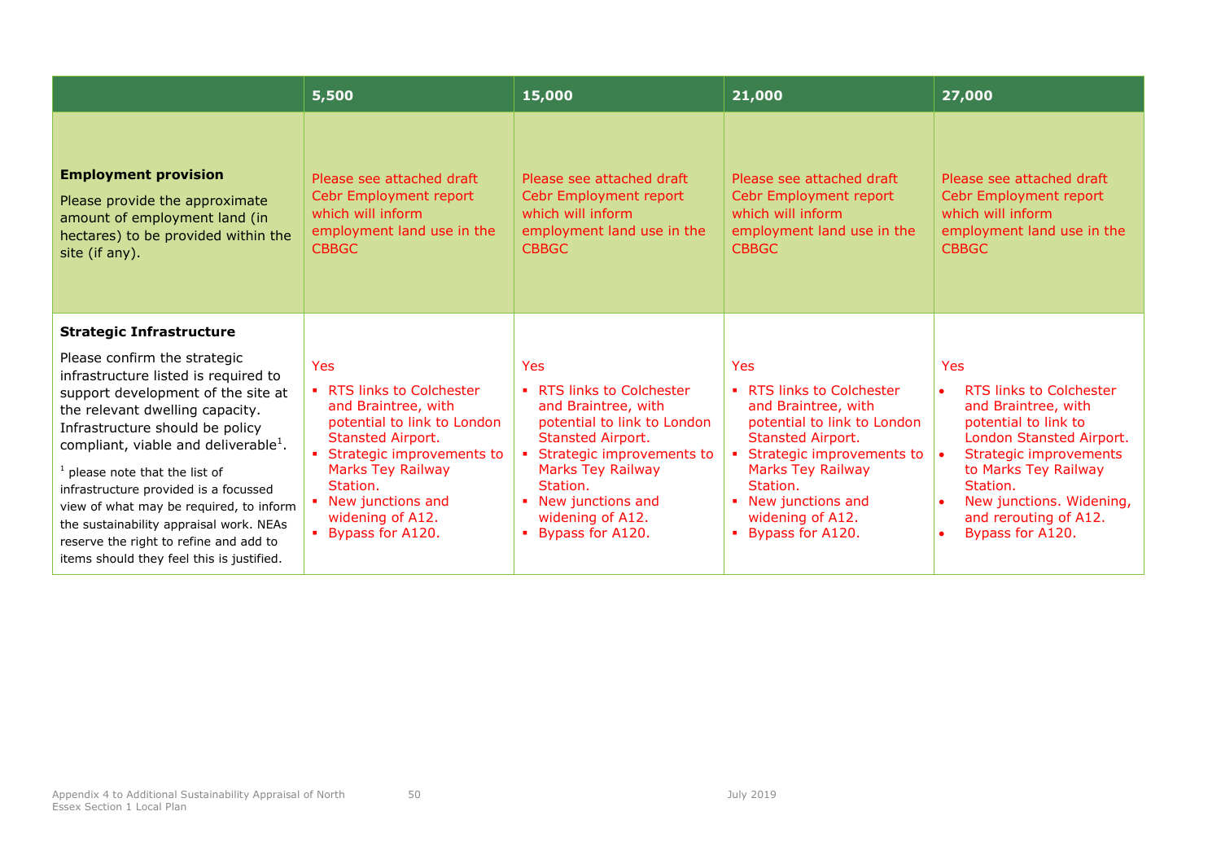| | 5,500 | 15,000 | 21,000 | 27,000 |
|---|---|---|---|---|
| **Employment provision**<br>Please provide the approximate amount of employment land (in hectares) to be provided within the site (if any). | Please see attached draft Cebr Employment report which will inform employment land use in the CBBGC | Please see attached draft Cebr Employment report which will inform employment land use in the CBBGC | Please see attached draft Cebr Employment report which will inform employment land use in the CBBGC | Please see attached draft Cebr Employment report which will inform employment land use in the CBBGC |
| **Strategic Infrastructure**<br>Please confirm the strategic infrastructure listed is required to support development of the site at the relevant dwelling capacity. Infrastructure should be policy compliant, viable and deliverable[1].<br>[1] please note that the list of infrastructure provided is a focussed view of what may be required, to inform the sustainability appraisal work. NEAs reserve the right to refine and add to items should they feel this is justified. | Yes<br>▪ RTS links to Colchester and Braintree, with potential to link to London Stansted Airport.<br>▪ Strategic improvements to Marks Tey Railway Station.<br>▪ New junctions and widening of A12.<br>▪ Bypass for A120. | Yes<br>▪ RTS links to Colchester and Braintree, with potential to link to London Stansted Airport.<br>▪ Strategic improvements to Marks Tey Railway Station.<br>▪ New junctions and widening of A12.<br>▪ Bypass for A120. | Yes<br>▪ RTS links to Colchester and Braintree, with potential to link to London Stansted Airport.<br>▪ Strategic improvements to Marks Tey Railway Station.<br>▪ New junctions and widening of A12.<br>▪ Bypass for A120. | Yes<br>• RTS links to Colchester and Braintree, with potential to link to London Stansted Airport.<br>• Strategic improvements to Marks Tey Railway Station.<br>• New junctions. Widening, and rerouting of A12.<br>• Bypass for A120. |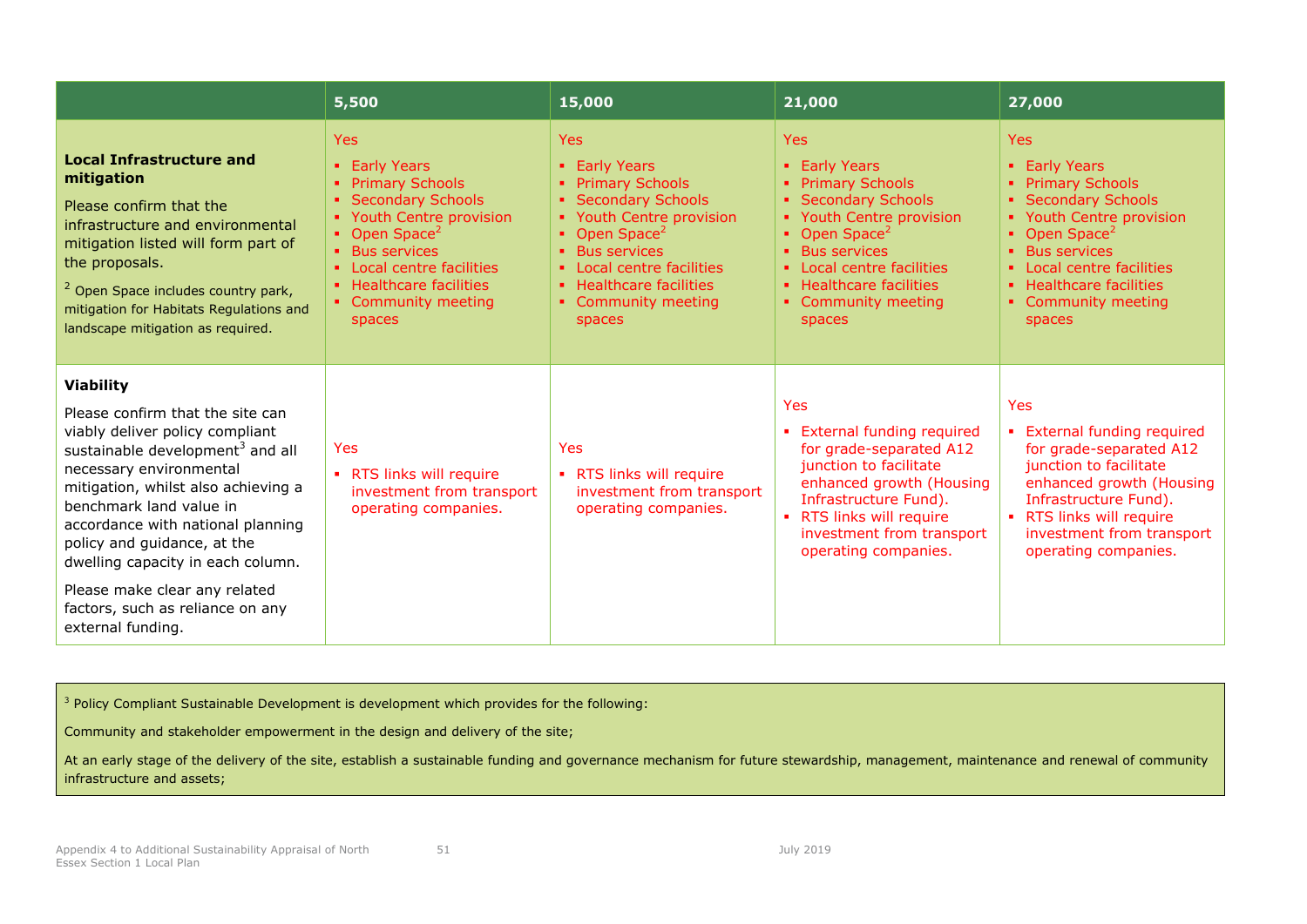| | 5,500 | 15,000 | 21,000 | 27,000 |
|---|---|---|---|---|
| **Local Infrastructure and mitigation**<br><br>Please confirm that the infrastructure and environmental mitigation listed will form part of the proposals.<br><br>[2] Open Space includes country park, mitigation for Habitats Regulations and landscape mitigation as required. | Yes<br>▪ Early Years<br>▪ Primary Schools<br>▪ Secondary Schools<br>▪ Youth Centre provision<br>▪ Open Space[2]<br>▪ Bus services<br>▪ Local centre facilities<br>▪ Healthcare facilities<br>▪ Community meeting spaces | Yes<br>▪ Early Years<br>▪ Primary Schools<br>▪ Secondary Schools<br>▪ Youth Centre provision<br>▪ Open Space[2]<br>▪ Bus services<br>▪ Local centre facilities<br>▪ Healthcare facilities<br>▪ Community meeting spaces | Yes<br>▪ Early Years<br>▪ Primary Schools<br>▪ Secondary Schools<br>▪ Youth Centre provision<br>▪ Open Space[2]<br>▪ Bus services<br>▪ Local centre facilities<br>▪ Healthcare facilities<br>▪ Community meeting spaces | Yes<br>▪ Early Years<br>▪ Primary Schools<br>▪ Secondary Schools<br>▪ Youth Centre provision<br>▪ Open Space[2]<br>▪ Bus services<br>▪ Local centre facilities<br>▪ Healthcare facilities<br>▪ Community meeting spaces |
| **Viability**<br><br>Please confirm that the site can viably deliver policy compliant sustainable development[3] and all necessary environmental mitigation, whilst also achieving a benchmark land value in accordance with national planning policy and guidance, at the dwelling capacity in each column.<br><br>Please make clear any related factors, such as reliance on any external funding. | Yes<br>▪ RTS links will require investment from transport operating companies. | Yes<br>▪ RTS links will require investment from transport operating companies. | Yes<br>▪ External funding required for grade-separated A12 junction to facilitate enhanced growth (Housing Infrastructure Fund).<br>▪ RTS links will require investment from transport operating companies. | Yes<br>▪ External funding required for grade-separated A12 junction to facilitate enhanced growth (Housing Infrastructure Fund).<br>▪ RTS links will require investment from transport operating companies. |

[3] Policy Compliant Sustainable Development is development which provides for the following:

Community and stakeholder empowerment in the design and delivery of the site;

At an early stage of the delivery of the site, establish a sustainable funding and governance mechanism for future stewardship, management, maintenance and renewal of community infrastructure and assets;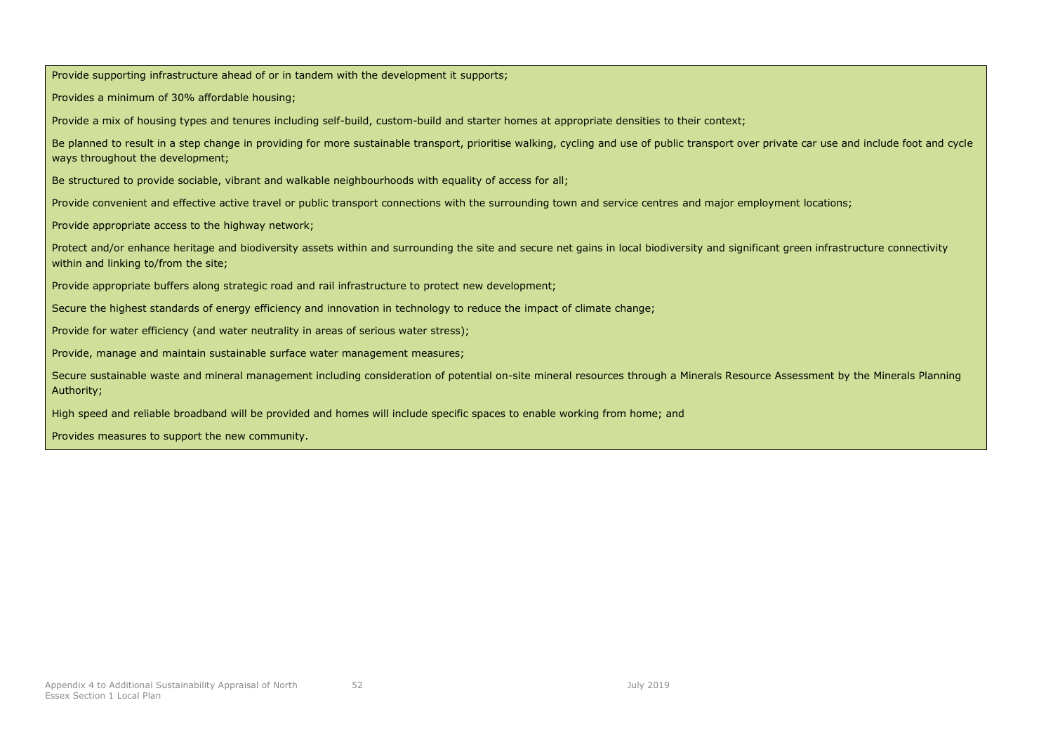Provide supporting infrastructure ahead of or in tandem with the development it supports;

Provides a minimum of 30% affordable housing;

Provide a mix of housing types and tenures including self-build, custom-build and starter homes at appropriate densities to their context;

Be planned to result in a step change in providing for more sustainable transport, prioritise walking, cycling and use of public transport over private car use and include foot and cycle ways throughout the development;

Be structured to provide sociable, vibrant and walkable neighbourhoods with equality of access for all;

Provide convenient and effective active travel or public transport connections with the surrounding town and service centres and major employment locations;

Provide appropriate access to the highway network;

Protect and/or enhance heritage and biodiversity assets within and surrounding the site and secure net gains in local biodiversity and significant green infrastructure connectivity within and linking to/from the site;

Provide appropriate buffers along strategic road and rail infrastructure to protect new development;

Secure the highest standards of energy efficiency and innovation in technology to reduce the impact of climate change;

Provide for water efficiency (and water neutrality in areas of serious water stress);

Provide, manage and maintain sustainable surface water management measures;

Secure sustainable waste and mineral management including consideration of potential on-site mineral resources through a Minerals Resource Assessment by the Minerals Planning Authority;

High speed and reliable broadband will be provided and homes will include specific spaces to enable working from home; and

Provides measures to support the new community.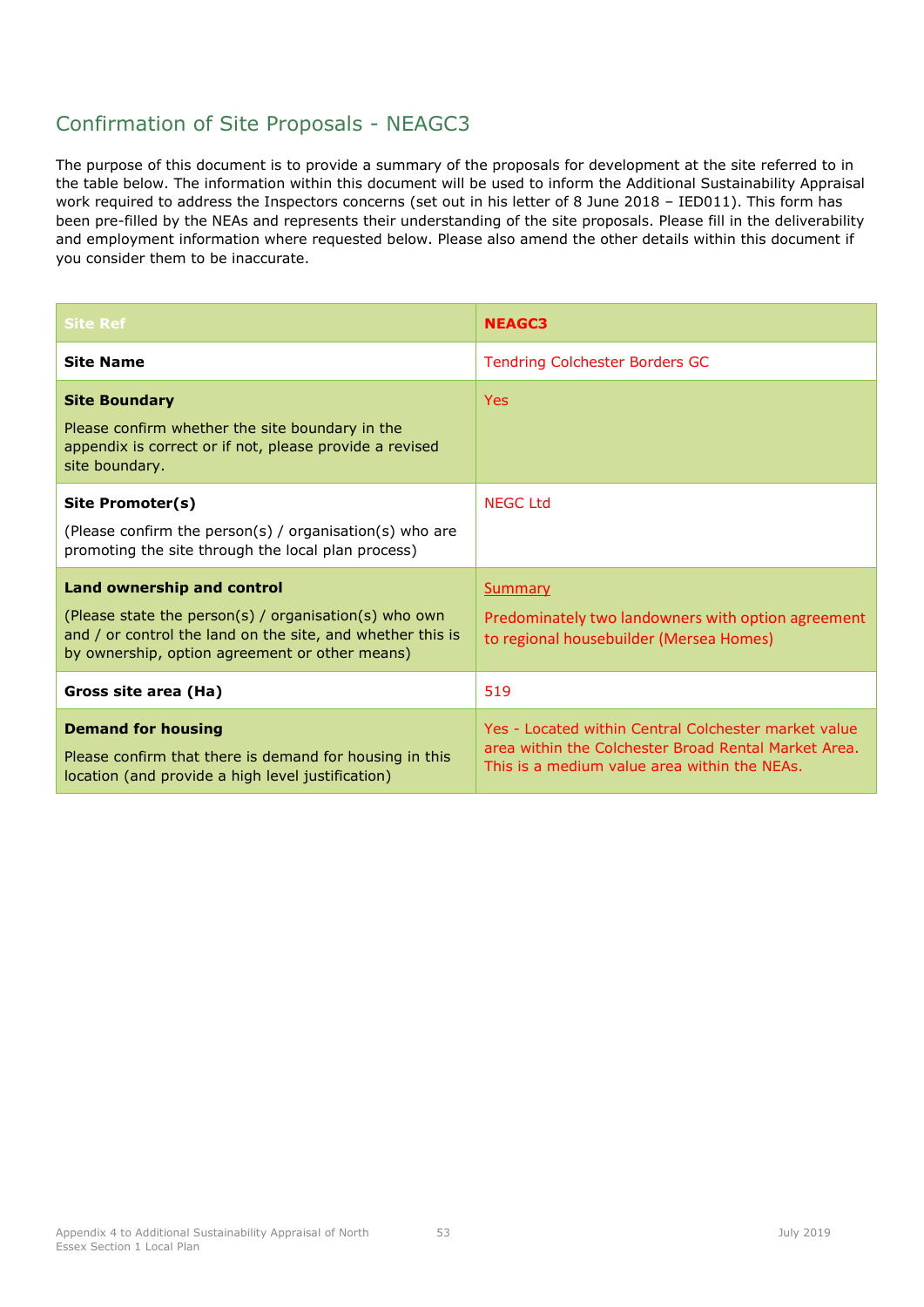## Confirmation of Site Proposals - NEAGC3

The purpose of this document is to provide a summary of the proposals for development at the site referred to in the table below. The information within this document will be used to inform the Additional Sustainability Appraisal work required to address the Inspectors concerns (set out in his letter of 8 June 2018 – IED011). This form has been pre-filled by the NEAs and represents their understanding of the site proposals. Please fill in the deliverability and employment information where requested below. Please also amend the other details within this document if you consider them to be inaccurate.

| Site Ref | **NEAGC3** |
|---|---|
| **Site Name** | Tendring Colchester Borders GC |
| **Site Boundary**<br><br>Please confirm whether the site boundary in the appendix is correct or if not, please provide a revised site boundary. | Yes |
| **Site Promoter(s)**<br><br>(Please confirm the person(s) / organisation(s) who are promoting the site through the local plan process) | NEGC Ltd |
| **Land ownership and control**<br><br>(Please state the person(s) / organisation(s) who own and / or control the land on the site, and whether this is by ownership, option agreement or other means) | Summary<br><br>Predominately two landowners with option agreement to regional housebuilder (Mersea Homes) |
| **Gross site area (Ha)** | 519 |
| **Demand for housing**<br><br>Please confirm that there is demand for housing in this location (and provide a high level justification) | Yes - Located within Central Colchester market value area within the Colchester Broad Rental Market Area. This is a medium value area within the NEAs. |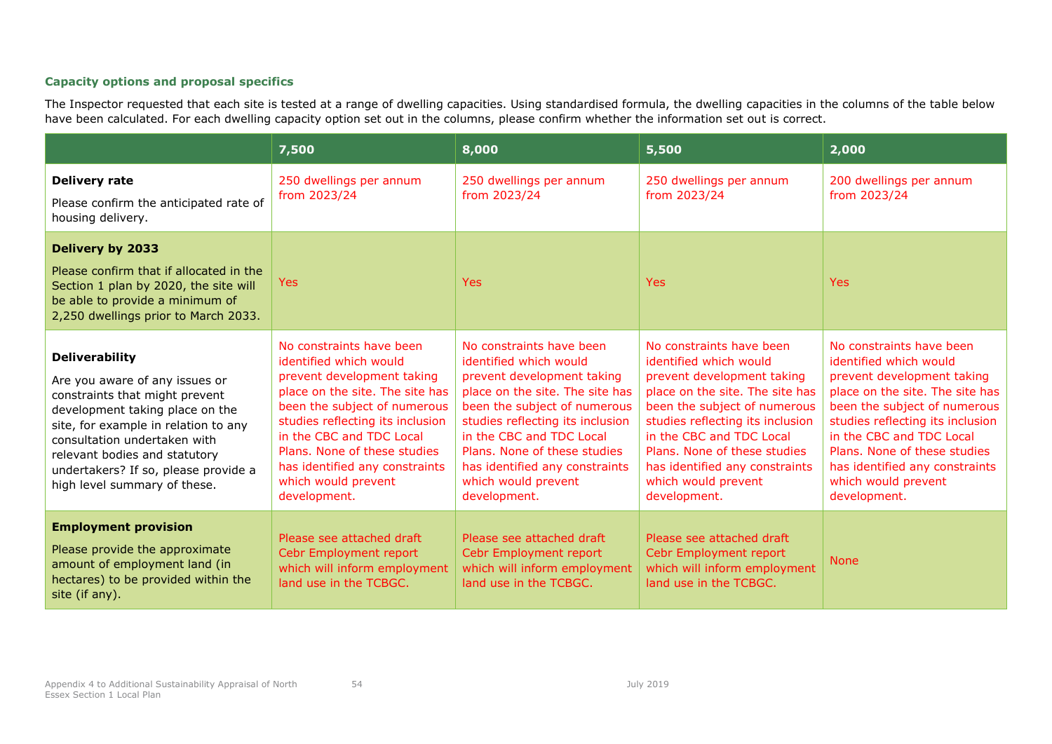### Capacity options and proposal specifics

The Inspector requested that each site is tested at a range of dwelling capacities. Using standardised formula, the dwelling capacities in the columns of the table below have been calculated. For each dwelling capacity option set out in the columns, please confirm whether the information set out is correct.

| | 7,500 | 8,000 | 5,500 | 2,000 |
|---|---|---|---|---|
| **Delivery rate**<br>Please confirm the anticipated rate of housing delivery. | 250 dwellings per annum from 2023/24 | 250 dwellings per annum from 2023/24 | 250 dwellings per annum from 2023/24 | 200 dwellings per annum from 2023/24 |
| **Delivery by 2033**<br>Please confirm that if allocated in the Section 1 plan by 2020, the site will be able to provide a minimum of 2,250 dwellings prior to March 2033. | Yes | Yes | Yes | Yes |
| **Deliverability**<br>Are you aware of any issues or constraints that might prevent development taking place on the site, for example in relation to any consultation undertaken with relevant bodies and statutory undertakers? If so, please provide a high level summary of these. | No constraints have been identified which would prevent development taking place on the site. The site has been the subject of numerous studies reflecting its inclusion in the CBC and TDC Local Plans. None of these studies has identified any constraints which would prevent development. | No constraints have been identified which would prevent development taking place on the site. The site has been the subject of numerous studies reflecting its inclusion in the CBC and TDC Local Plans. None of these studies has identified any constraints which would prevent development. | No constraints have been identified which would prevent development taking place on the site. The site has been the subject of numerous studies reflecting its inclusion in the CBC and TDC Local Plans. None of these studies has identified any constraints which would prevent development. | No constraints have been identified which would prevent development taking place on the site. The site has been the subject of numerous studies reflecting its inclusion in the CBC and TDC Local Plans. None of these studies has identified any constraints which would prevent development. |
| **Employment provision**<br>Please provide the approximate amount of employment land (in hectares) to be provided within the site (if any). | Please see attached draft Cebr Employment report which will inform employment land use in the TCBGC. | Please see attached draft Cebr Employment report which will inform employment land use in the TCBGC. | Please see attached draft Cebr Employment report which will inform employment land use in the TCBGC. | None |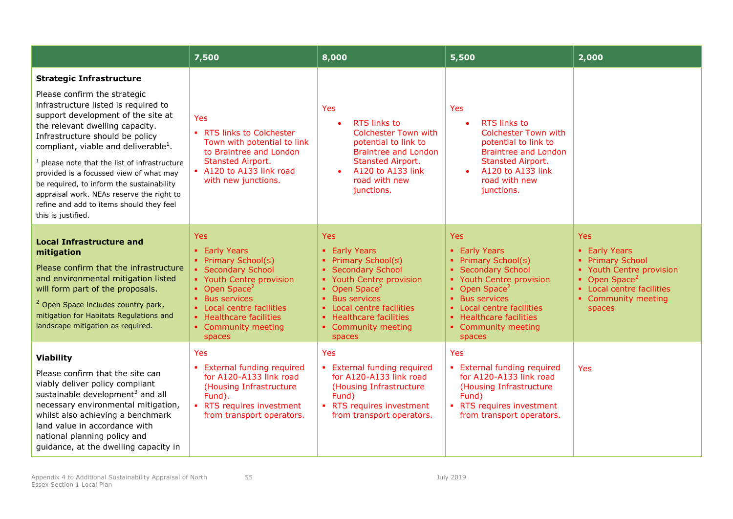| | 7,500 | 8,000 | 5,500 | 2,000 |
|---|---|---|---|---|
| **Strategic Infrastructure**<br><br>Please confirm the strategic infrastructure listed is required to support development of the site at the relevant dwelling capacity. Infrastructure should be policy compliant, viable and deliverable[1].<br><br>[1] please note that the list of infrastructure provided is a focussed view of what may be required, to inform the sustainability appraisal work. NEAs reserve the right to refine and add to items should they feel this is justified. | Yes<br>▪ RTS links to Colchester Town with potential to link to Braintree and London Stansted Airport.<br>▪ A120 to A133 link road with new junctions. | Yes<br>• RTS links to Colchester Town with potential to link to Braintree and London Stansted Airport.<br>• A120 to A133 link road with new junctions. | Yes<br>• RTS links to Colchester Town with potential to link to Braintree and London Stansted Airport.<br>• A120 to A133 link road with new junctions. | |
| **Local Infrastructure and mitigation**<br><br>Please confirm that the infrastructure and environmental mitigation listed will form part of the proposals.<br><br>[2] Open Space includes country park, mitigation for Habitats Regulations and landscape mitigation as required. | Yes<br>▪ Early Years<br>▪ Primary School(s)<br>▪ Secondary School<br>▪ Youth Centre provision<br>▪ Open Space[2]<br>▪ Bus services<br>▪ Local centre facilities<br>▪ Healthcare facilities<br>▪ Community meeting spaces | Yes<br>▪ Early Years<br>▪ Primary School(s)<br>▪ Secondary School<br>▪ Youth Centre provision<br>▪ Open Space[2]<br>▪ Bus services<br>▪ Local centre facilities<br>▪ Healthcare facilities<br>▪ Community meeting spaces | Yes<br>▪ Early Years<br>▪ Primary School(s)<br>▪ Secondary School<br>▪ Youth Centre provision<br>▪ Open Space[2]<br>▪ Bus services<br>▪ Local centre facilities<br>▪ Healthcare facilities<br>▪ Community meeting spaces | Yes<br>▪ Early Years<br>▪ Primary School<br>▪ Youth Centre provision<br>▪ Open Space[2]<br>▪ Local centre facilities<br>▪ Community meeting spaces |
| **Viability**<br><br>Please confirm that the site can viably deliver policy compliant sustainable development[3] and all necessary environmental mitigation, whilst also achieving a benchmark land value in accordance with national planning policy and guidance, at the dwelling capacity in | Yes<br>▪ External funding required for A120-A133 link road (Housing Infrastructure Fund).<br>▪ RTS requires investment from transport operators. | Yes<br>▪ External funding required for A120-A133 link road (Housing Infrastructure Fund)<br>▪ RTS requires investment from transport operators. | Yes<br>▪ External funding required for A120-A133 link road (Housing Infrastructure Fund)<br>▪ RTS requires investment from transport operators. | Yes |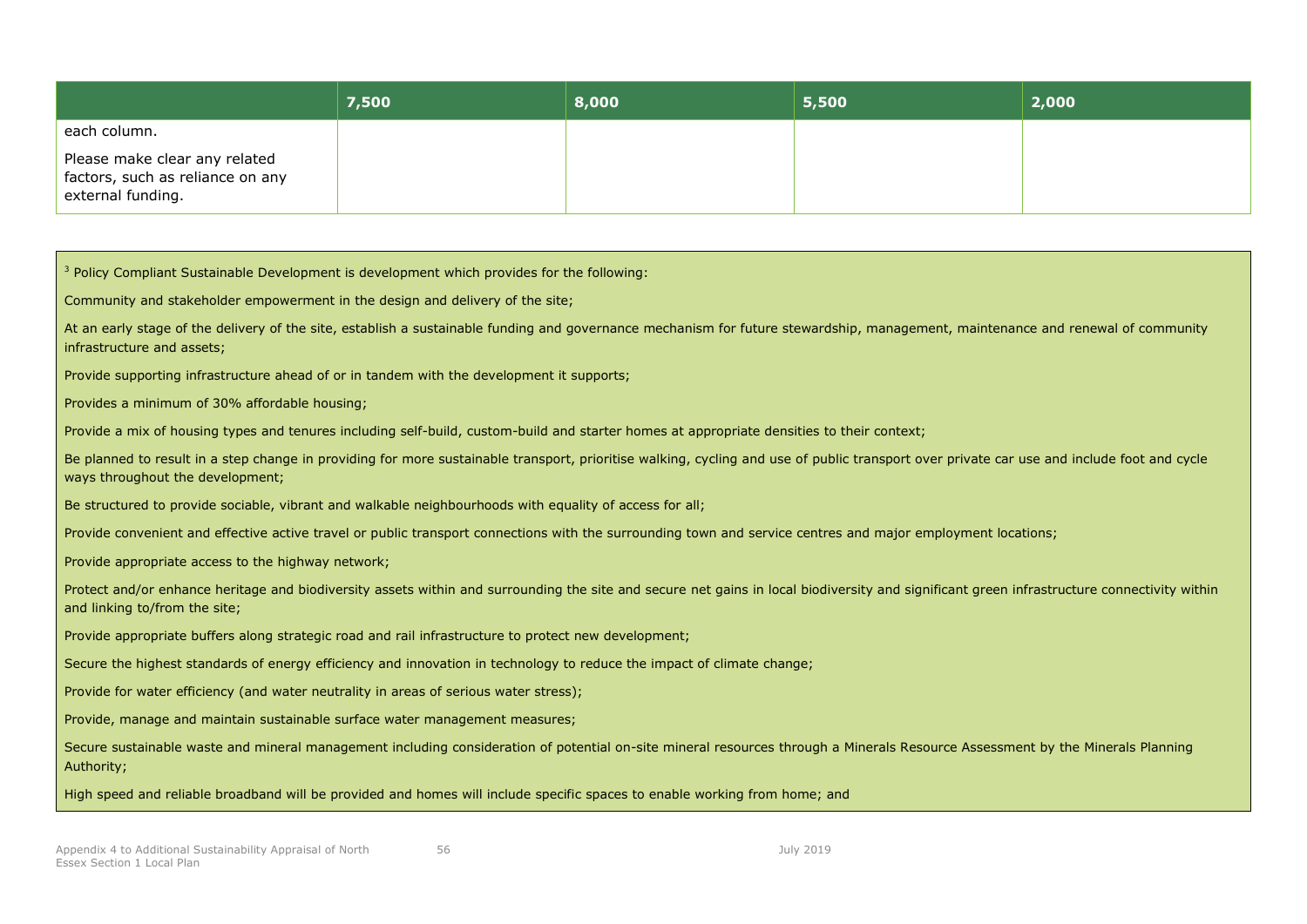| | 7,500 | 8,000 | 5,500 | 2,000 |
|---|---|---|---|---|
| each column.<br><br>Please make clear any related factors, such as reliance on any external funding. | | | | |

[3] Policy Compliant Sustainable Development is development which provides for the following:

Community and stakeholder empowerment in the design and delivery of the site;

At an early stage of the delivery of the site, establish a sustainable funding and governance mechanism for future stewardship, management, maintenance and renewal of community infrastructure and assets;

Provide supporting infrastructure ahead of or in tandem with the development it supports;

Provides a minimum of 30% affordable housing;

Provide a mix of housing types and tenures including self-build, custom-build and starter homes at appropriate densities to their context;

Be planned to result in a step change in providing for more sustainable transport, prioritise walking, cycling and use of public transport over private car use and include foot and cycle ways throughout the development;

Be structured to provide sociable, vibrant and walkable neighbourhoods with equality of access for all;

Provide convenient and effective active travel or public transport connections with the surrounding town and service centres and major employment locations;

Provide appropriate access to the highway network;

Protect and/or enhance heritage and biodiversity assets within and surrounding the site and secure net gains in local biodiversity and significant green infrastructure connectivity within and linking to/from the site;

Provide appropriate buffers along strategic road and rail infrastructure to protect new development;

Secure the highest standards of energy efficiency and innovation in technology to reduce the impact of climate change;

Provide for water efficiency (and water neutrality in areas of serious water stress);

Provide, manage and maintain sustainable surface water management measures;

Secure sustainable waste and mineral management including consideration of potential on-site mineral resources through a Minerals Resource Assessment by the Minerals Planning Authority;

High speed and reliable broadband will be provided and homes will include specific spaces to enable working from home; and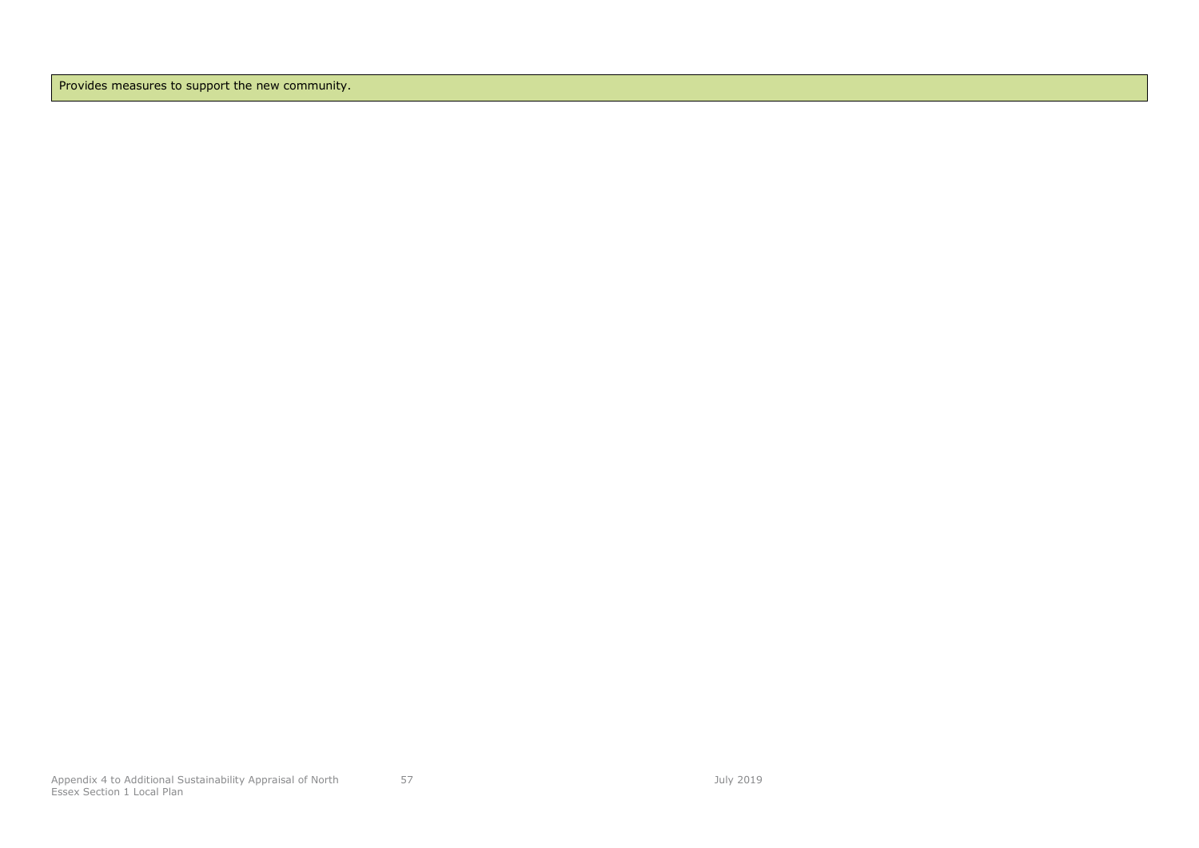| Provides measures to support the new community. |
| --- |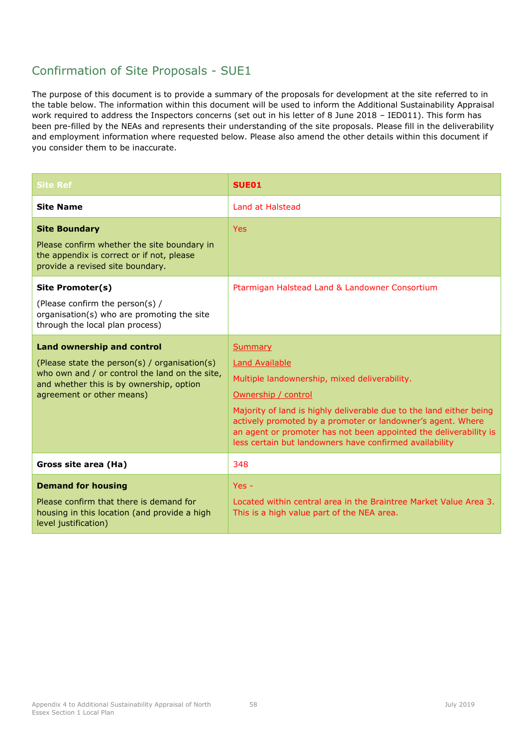## Confirmation of Site Proposals - SUE1

The purpose of this document is to provide a summary of the proposals for development at the site referred to in the table below. The information within this document will be used to inform the Additional Sustainability Appraisal work required to address the Inspectors concerns (set out in his letter of 8 June 2018 – IED011). This form has been pre-filled by the NEAs and represents their understanding of the site proposals. Please fill in the deliverability and employment information where requested below. Please also amend the other details within this document if you consider them to be inaccurate.

| Site Ref | **SUE01** |
|---|---|
| **Site Name** | Land at Halstead |
| **Site Boundary**<br><br>Please confirm whether the site boundary in the appendix is correct or if not, please provide a revised site boundary. | Yes |
| **Site Promoter(s)**<br><br>(Please confirm the person(s) / organisation(s) who are promoting the site through the local plan process) | Ptarmigan Halstead Land & Landowner Consortium |
| **Land ownership and control**<br><br>(Please state the person(s) / organisation(s) who own and / or control the land on the site, and whether this is by ownership, option agreement or other means) | Summary<br><br>Land Available<br><br>Multiple landownership, mixed deliverability.<br><br>Ownership / control<br><br>Majority of land is highly deliverable due to the land either being actively promoted by a promoter or landowner's agent. Where an agent or promoter has not been appointed the deliverability is less certain but landowners have confirmed availability |
| **Gross site area (Ha)** | 348 |
| **Demand for housing**<br><br>Please confirm that there is demand for housing in this location (and provide a high level justification) | Yes -<br><br>Located within central area in the Braintree Market Value Area 3. This is a high value part of the NEA area. |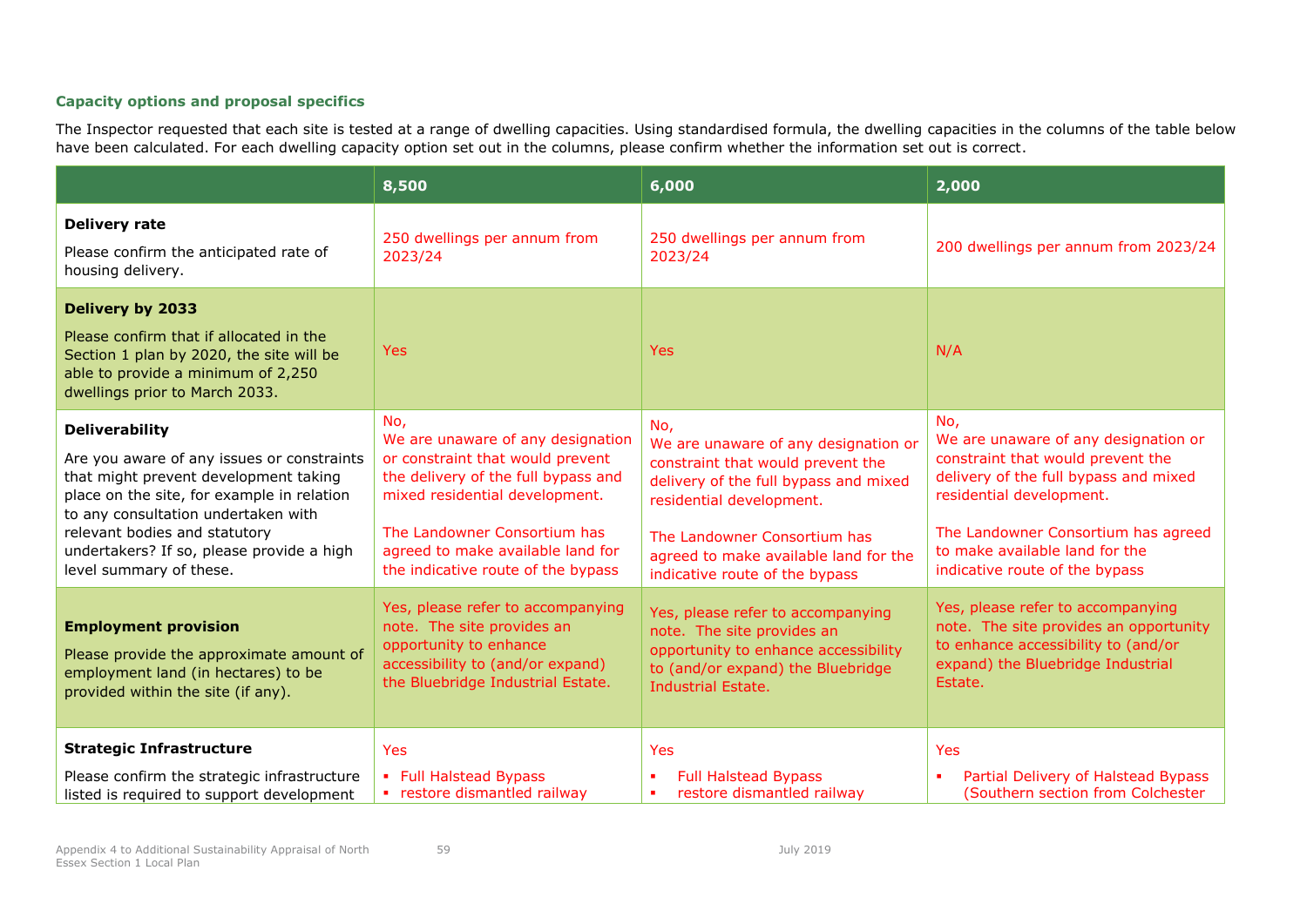### Capacity options and proposal specifics

The Inspector requested that each site is tested at a range of dwelling capacities. Using standardised formula, the dwelling capacities in the columns of the table below have been calculated. For each dwelling capacity option set out in the columns, please confirm whether the information set out is correct.

| | 8,500 | 6,000 | 2,000 |
|---|---|---|---|
| **Delivery rate**<br><br>Please confirm the anticipated rate of housing delivery. | 250 dwellings per annum from 2023/24 | 250 dwellings per annum from 2023/24 | 200 dwellings per annum from 2023/24 |
| **Delivery by 2033**<br><br>Please confirm that if allocated in the Section 1 plan by 2020, the site will be able to provide a minimum of 2,250 dwellings prior to March 2033. | Yes | Yes | N/A |
| **Deliverability**<br><br>Are you aware of any issues or constraints that might prevent development taking place on the site, for example in relation to any consultation undertaken with relevant bodies and statutory undertakers? If so, please provide a high level summary of these. | No,<br>We are unaware of any designation or constraint that would prevent the delivery of the full bypass and mixed residential development.<br><br>The Landowner Consortium has agreed to make available land for the indicative route of the bypass | No,<br>We are unaware of any designation or constraint that would prevent the delivery of the full bypass and mixed residential development.<br><br>The Landowner Consortium has agreed to make available land for the indicative route of the bypass | No,<br>We are unaware of any designation or constraint that would prevent the delivery of the full bypass and mixed residential development.<br><br>The Landowner Consortium has agreed to make available land for the indicative route of the bypass |
| **Employment provision**<br><br>Please provide the approximate amount of employment land (in hectares) to be provided within the site (if any). | Yes, please refer to accompanying note. The site provides an opportunity to enhance accessibility to (and/or expand) the Bluebridge Industrial Estate. | Yes, please refer to accompanying note. The site provides an opportunity to enhance accessibility to (and/or expand) the Bluebridge Industrial Estate. | Yes, please refer to accompanying note. The site provides an opportunity to enhance accessibility to (and/or expand) the Bluebridge Industrial Estate. |
| **Strategic Infrastructure**<br><br>Please confirm the strategic infrastructure listed is required to support development | Yes<br>▪ Full Halstead Bypass<br>▪ restore dismantled railway | Yes<br>▪ Full Halstead Bypass<br>▪ restore dismantled railway | Yes<br>▪ Partial Delivery of Halstead Bypass (Southern section from Colchester |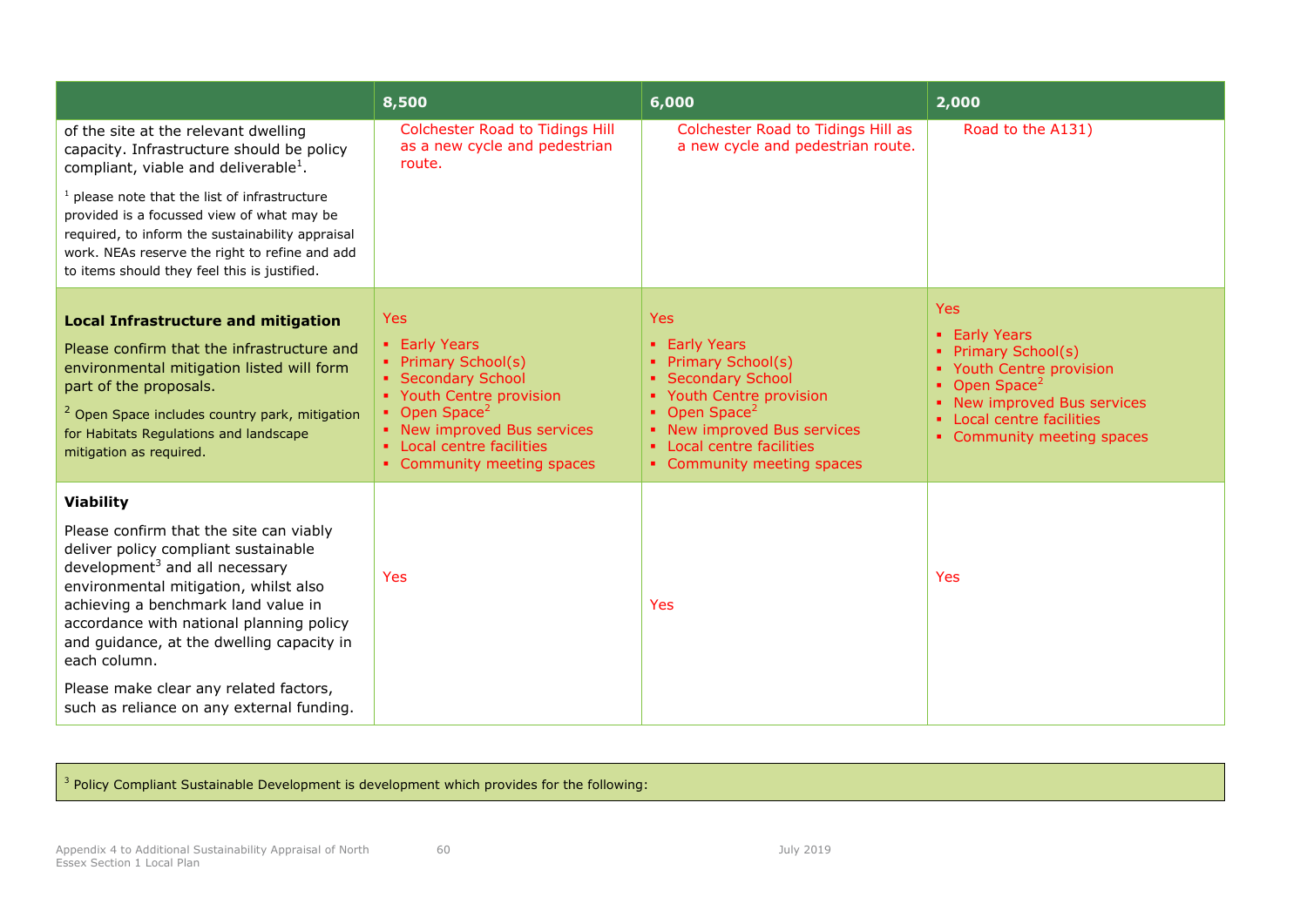| | 8,500 | 6,000 | 2,000 |
|---|---|---|---|
| of the site at the relevant dwelling capacity. Infrastructure should be policy compliant, viable and deliverable[1].<br><br>[1] please note that the list of infrastructure provided is a focussed view of what may be required, to inform the sustainability appraisal work. NEAs reserve the right to refine and add to items should they feel this is justified. | Colchester Road to Tidings Hill as a new cycle and pedestrian route. | Colchester Road to Tidings Hill as a new cycle and pedestrian route. | Road to the A131) |
| **Local Infrastructure and mitigation**<br><br>Please confirm that the infrastructure and environmental mitigation listed will form part of the proposals.<br><br>[2] Open Space includes country park, mitigation for Habitats Regulations and landscape mitigation as required. | Yes<br>▪ Early Years<br>▪ Primary School(s)<br>▪ Secondary School<br>▪ Youth Centre provision<br>▪ Open Space[2]<br>▪ New improved Bus services<br>▪ Local centre facilities<br>▪ Community meeting spaces | Yes<br>▪ Early Years<br>▪ Primary School(s)<br>▪ Secondary School<br>▪ Youth Centre provision<br>▪ Open Space[2]<br>▪ New improved Bus services<br>▪ Local centre facilities<br>▪ Community meeting spaces | Yes<br>▪ Early Years<br>▪ Primary School(s)<br>▪ Youth Centre provision<br>▪ Open Space[2]<br>▪ New improved Bus services<br>▪ Local centre facilities<br>▪ Community meeting spaces |
| **Viability**<br><br>Please confirm that the site can viably deliver policy compliant sustainable development[3] and all necessary environmental mitigation, whilst also achieving a benchmark land value in accordance with national planning policy and guidance, at the dwelling capacity in each column.<br><br>Please make clear any related factors, such as reliance on any external funding. | Yes | Yes | Yes |

[3] Policy Compliant Sustainable Development is development which provides for the following: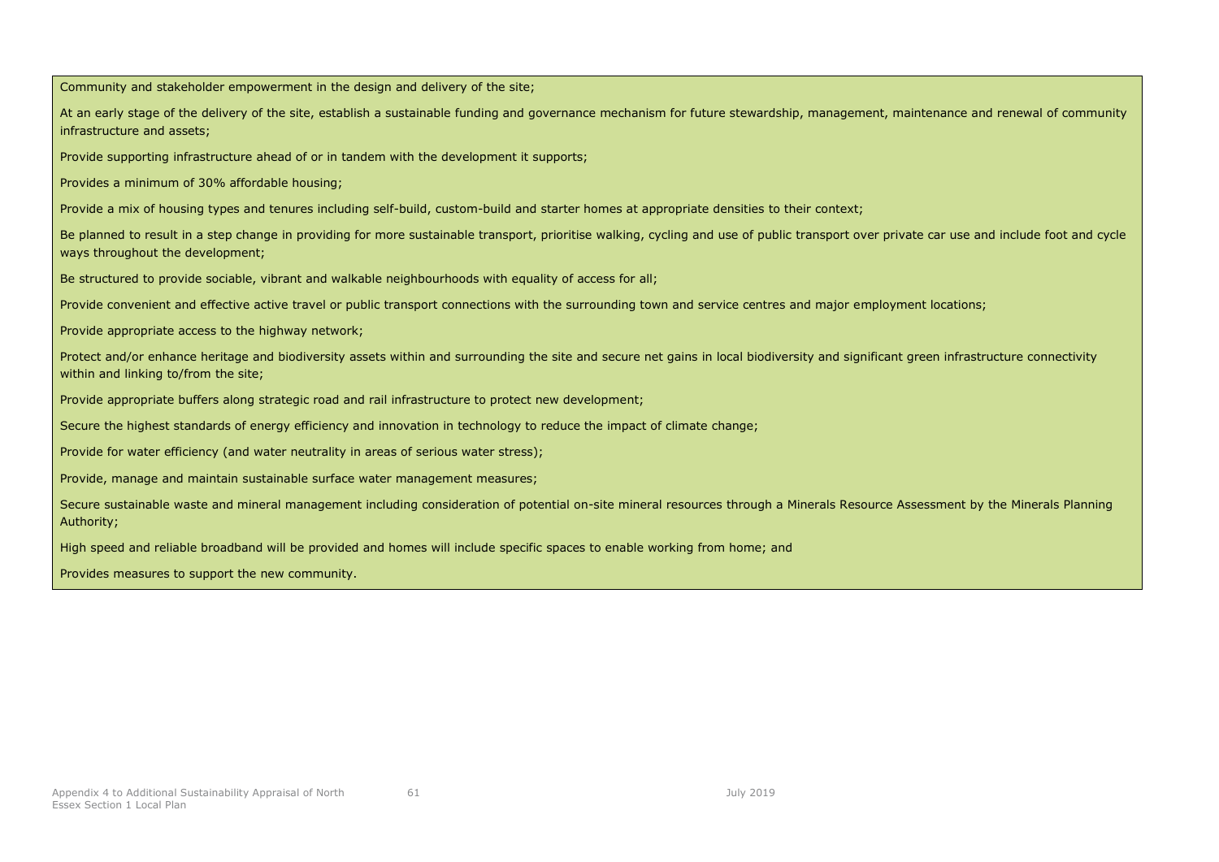Community and stakeholder empowerment in the design and delivery of the site;

At an early stage of the delivery of the site, establish a sustainable funding and governance mechanism for future stewardship, management, maintenance and renewal of community infrastructure and assets;

Provide supporting infrastructure ahead of or in tandem with the development it supports;

Provides a minimum of 30% affordable housing;

Provide a mix of housing types and tenures including self-build, custom-build and starter homes at appropriate densities to their context;

Be planned to result in a step change in providing for more sustainable transport, prioritise walking, cycling and use of public transport over private car use and include foot and cycle ways throughout the development;

Be structured to provide sociable, vibrant and walkable neighbourhoods with equality of access for all;

Provide convenient and effective active travel or public transport connections with the surrounding town and service centres and major employment locations;

Provide appropriate access to the highway network;

Protect and/or enhance heritage and biodiversity assets within and surrounding the site and secure net gains in local biodiversity and significant green infrastructure connectivity within and linking to/from the site;

Provide appropriate buffers along strategic road and rail infrastructure to protect new development;

Secure the highest standards of energy efficiency and innovation in technology to reduce the impact of climate change;

Provide for water efficiency (and water neutrality in areas of serious water stress);

Provide, manage and maintain sustainable surface water management measures;

Secure sustainable waste and mineral management including consideration of potential on-site mineral resources through a Minerals Resource Assessment by the Minerals Planning Authority;

High speed and reliable broadband will be provided and homes will include specific spaces to enable working from home; and

Provides measures to support the new community.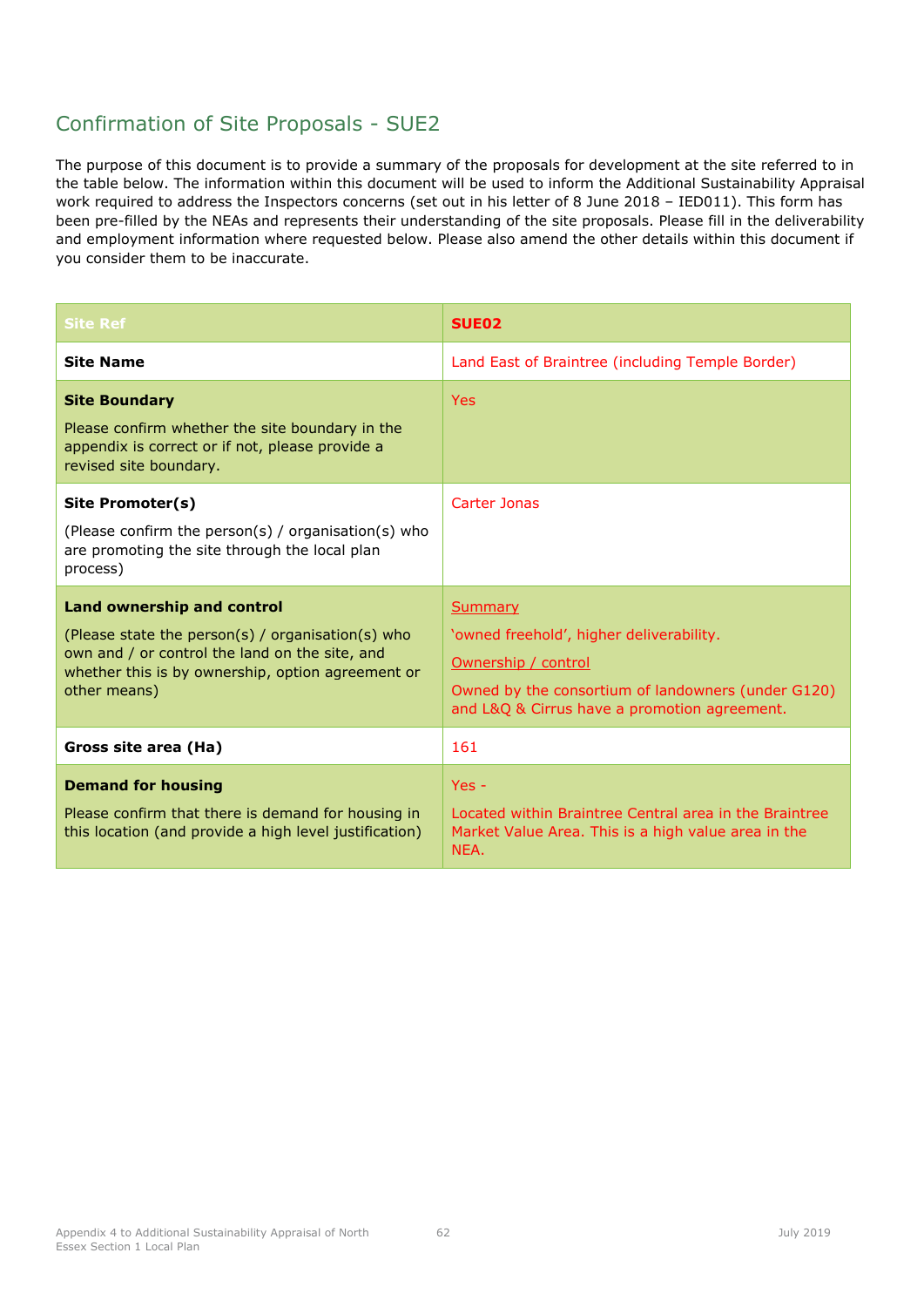## Confirmation of Site Proposals - SUE2

The purpose of this document is to provide a summary of the proposals for development at the site referred to in the table below. The information within this document will be used to inform the Additional Sustainability Appraisal work required to address the Inspectors concerns (set out in his letter of 8 June 2018 – IED011). This form has been pre-filled by the NEAs and represents their understanding of the site proposals. Please fill in the deliverability and employment information where requested below. Please also amend the other details within this document if you consider them to be inaccurate.

| Site Ref | SUE02 |
|---|---|
| **Site Name** | Land East of Braintree (including Temple Border) |
| **Site Boundary**<br><br>Please confirm whether the site boundary in the appendix is correct or if not, please provide a revised site boundary. | Yes |
| **Site Promoter(s)**<br><br>(Please confirm the person(s) / organisation(s) who are promoting the site through the local plan process) | Carter Jonas |
| **Land ownership and control**<br><br>(Please state the person(s) / organisation(s) who own and / or control the land on the site, and whether this is by ownership, option agreement or other means) | Summary<br><br>'owned freehold', higher deliverability.<br><br>Ownership / control<br><br>Owned by the consortium of landowners (under G120) and L&Q & Cirrus have a promotion agreement. |
| **Gross site area (Ha)** | 161 |
| **Demand for housing**<br><br>Please confirm that there is demand for housing in this location (and provide a high level justification) | Yes -<br><br>Located within Braintree Central area in the Braintree Market Value Area. This is a high value area in the NEA. |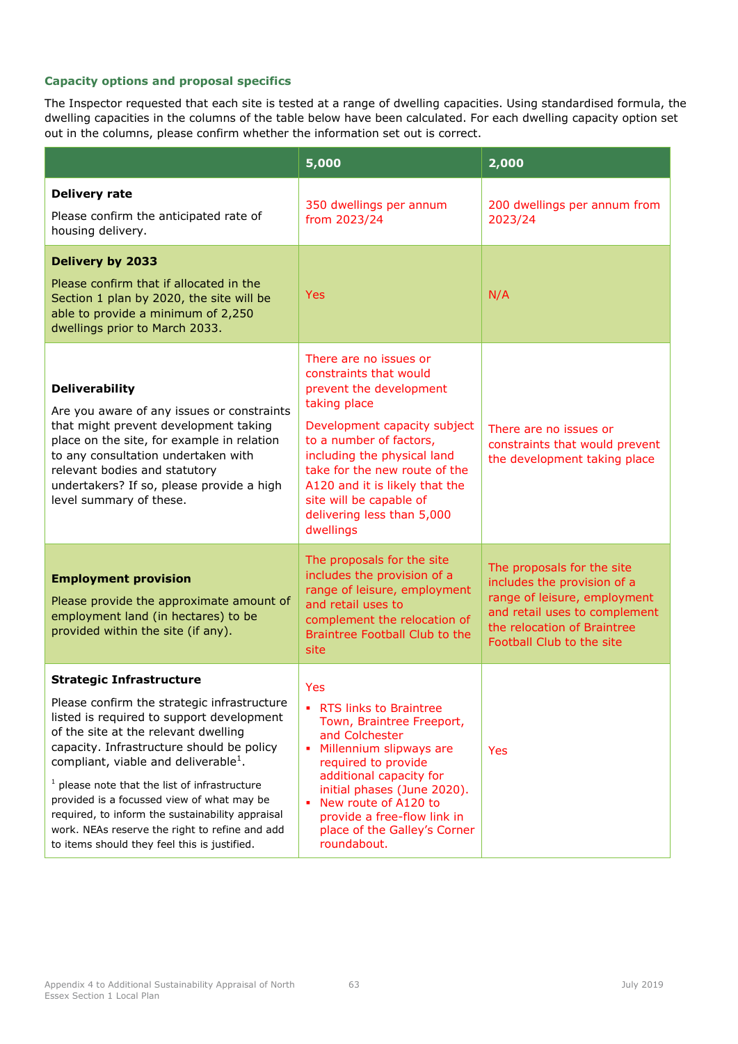### Capacity options and proposal specifics

The Inspector requested that each site is tested at a range of dwelling capacities. Using standardised formula, the dwelling capacities in the columns of the table below have been calculated. For each dwelling capacity option set out in the columns, please confirm whether the information set out is correct.

| | 5,000 | 2,000 |
|---|---|---|
| **Delivery rate**<br><br>Please confirm the anticipated rate of housing delivery. | 350 dwellings per annum from 2023/24 | 200 dwellings per annum from 2023/24 |
| **Delivery by 2033**<br><br>Please confirm that if allocated in the Section 1 plan by 2020, the site will be able to provide a minimum of 2,250 dwellings prior to March 2033. | Yes | N/A |
| **Deliverability**<br><br>Are you aware of any issues or constraints that might prevent development taking place on the site, for example in relation to any consultation undertaken with relevant bodies and statutory undertakers? If so, please provide a high level summary of these. | There are no issues or constraints that would prevent the development taking place<br><br>Development capacity subject to a number of factors, including the physical land take for the new route of the A120 and it is likely that the site will be capable of delivering less than 5,000 dwellings | There are no issues or constraints that would prevent the development taking place |
| **Employment provision**<br><br>Please provide the approximate amount of employment land (in hectares) to be provided within the site (if any). | The proposals for the site includes the provision of a range of leisure, employment and retail uses to complement the relocation of Braintree Football Club to the site | The proposals for the site includes the provision of a range of leisure, employment and retail uses to complement the relocation of Braintree Football Club to the site |
| **Strategic Infrastructure**<br><br>Please confirm the strategic infrastructure listed is required to support development of the site at the relevant dwelling capacity. Infrastructure should be policy compliant, viable and deliverable[1].<br><br>[1] please note that the list of infrastructure provided is a focussed view of what may be required, to inform the sustainability appraisal work. NEAs reserve the right to refine and add to items should they feel this is justified. | Yes<br><br>- RTS links to Braintree Town, Braintree Freeport, and Colchester<br>- Millennium slipways are required to provide additional capacity for initial phases (June 2020).<br>- New route of A120 to provide a free-flow link in place of the Galley's Corner roundabout. | Yes |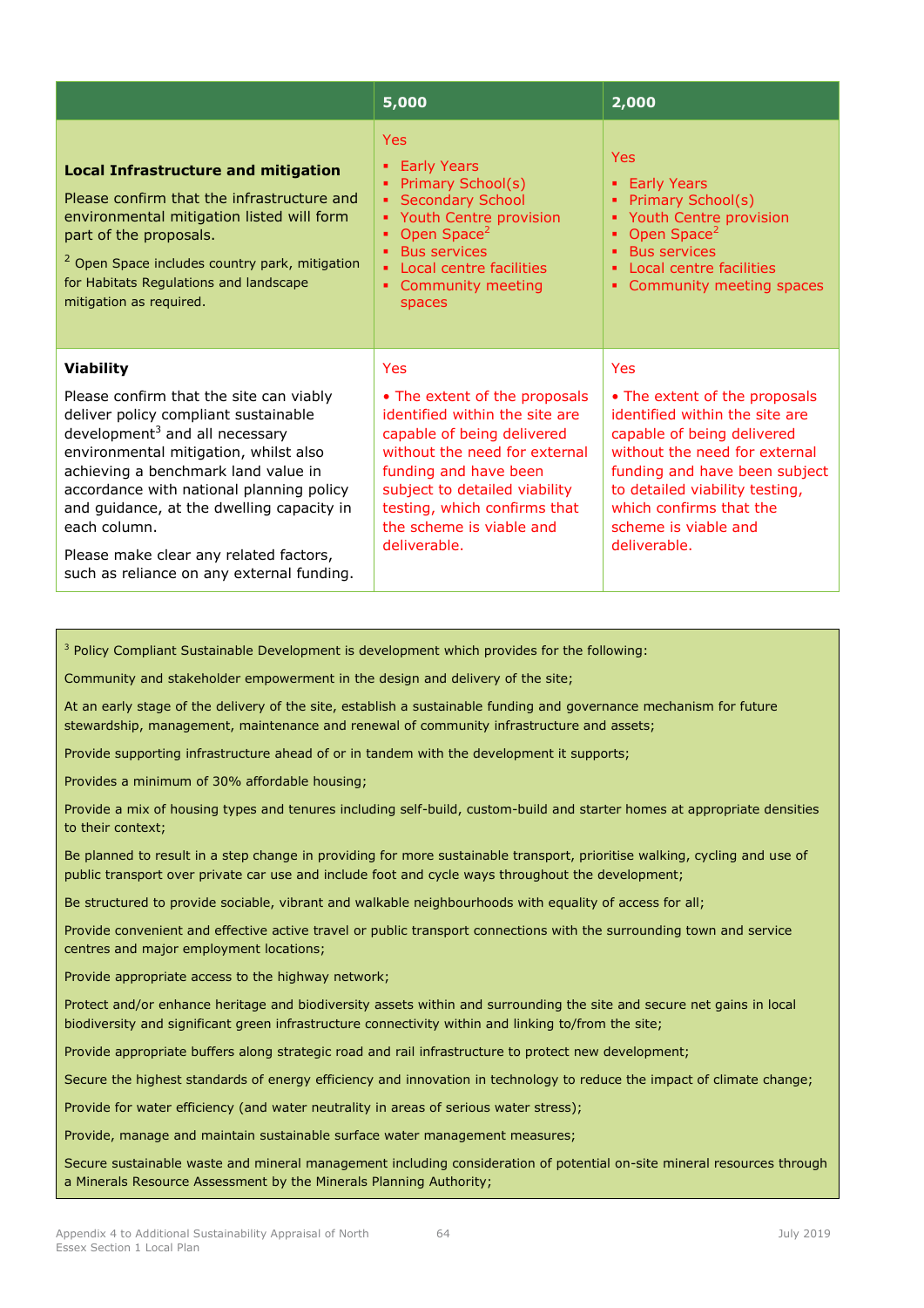| | 5,000 | 2,000 |
|---|---|---|
| **Local Infrastructure and mitigation**<br><br>Please confirm that the infrastructure and environmental mitigation listed will form part of the proposals.<br><br>[2] Open Space includes country park, mitigation for Habitats Regulations and landscape mitigation as required. | Yes<br><br>▪ Early Years<br>▪ Primary School(s)<br>▪ Secondary School<br>▪ Youth Centre provision<br>▪ Open Space[2]<br>▪ Bus services<br>▪ Local centre facilities<br>▪ Community meeting spaces | Yes<br><br>▪ Early Years<br>▪ Primary School(s)<br>▪ Youth Centre provision<br>▪ Open Space[2]<br>▪ Bus services<br>▪ Local centre facilities<br>▪ Community meeting spaces |
| **Viability**<br><br>Please confirm that the site can viably deliver policy compliant sustainable development[3] and all necessary environmental mitigation, whilst also achieving a benchmark land value in accordance with national planning policy and guidance, at the dwelling capacity in each column.<br><br>Please make clear any related factors, such as reliance on any external funding. | Yes<br><br>• The extent of the proposals identified within the site are capable of being delivered without the need for external funding and have been subject to detailed viability testing, which confirms that the scheme is viable and deliverable. | Yes<br><br>• The extent of the proposals identified within the site are capable of being delivered without the need for external funding and have been subject to detailed viability testing, which confirms that the scheme is viable and deliverable. |

[3] Policy Compliant Sustainable Development is development which provides for the following:

Community and stakeholder empowerment in the design and delivery of the site;

At an early stage of the delivery of the site, establish a sustainable funding and governance mechanism for future stewardship, management, maintenance and renewal of community infrastructure and assets;

Provide supporting infrastructure ahead of or in tandem with the development it supports;

Provides a minimum of 30% affordable housing;

Provide a mix of housing types and tenures including self-build, custom-build and starter homes at appropriate densities to their context;

Be planned to result in a step change in providing for more sustainable transport, prioritise walking, cycling and use of public transport over private car use and include foot and cycle ways throughout the development;

Be structured to provide sociable, vibrant and walkable neighbourhoods with equality of access for all;

Provide convenient and effective active travel or public transport connections with the surrounding town and service centres and major employment locations;

Provide appropriate access to the highway network;

Protect and/or enhance heritage and biodiversity assets within and surrounding the site and secure net gains in local biodiversity and significant green infrastructure connectivity within and linking to/from the site;

Provide appropriate buffers along strategic road and rail infrastructure to protect new development;

Secure the highest standards of energy efficiency and innovation in technology to reduce the impact of climate change;

Provide for water efficiency (and water neutrality in areas of serious water stress);

Provide, manage and maintain sustainable surface water management measures;

Secure sustainable waste and mineral management including consideration of potential on-site mineral resources through a Minerals Resource Assessment by the Minerals Planning Authority;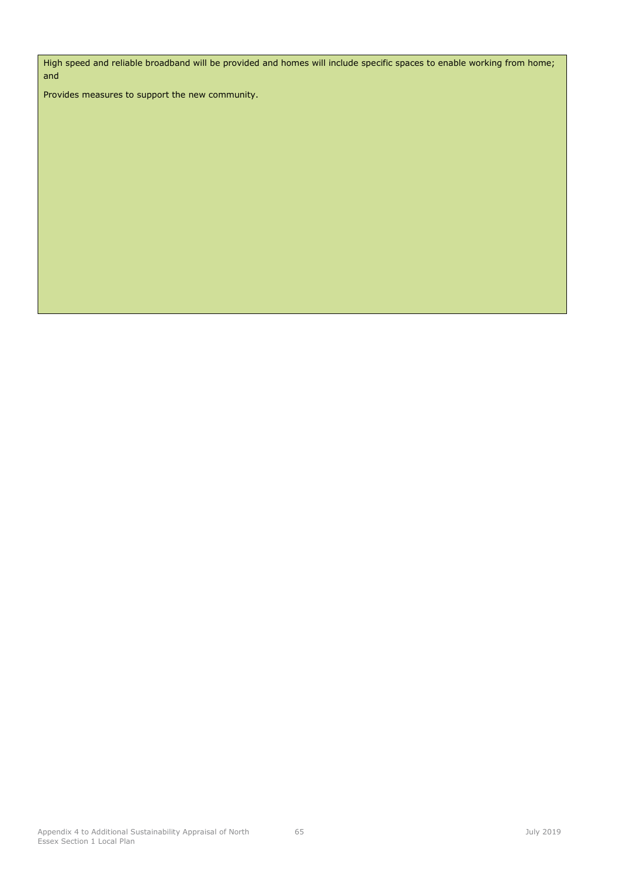High speed and reliable broadband will be provided and homes will include specific spaces to enable working from home; and

Provides measures to support the new community.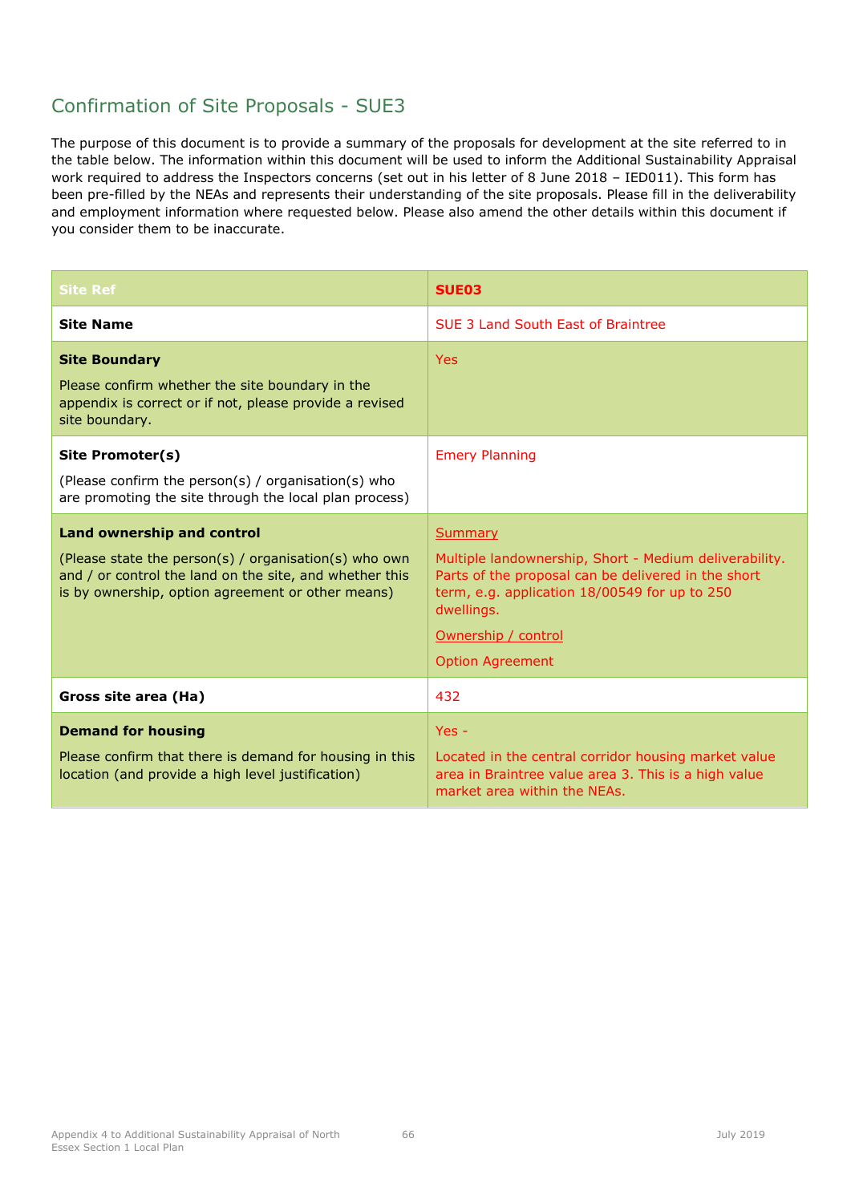## Confirmation of Site Proposals - SUE3

The purpose of this document is to provide a summary of the proposals for development at the site referred to in the table below. The information within this document will be used to inform the Additional Sustainability Appraisal work required to address the Inspectors concerns (set out in his letter of 8 June 2018 – IED011). This form has been pre-filled by the NEAs and represents their understanding of the site proposals. Please fill in the deliverability and employment information where requested below. Please also amend the other details within this document if you consider them to be inaccurate.

| Site Ref | SUE03 |
|---|---|
| **Site Name** | SUE 3 Land South East of Braintree |
| **Site Boundary**<br><br>Please confirm whether the site boundary in the appendix is correct or if not, please provide a revised site boundary. | Yes |
| **Site Promoter(s)**<br><br>(Please confirm the person(s) / organisation(s) who are promoting the site through the local plan process) | Emery Planning |
| **Land ownership and control**<br><br>(Please state the person(s) / organisation(s) who own and / or control the land on the site, and whether this is by ownership, option agreement or other means) | Summary<br><br>Multiple landownership, Short - Medium deliverability. Parts of the proposal can be delivered in the short term, e.g. application 18/00549 for up to 250 dwellings.<br><br>Ownership / control<br><br>Option Agreement |
| **Gross site area (Ha)** | 432 |
| **Demand for housing**<br><br>Please confirm that there is demand for housing in this location (and provide a high level justification) | Yes -<br><br>Located in the central corridor housing market value area in Braintree value area 3. This is a high value market area within the NEAs. |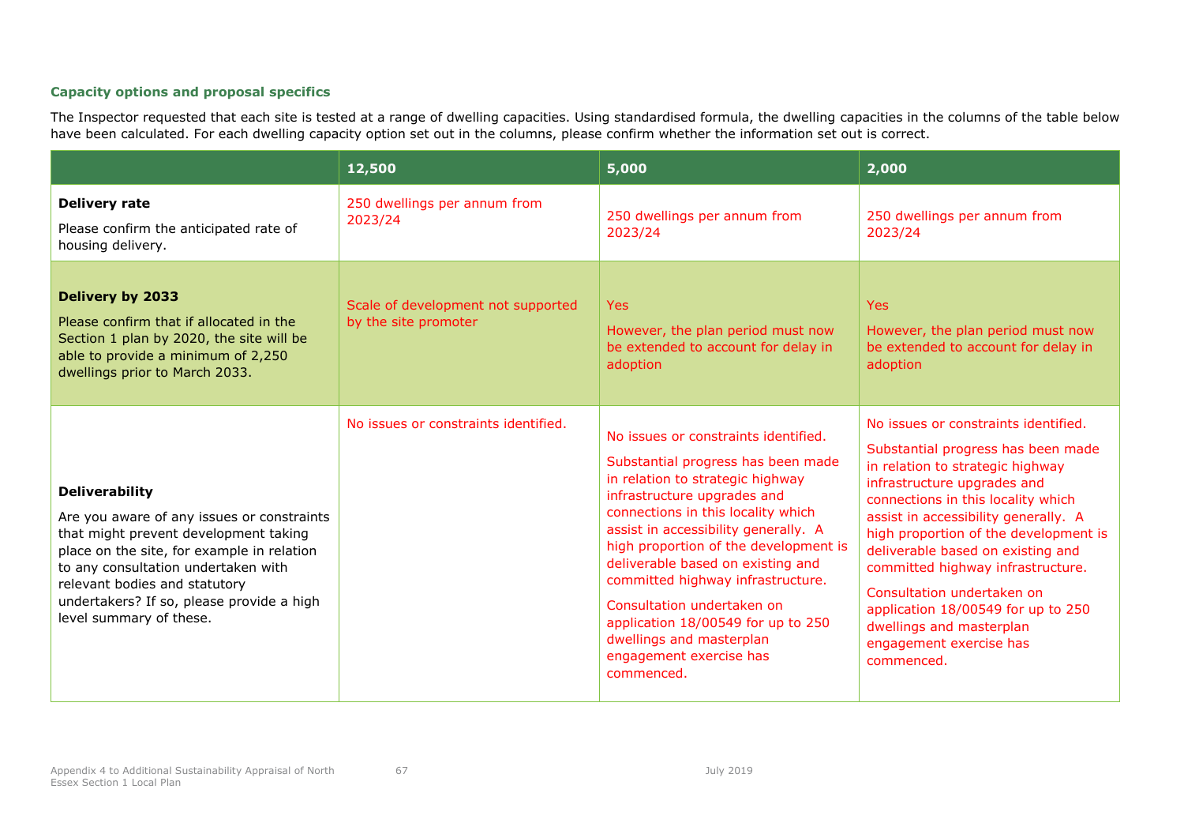### Capacity options and proposal specifics

The Inspector requested that each site is tested at a range of dwelling capacities. Using standardised formula, the dwelling capacities in the columns of the table below have been calculated. For each dwelling capacity option set out in the columns, please confirm whether the information set out is correct.

| | 12,500 | 5,000 | 2,000 |
|---|---|---|---|
| **Delivery rate**<br><br>Please confirm the anticipated rate of housing delivery. | 250 dwellings per annum from 2023/24 | 250 dwellings per annum from 2023/24 | 250 dwellings per annum from 2023/24 |
| **Delivery by 2033**<br><br>Please confirm that if allocated in the Section 1 plan by 2020, the site will be able to provide a minimum of 2,250 dwellings prior to March 2033. | Scale of development not supported by the site promoter | Yes<br><br>However, the plan period must now be extended to account for delay in adoption | Yes<br><br>However, the plan period must now be extended to account for delay in adoption |
| **Deliverability**<br><br>Are you aware of any issues or constraints that might prevent development taking place on the site, for example in relation to any consultation undertaken with relevant bodies and statutory undertakers? If so, please provide a high level summary of these. | No issues or constraints identified. | No issues or constraints identified.<br><br>Substantial progress has been made in relation to strategic highway infrastructure upgrades and connections in this locality which assist in accessibility generally. A high proportion of the development is deliverable based on existing and committed highway infrastructure.<br><br>Consultation undertaken on application 18/00549 for up to 250 dwellings and masterplan engagement exercise has commenced. | No issues or constraints identified.<br><br>Substantial progress has been made in relation to strategic highway infrastructure upgrades and connections in this locality which assist in accessibility generally. A high proportion of the development is deliverable based on existing and committed highway infrastructure.<br><br>Consultation undertaken on application 18/00549 for up to 250 dwellings and masterplan engagement exercise has commenced. |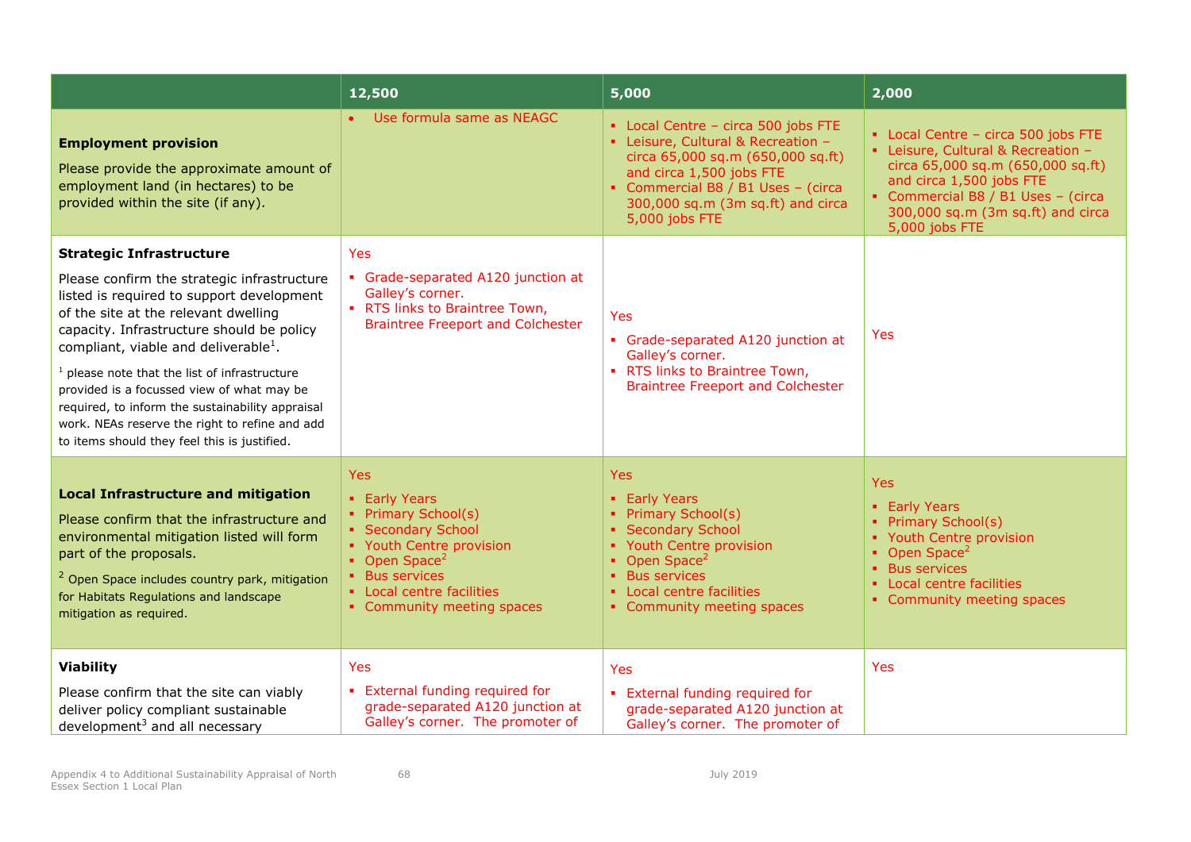| | 12,500 | 5,000 | 2,000 |
|---|---|---|---|
| **Employment provision**<br><br>Please provide the approximate amount of employment land (in hectares) to be provided within the site (if any). | • Use formula same as NEAGC | ▪ Local Centre – circa 500 jobs FTE<br>▪ Leisure, Cultural & Recreation – circa 65,000 sq.m (650,000 sq.ft) and circa 1,500 jobs FTE<br>▪ Commercial B8 / B1 Uses – (circa 300,000 sq.m (3m sq.ft) and circa 5,000 jobs FTE | ▪ Local Centre – circa 500 jobs FTE<br>▪ Leisure, Cultural & Recreation – circa 65,000 sq.m (650,000 sq.ft) and circa 1,500 jobs FTE<br>▪ Commercial B8 / B1 Uses – (circa 300,000 sq.m (3m sq.ft) and circa 5,000 jobs FTE |
| **Strategic Infrastructure**<br><br>Please confirm the strategic infrastructure listed is required to support development of the site at the relevant dwelling capacity. Infrastructure should be policy compliant, viable and deliverable[1].<br><br>[1] please note that the list of infrastructure provided is a focussed view of what may be required, to inform the sustainability appraisal work. NEAs reserve the right to refine and add to items should they feel this is justified. | Yes<br><br>▪ Grade-separated A120 junction at Galley's corner.<br>▪ RTS links to Braintree Town, Braintree Freeport and Colchester | Yes<br><br>▪ Grade-separated A120 junction at Galley's corner.<br>▪ RTS links to Braintree Town, Braintree Freeport and Colchester | Yes |
| **Local Infrastructure and mitigation**<br><br>Please confirm that the infrastructure and environmental mitigation listed will form part of the proposals.<br><br>[2] Open Space includes country park, mitigation for Habitats Regulations and landscape mitigation as required. | Yes<br><br>▪ Early Years<br>▪ Primary School(s)<br>▪ Secondary School<br>▪ Youth Centre provision<br>▪ Open Space[2]<br>▪ Bus services<br>▪ Local centre facilities<br>▪ Community meeting spaces | Yes<br><br>▪ Early Years<br>▪ Primary School(s)<br>▪ Secondary School<br>▪ Youth Centre provision<br>▪ Open Space[2]<br>▪ Bus services<br>▪ Local centre facilities<br>▪ Community meeting spaces | Yes<br><br>▪ Early Years<br>▪ Primary School(s)<br>▪ Youth Centre provision<br>▪ Open Space[2]<br>▪ Bus services<br>▪ Local centre facilities<br>▪ Community meeting spaces |
| **Viability**<br><br>Please confirm that the site can viably deliver policy compliant sustainable development[3] and all necessary | Yes<br><br>▪ External funding required for grade-separated A120 junction at Galley's corner. The promoter of | Yes<br><br>▪ External funding required for grade-separated A120 junction at Galley's corner. The promoter of | Yes |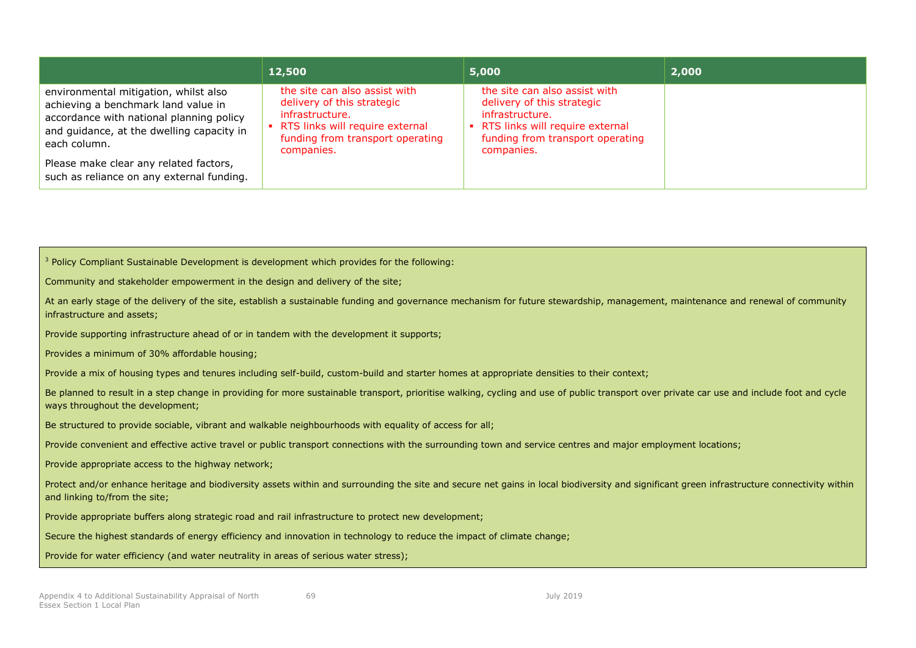| | 12,500 | 5,000 | 2,000 |
|---|---|---|---|
| environmental mitigation, whilst also achieving a benchmark land value in accordance with national planning policy and guidance, at the dwelling capacity in each column.<br><br>Please make clear any related factors, such as reliance on any external funding. | the site can also assist with delivery of this strategic infrastructure.<br>▪ RTS links will require external funding from transport operating companies. | the site can also assist with delivery of this strategic infrastructure.<br>▪ RTS links will require external funding from transport operating companies. | |

[3] Policy Compliant Sustainable Development is development which provides for the following:

Community and stakeholder empowerment in the design and delivery of the site;

At an early stage of the delivery of the site, establish a sustainable funding and governance mechanism for future stewardship, management, maintenance and renewal of community infrastructure and assets;

Provide supporting infrastructure ahead of or in tandem with the development it supports;

Provides a minimum of 30% affordable housing;

Provide a mix of housing types and tenures including self-build, custom-build and starter homes at appropriate densities to their context;

Be planned to result in a step change in providing for more sustainable transport, prioritise walking, cycling and use of public transport over private car use and include foot and cycle ways throughout the development;

Be structured to provide sociable, vibrant and walkable neighbourhoods with equality of access for all;

Provide convenient and effective active travel or public transport connections with the surrounding town and service centres and major employment locations;

Provide appropriate access to the highway network;

Protect and/or enhance heritage and biodiversity assets within and surrounding the site and secure net gains in local biodiversity and significant green infrastructure connectivity within and linking to/from the site;

Provide appropriate buffers along strategic road and rail infrastructure to protect new development;

Secure the highest standards of energy efficiency and innovation in technology to reduce the impact of climate change;

Provide for water efficiency (and water neutrality in areas of serious water stress);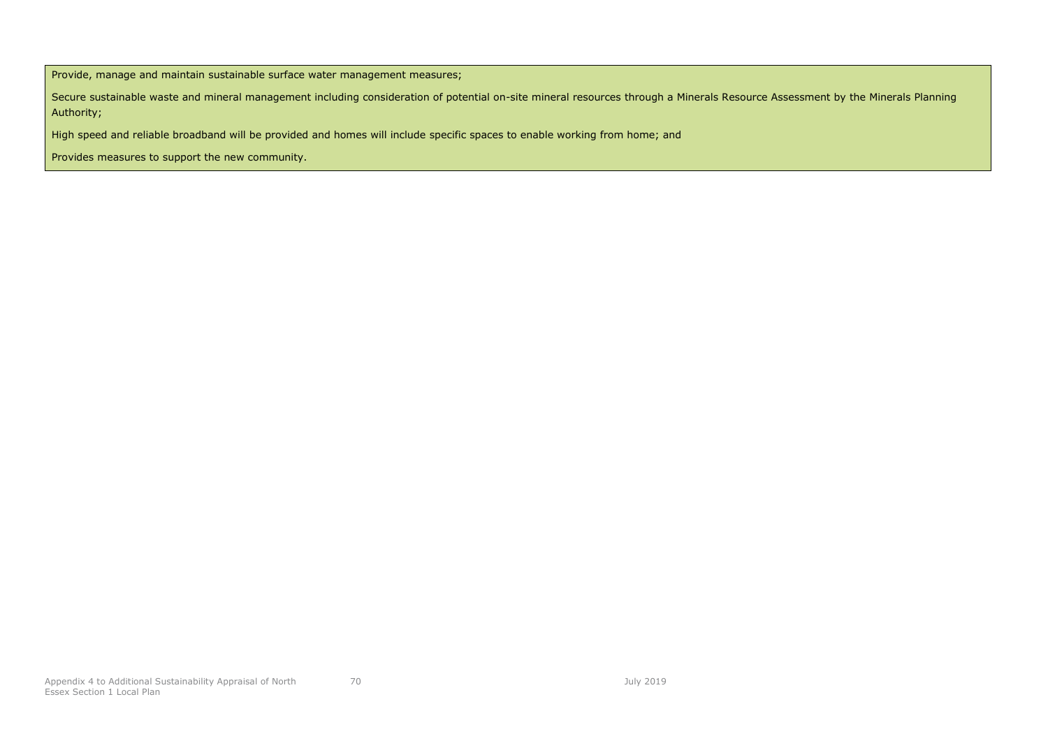Provide, manage and maintain sustainable surface water management measures;

Secure sustainable waste and mineral management including consideration of potential on-site mineral resources through a Minerals Resource Assessment by the Minerals Planning Authority;

High speed and reliable broadband will be provided and homes will include specific spaces to enable working from home; and

Provides measures to support the new community.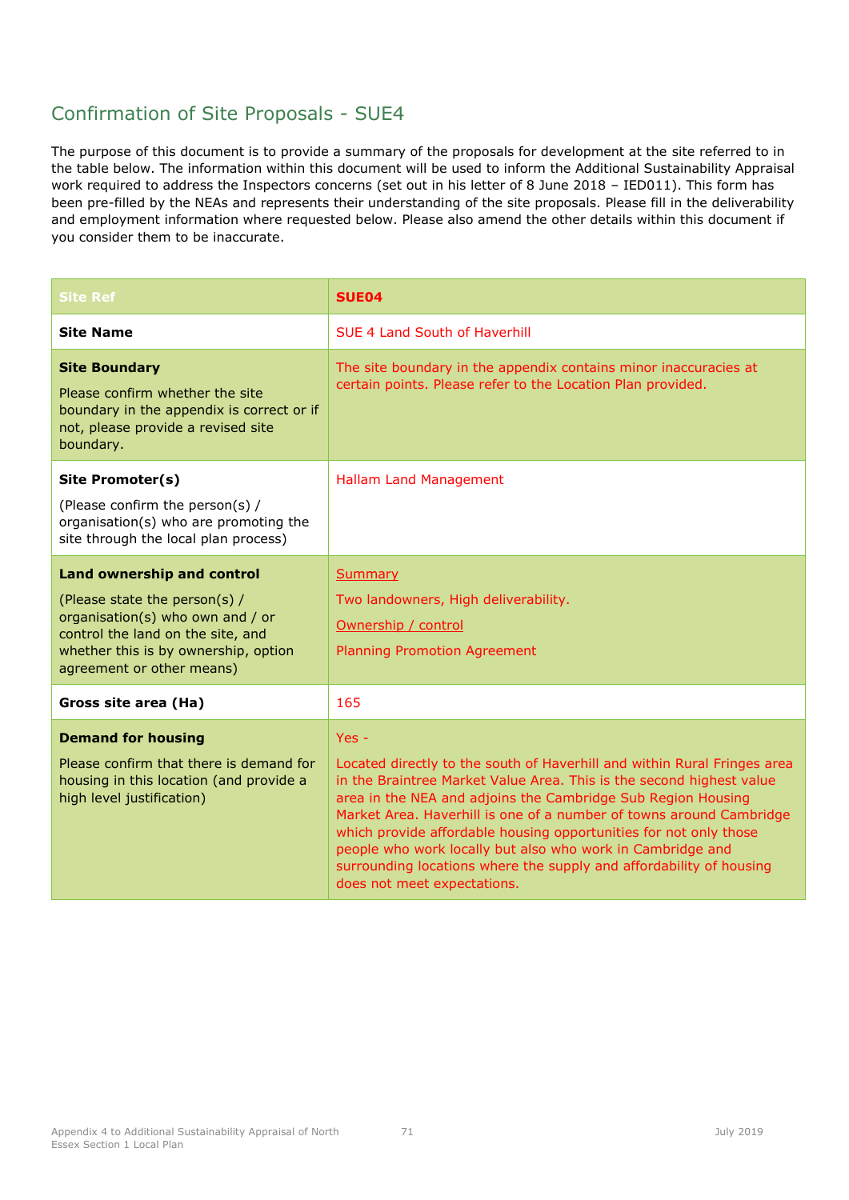## Confirmation of Site Proposals - SUE4

The purpose of this document is to provide a summary of the proposals for development at the site referred to in the table below. The information within this document will be used to inform the Additional Sustainability Appraisal work required to address the Inspectors concerns (set out in his letter of 8 June 2018 – IED011). This form has been pre-filled by the NEAs and represents their understanding of the site proposals. Please fill in the deliverability and employment information where requested below. Please also amend the other details within this document if you consider them to be inaccurate.

| Site Ref | **SUE04** |
|---|---|
| **Site Name** | SUE 4 Land South of Haverhill |
| **Site Boundary**<br><br>Please confirm whether the site boundary in the appendix is correct or if not, please provide a revised site boundary. | The site boundary in the appendix contains minor inaccuracies at certain points. Please refer to the Location Plan provided. |
| **Site Promoter(s)**<br><br>(Please confirm the person(s) / organisation(s) who are promoting the site through the local plan process) | Hallam Land Management |
| **Land ownership and control**<br><br>(Please state the person(s) / organisation(s) who own and / or control the land on the site, and whether this is by ownership, option agreement or other means) | Summary<br><br>Two landowners, High deliverability.<br><br>Ownership / control<br><br>Planning Promotion Agreement |
| **Gross site area (Ha)** | 165 |
| **Demand for housing**<br><br>Please confirm that there is demand for housing in this location (and provide a high level justification) | Yes -<br><br>Located directly to the south of Haverhill and within Rural Fringes area in the Braintree Market Value Area. This is the second highest value area in the NEA and adjoins the Cambridge Sub Region Housing Market Area. Haverhill is one of a number of towns around Cambridge which provide affordable housing opportunities for not only those people who work locally but also who work in Cambridge and surrounding locations where the supply and affordability of housing does not meet expectations. |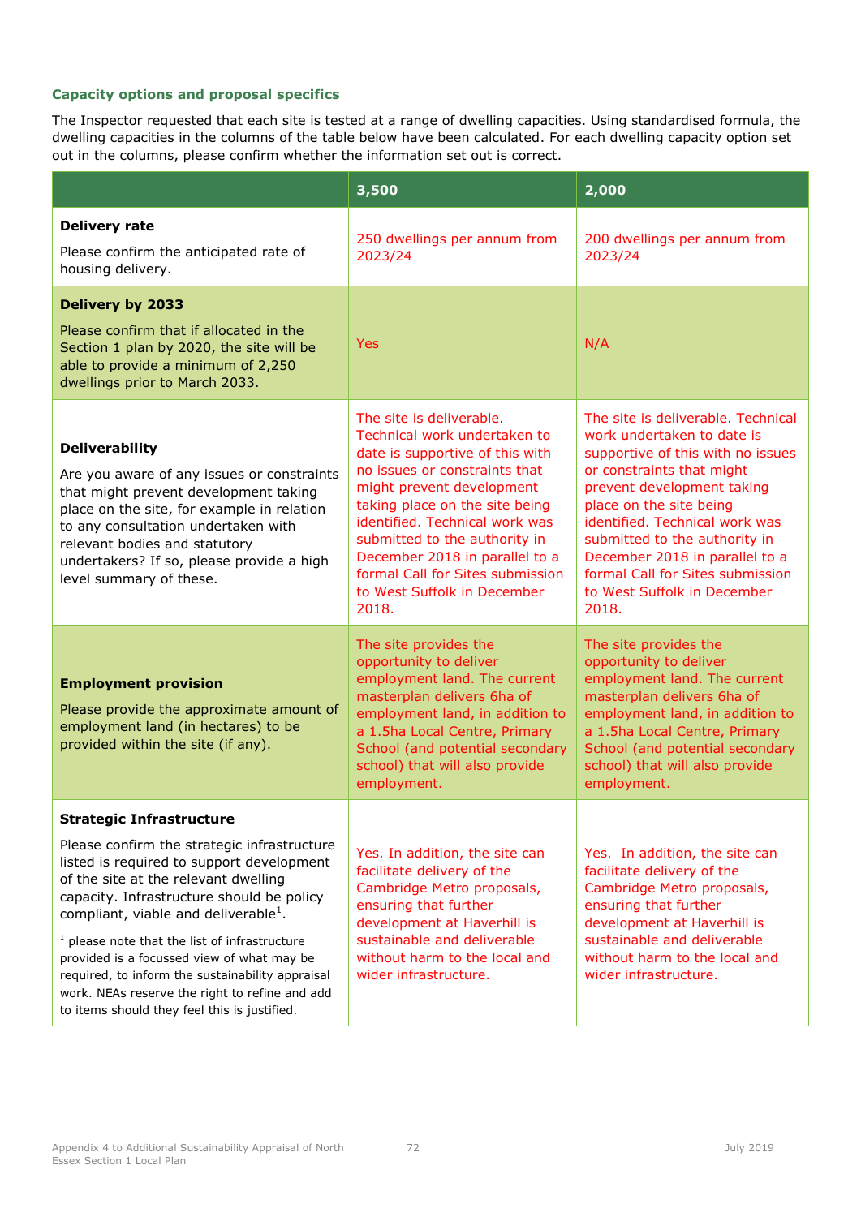### Capacity options and proposal specifics

The Inspector requested that each site is tested at a range of dwelling capacities. Using standardised formula, the dwelling capacities in the columns of the table below have been calculated. For each dwelling capacity option set out in the columns, please confirm whether the information set out is correct.

| | 3,500 | 2,000 |
|---|---|---|
| **Delivery rate**<br><br>Please confirm the anticipated rate of housing delivery. | 250 dwellings per annum from 2023/24 | 200 dwellings per annum from 2023/24 |
| **Delivery by 2033**<br><br>Please confirm that if allocated in the Section 1 plan by 2020, the site will be able to provide a minimum of 2,250 dwellings prior to March 2033. | Yes | N/A |
| **Deliverability**<br><br>Are you aware of any issues or constraints that might prevent development taking place on the site, for example in relation to any consultation undertaken with relevant bodies and statutory undertakers? If so, please provide a high level summary of these. | The site is deliverable. Technical work undertaken to date is supportive of this with no issues or constraints that might prevent development taking place on the site being identified. Technical work was submitted to the authority in December 2018 in parallel to a formal Call for Sites submission to West Suffolk in December 2018. | The site is deliverable. Technical work undertaken to date is supportive of this with no issues or constraints that might prevent development taking place on the site being identified. Technical work was submitted to the authority in December 2018 in parallel to a formal Call for Sites submission to West Suffolk in December 2018. |
| **Employment provision**<br><br>Please provide the approximate amount of employment land (in hectares) to be provided within the site (if any). | The site provides the opportunity to deliver employment land. The current masterplan delivers 6ha of employment land, in addition to a 1.5ha Local Centre, Primary School (and potential secondary school) that will also provide employment. | The site provides the opportunity to deliver employment land. The current masterplan delivers 6ha of employment land, in addition to a 1.5ha Local Centre, Primary School (and potential secondary school) that will also provide employment. |
| **Strategic Infrastructure**<br><br>Please confirm the strategic infrastructure listed is required to support development of the site at the relevant dwelling capacity. Infrastructure should be policy compliant, viable and deliverable[1].<br><br>[1] please note that the list of infrastructure provided is a focussed view of what may be required, to inform the sustainability appraisal work. NEAs reserve the right to refine and add to items should they feel this is justified. | Yes. In addition, the site can facilitate delivery of the Cambridge Metro proposals, ensuring that further development at Haverhill is sustainable and deliverable without harm to the local and wider infrastructure. | Yes. In addition, the site can facilitate delivery of the Cambridge Metro proposals, ensuring that further development at Haverhill is sustainable and deliverable without harm to the local and wider infrastructure. |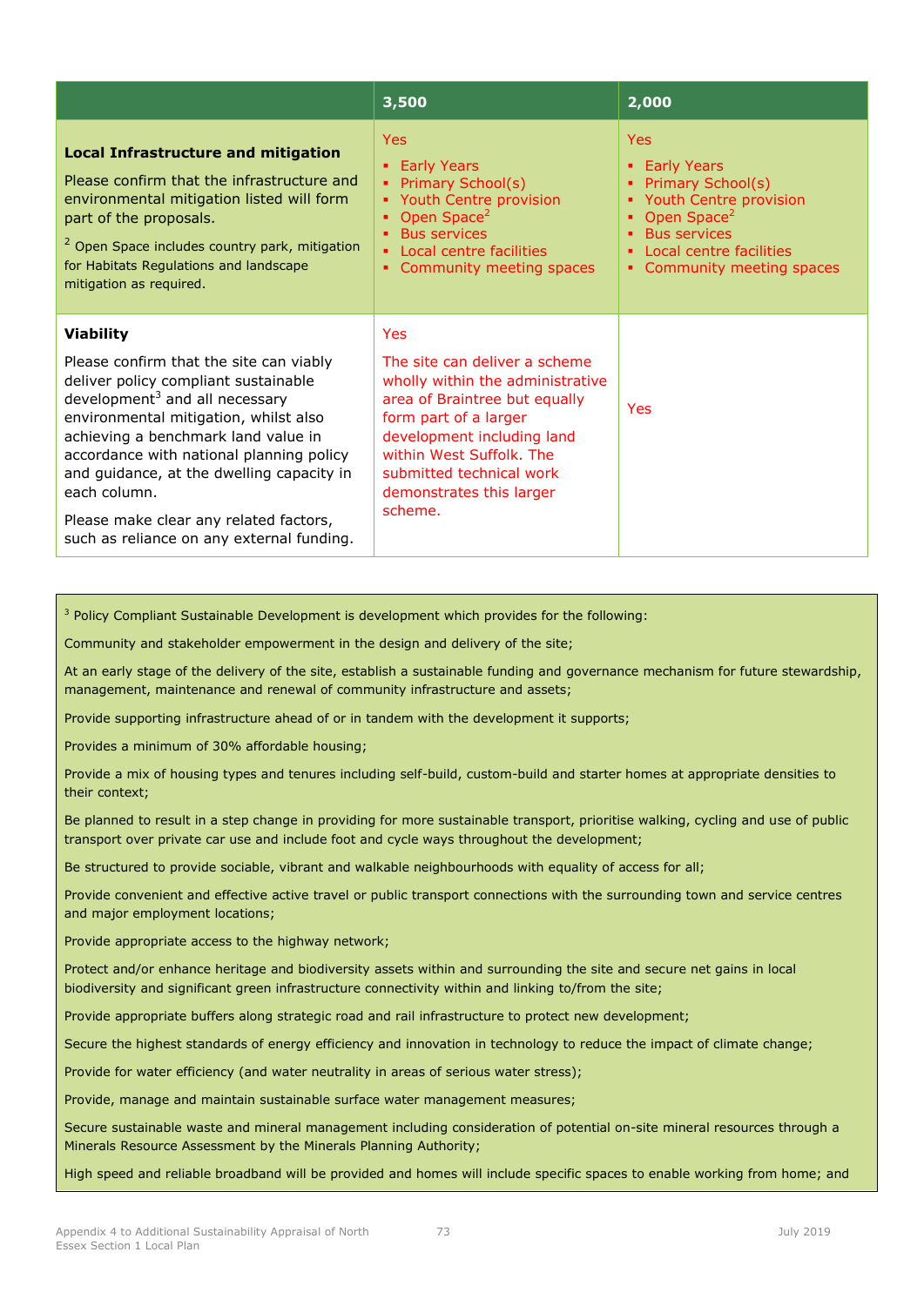| | 3,500 | 2,000 |
|---|---|---|
| **Local Infrastructure and mitigation**<br><br>Please confirm that the infrastructure and environmental mitigation listed will form part of the proposals.<br><br>[2] Open Space includes country park, mitigation for Habitats Regulations and landscape mitigation as required. | Yes<br>▪ Early Years<br>▪ Primary School(s)<br>▪ Youth Centre provision<br>▪ Open Space[2]<br>▪ Bus services<br>▪ Local centre facilities<br>▪ Community meeting spaces | Yes<br>▪ Early Years<br>▪ Primary School(s)<br>▪ Youth Centre provision<br>▪ Open Space[2]<br>▪ Bus services<br>▪ Local centre facilities<br>▪ Community meeting spaces |
| **Viability**<br><br>Please confirm that the site can viably deliver policy compliant sustainable development[3] and all necessary environmental mitigation, whilst also achieving a benchmark land value in accordance with national planning policy and guidance, at the dwelling capacity in each column.<br><br>Please make clear any related factors, such as reliance on any external funding. | Yes<br><br>The site can deliver a scheme wholly within the administrative area of Braintree but equally form part of a larger development including land within West Suffolk. The submitted technical work demonstrates this larger scheme. | Yes |

[3] Policy Compliant Sustainable Development is development which provides for the following:

Community and stakeholder empowerment in the design and delivery of the site;

At an early stage of the delivery of the site, establish a sustainable funding and governance mechanism for future stewardship, management, maintenance and renewal of community infrastructure and assets;

Provide supporting infrastructure ahead of or in tandem with the development it supports;

Provides a minimum of 30% affordable housing;

Provide a mix of housing types and tenures including self-build, custom-build and starter homes at appropriate densities to their context;

Be planned to result in a step change in providing for more sustainable transport, prioritise walking, cycling and use of public transport over private car use and include foot and cycle ways throughout the development;

Be structured to provide sociable, vibrant and walkable neighbourhoods with equality of access for all;

Provide convenient and effective active travel or public transport connections with the surrounding town and service centres and major employment locations;

Provide appropriate access to the highway network;

Protect and/or enhance heritage and biodiversity assets within and surrounding the site and secure net gains in local biodiversity and significant green infrastructure connectivity within and linking to/from the site;

Provide appropriate buffers along strategic road and rail infrastructure to protect new development;

Secure the highest standards of energy efficiency and innovation in technology to reduce the impact of climate change;

Provide for water efficiency (and water neutrality in areas of serious water stress);

Provide, manage and maintain sustainable surface water management measures;

Secure sustainable waste and mineral management including consideration of potential on-site mineral resources through a Minerals Resource Assessment by the Minerals Planning Authority;

High speed and reliable broadband will be provided and homes will include specific spaces to enable working from home; and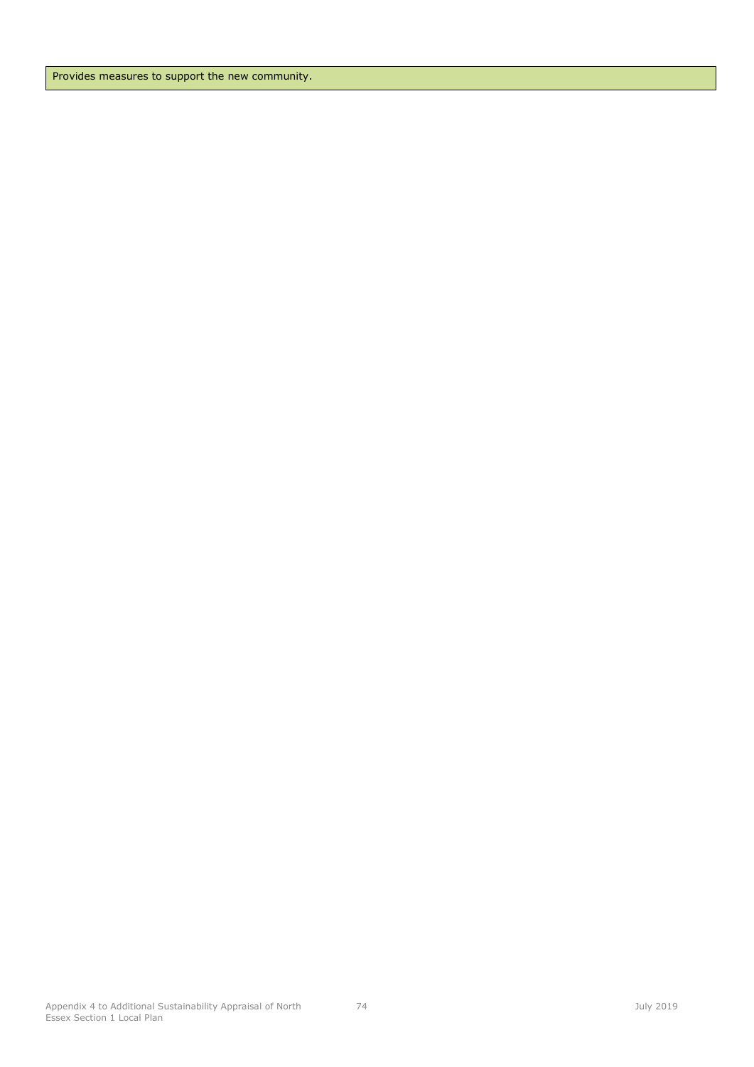| |
|---|
| Provides measures to support the new community. |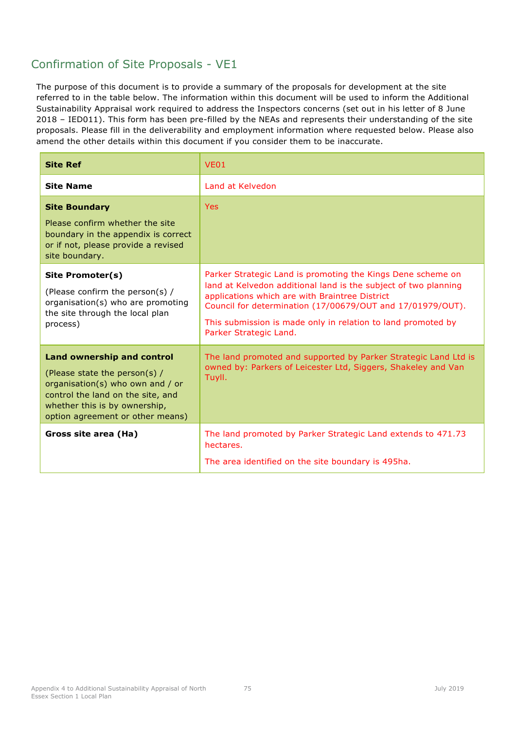## Confirmation of Site Proposals - VE1

The purpose of this document is to provide a summary of the proposals for development at the site referred to in the table below. The information within this document will be used to inform the Additional Sustainability Appraisal work required to address the Inspectors concerns (set out in his letter of 8 June 2018 – IED011). This form has been pre-filled by the NEAs and represents their understanding of the site proposals. Please fill in the deliverability and employment information where requested below. Please also amend the other details within this document if you consider them to be inaccurate.

| **Site Ref** | VE01 |
|---|---|
| **Site Name** | Land at Kelvedon |
| **Site Boundary**<br><br>Please confirm whether the site boundary in the appendix is correct or if not, please provide a revised site boundary. | Yes |
| **Site Promoter(s)**<br><br>(Please confirm the person(s) / organisation(s) who are promoting the site through the local plan process) | Parker Strategic Land is promoting the Kings Dene scheme on land at Kelvedon additional land is the subject of two planning applications which are with Braintree District Council for determination (17/00679/OUT and 17/01979/OUT).<br><br>This submission is made only in relation to land promoted by Parker Strategic Land. |
| **Land ownership and control**<br><br>(Please state the person(s) / organisation(s) who own and / or control the land on the site, and whether this is by ownership, option agreement or other means) | The land promoted and supported by Parker Strategic Land Ltd is owned by: Parkers of Leicester Ltd, Siggers, Shakeley and Van Tuyll. |
| **Gross site area (Ha)** | The land promoted by Parker Strategic Land extends to 471.73 hectares.<br><br>The area identified on the site boundary is 495ha. |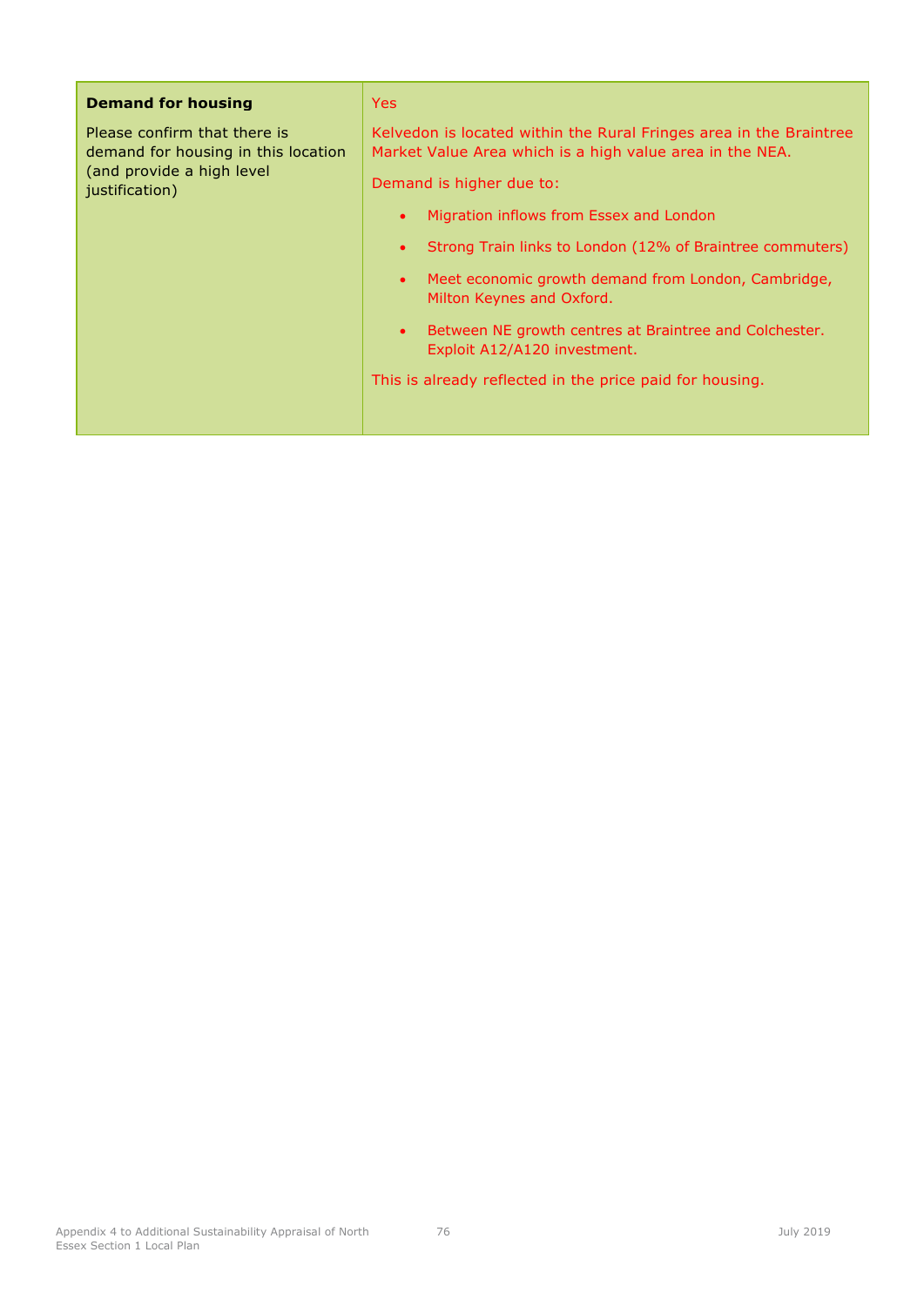| **Demand for housing**<br><br>Please confirm that there is demand for housing in this location (and provide a high level justification) | Yes<br><br>Kelvedon is located within the Rural Fringes area in the Braintree Market Value Area which is a high value area in the NEA.<br><br>Demand is higher due to:<br><br>• Migration inflows from Essex and London<br>• Strong Train links to London (12% of Braintree commuters)<br>• Meet economic growth demand from London, Cambridge, Milton Keynes and Oxford.<br>• Between NE growth centres at Braintree and Colchester. Exploit A12/A120 investment.<br><br>This is already reflected in the price paid for housing. |
|---|---|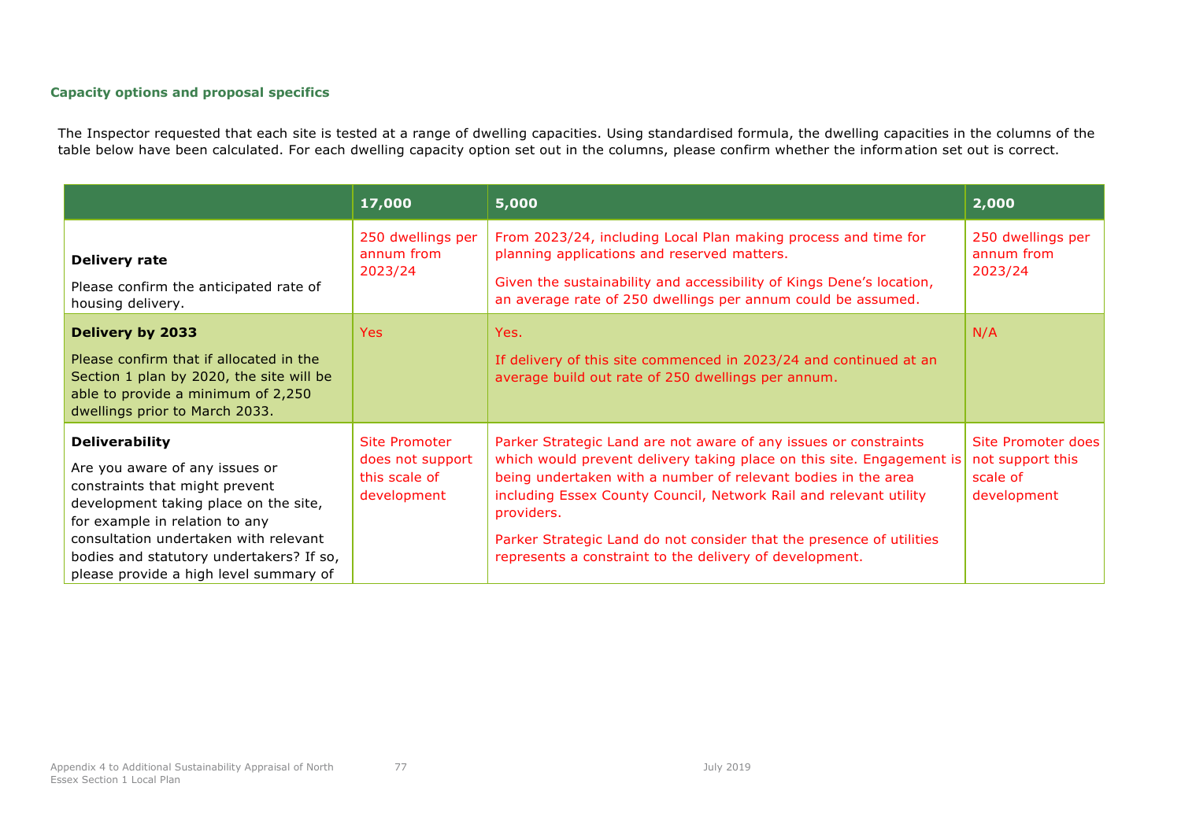### Capacity options and proposal specifics

The Inspector requested that each site is tested at a range of dwelling capacities. Using standardised formula, the dwelling capacities in the columns of the table below have been calculated. For each dwelling capacity option set out in the columns, please confirm whether the information set out is correct.

| | 17,000 | 5,000 | 2,000 |
|---|---|---|---|
| **Delivery rate**<br><br>Please confirm the anticipated rate of housing delivery. | 250 dwellings per annum from 2023/24 | From 2023/24, including Local Plan making process and time for planning applications and reserved matters.<br><br>Given the sustainability and accessibility of Kings Dene's location, an average rate of 250 dwellings per annum could be assumed. | 250 dwellings per annum from 2023/24 |
| **Delivery by 2033**<br><br>Please confirm that if allocated in the Section 1 plan by 2020, the site will be able to provide a minimum of 2,250 dwellings prior to March 2033. | Yes | Yes.<br><br>If delivery of this site commenced in 2023/24 and continued at an average build out rate of 250 dwellings per annum. | N/A |
| **Deliverability**<br><br>Are you aware of any issues or constraints that might prevent development taking place on the site, for example in relation to any consultation undertaken with relevant bodies and statutory undertakers? If so, please provide a high level summary of | Site Promoter does not support this scale of development | Parker Strategic Land are not aware of any issues or constraints which would prevent delivery taking place on this site. Engagement is being undertaken with a number of relevant bodies in the area including Essex County Council, Network Rail and relevant utility providers.<br><br>Parker Strategic Land do not consider that the presence of utilities represents a constraint to the delivery of development. | Site Promoter does not support this scale of development |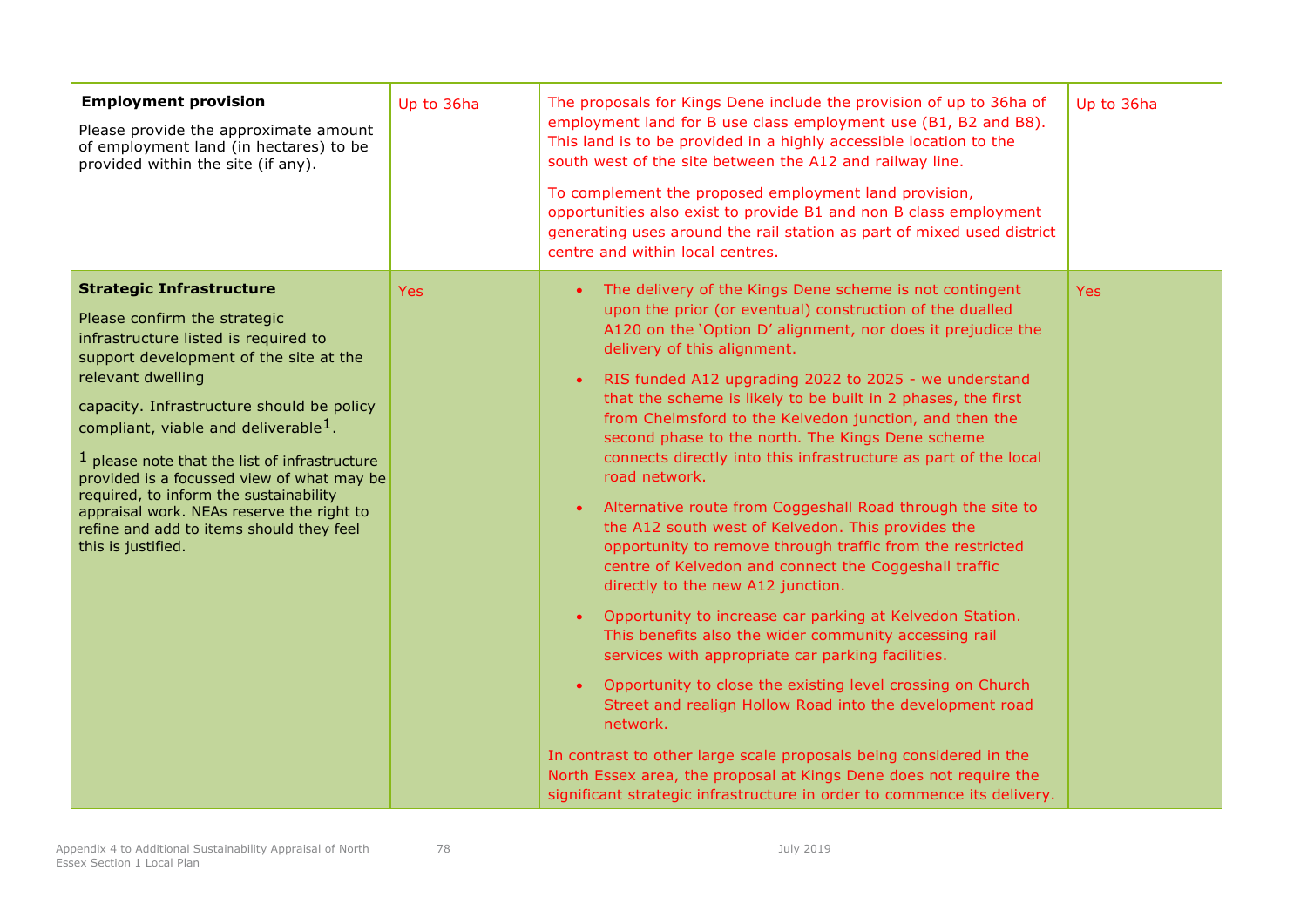| | | | |
|---|---|---|---|
| **Employment provision**<br><br>Please provide the approximate amount of employment land (in hectares) to be provided within the site (if any). | Up to 36ha | The proposals for Kings Dene include the provision of up to 36ha of employment land for B use class employment use (B1, B2 and B8). This land is to be provided in a highly accessible location to the south west of the site between the A12 and railway line.<br><br>To complement the proposed employment land provision, opportunities also exist to provide B1 and non B class employment generating uses around the rail station as part of mixed used district centre and within local centres. | Up to 36ha |
| **Strategic Infrastructure**<br><br>Please confirm the strategic infrastructure listed is required to support development of the site at the relevant dwelling<br><br>capacity. Infrastructure should be policy compliant, viable and deliverable[1].<br><br>[1] please note that the list of infrastructure provided is a focussed view of what may be required, to inform the sustainability appraisal work. NEAs reserve the right to refine and add to items should they feel this is justified. | Yes | • The delivery of the Kings Dene scheme is not contingent upon the prior (or eventual) construction of the dualled A120 on the 'Option D' alignment, nor does it prejudice the delivery of this alignment.<br><br>• RIS funded A12 upgrading 2022 to 2025 - we understand that the scheme is likely to be built in 2 phases, the first from Chelmsford to the Kelvedon junction, and then the second phase to the north. The Kings Dene scheme connects directly into this infrastructure as part of the local road network.<br><br>• Alternative route from Coggeshall Road through the site to the A12 south west of Kelvedon. This provides the opportunity to remove through traffic from the restricted centre of Kelvedon and connect the Coggeshall traffic directly to the new A12 junction.<br><br>• Opportunity to increase car parking at Kelvedon Station. This benefits also the wider community accessing rail services with appropriate car parking facilities.<br><br>• Opportunity to close the existing level crossing on Church Street and realign Hollow Road into the development road network.<br><br>In contrast to other large scale proposals being considered in the North Essex area, the proposal at Kings Dene does not require the significant strategic infrastructure in order to commence its delivery. | Yes |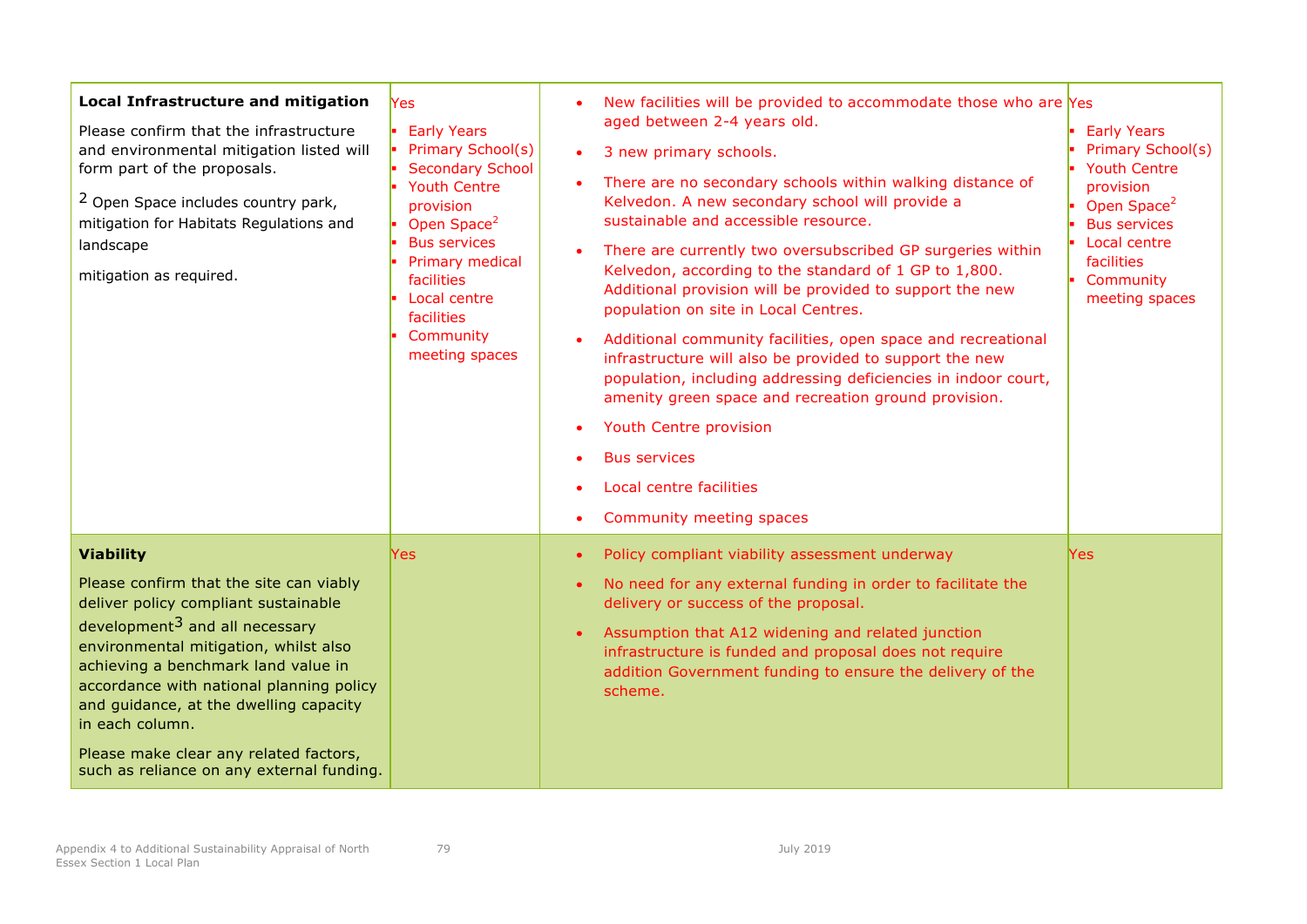| | | | |
|---|---|---|---|
| **Local Infrastructure and mitigation**<br><br>Please confirm that the infrastructure and environmental mitigation listed will form part of the proposals.<br><br>[2] Open Space includes country park, mitigation for Habitats Regulations and landscape<br><br>mitigation as required. | Yes<br>- Early Years<br>- Primary School(s)<br>- Secondary School<br>- Youth Centre provision<br>- Open Space[2]<br>- Bus services<br>- Primary medical facilities<br>- Local centre facilities<br>- Community meeting spaces | - New facilities will be provided to accommodate those who are aged between 2-4 years old.<br>- 3 new primary schools.<br>- There are no secondary schools within walking distance of Kelvedon. A new secondary school will provide a sustainable and accessible resource.<br>- There are currently two oversubscribed GP surgeries within Kelvedon, according to the standard of 1 GP to 1,800. Additional provision will be provided to support the new population on site in Local Centres.<br>- Additional community facilities, open space and recreational infrastructure will also be provided to support the new population, including addressing deficiencies in indoor court, amenity green space and recreation ground provision.<br>- Youth Centre provision<br>- Bus services<br>- Local centre facilities<br>- Community meeting spaces | Yes<br>- Early Years<br>- Primary School(s)<br>- Youth Centre provision<br>- Open Space[2]<br>- Bus services<br>- Local centre facilities<br>- Community meeting spaces |
| **Viability**<br><br>Please confirm that the site can viably deliver policy compliant sustainable development[3] and all necessary environmental mitigation, whilst also achieving a benchmark land value in accordance with national planning policy and guidance, at the dwelling capacity in each column.<br><br>Please make clear any related factors, such as reliance on any external funding. | Yes | - Policy compliant viability assessment underway<br>- No need for any external funding in order to facilitate the delivery or success of the proposal.<br>- Assumption that A12 widening and related junction infrastructure is funded and proposal does not require addition Government funding to ensure the delivery of the scheme. | Yes |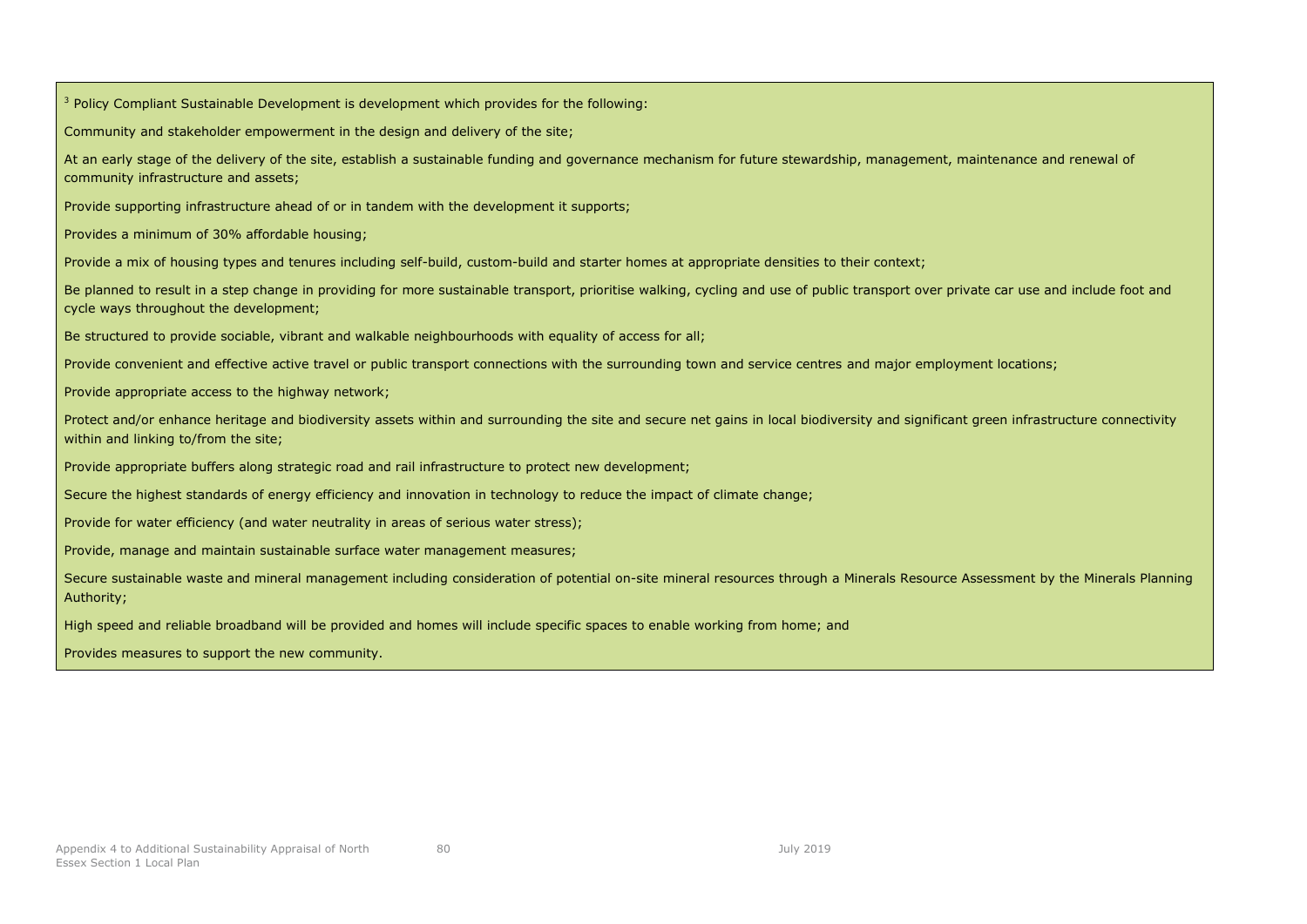[3] Policy Compliant Sustainable Development is development which provides for the following:

Community and stakeholder empowerment in the design and delivery of the site;

At an early stage of the delivery of the site, establish a sustainable funding and governance mechanism for future stewardship, management, maintenance and renewal of community infrastructure and assets;

Provide supporting infrastructure ahead of or in tandem with the development it supports;

Provides a minimum of 30% affordable housing;

Provide a mix of housing types and tenures including self-build, custom-build and starter homes at appropriate densities to their context;

Be planned to result in a step change in providing for more sustainable transport, prioritise walking, cycling and use of public transport over private car use and include foot and cycle ways throughout the development;

Be structured to provide sociable, vibrant and walkable neighbourhoods with equality of access for all;

Provide convenient and effective active travel or public transport connections with the surrounding town and service centres and major employment locations;

Provide appropriate access to the highway network;

Protect and/or enhance heritage and biodiversity assets within and surrounding the site and secure net gains in local biodiversity and significant green infrastructure connectivity within and linking to/from the site;

Provide appropriate buffers along strategic road and rail infrastructure to protect new development;

Secure the highest standards of energy efficiency and innovation in technology to reduce the impact of climate change;

Provide for water efficiency (and water neutrality in areas of serious water stress);

Provide, manage and maintain sustainable surface water management measures;

Secure sustainable waste and mineral management including consideration of potential on-site mineral resources through a Minerals Resource Assessment by the Minerals Planning Authority;

High speed and reliable broadband will be provided and homes will include specific spaces to enable working from home; and

Provides measures to support the new community.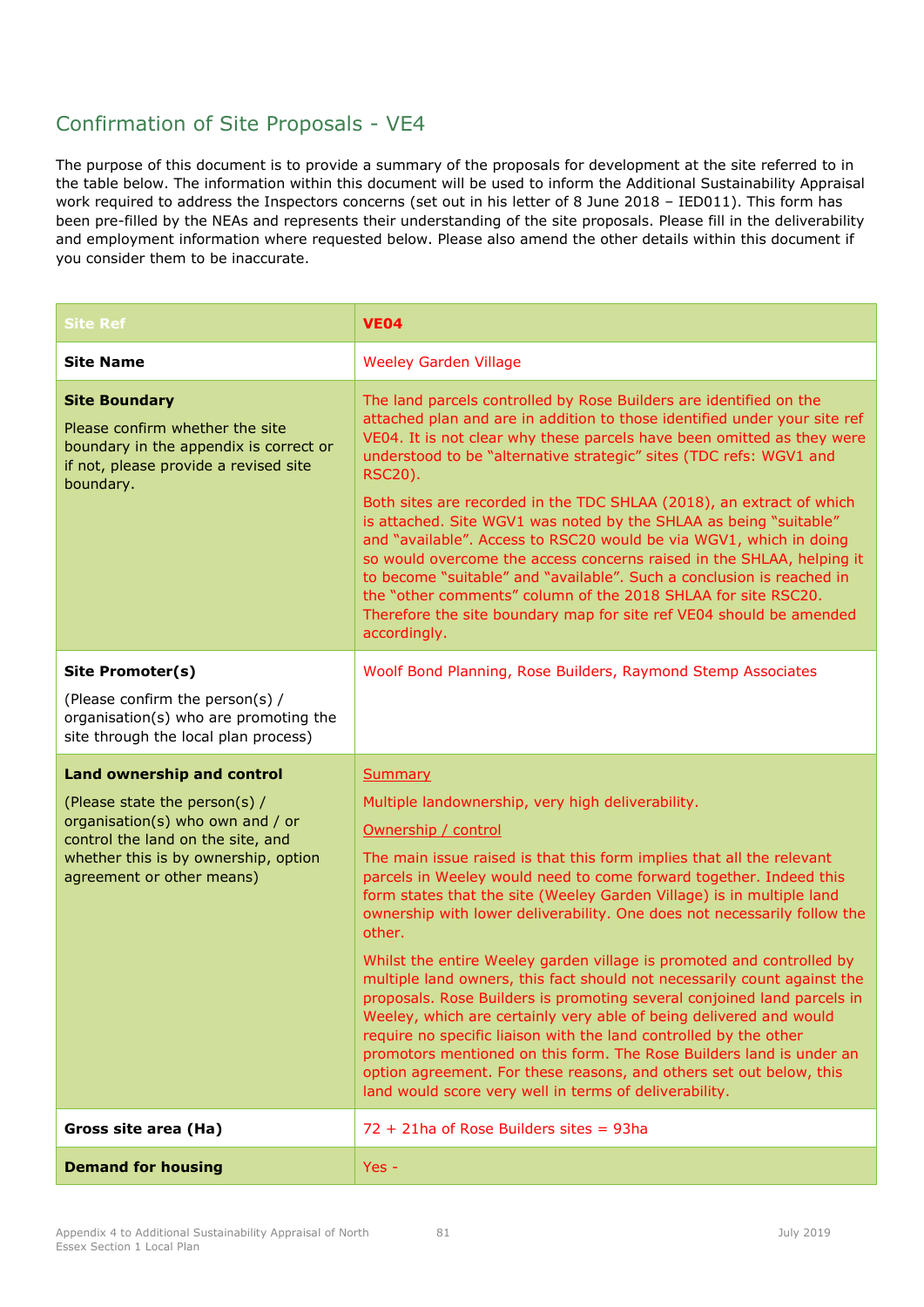## Confirmation of Site Proposals - VE4

The purpose of this document is to provide a summary of the proposals for development at the site referred to in the table below. The information within this document will be used to inform the Additional Sustainability Appraisal work required to address the Inspectors concerns (set out in his letter of 8 June 2018 – IED011). This form has been pre-filled by the NEAs and represents their understanding of the site proposals. Please fill in the deliverability and employment information where requested below. Please also amend the other details within this document if you consider them to be inaccurate.

| Site Ref | VE04 |
|---|---|
| **Site Name** | Weeley Garden Village |
| **Site Boundary**<br><br>Please confirm whether the site boundary in the appendix is correct or if not, please provide a revised site boundary. | The land parcels controlled by Rose Builders are identified on the attached plan and are in addition to those identified under your site ref VE04. It is not clear why these parcels have been omitted as they were understood to be "alternative strategic" sites (TDC refs: WGV1 and RSC20).<br><br>Both sites are recorded in the TDC SHLAA (2018), an extract of which is attached. Site WGV1 was noted by the SHLAA as being "suitable" and "available". Access to RSC20 would be via WGV1, which in doing so would overcome the access concerns raised in the SHLAA, helping it to become "suitable" and "available". Such a conclusion is reached in the "other comments" column of the 2018 SHLAA for site RSC20. Therefore the site boundary map for site ref VE04 should be amended accordingly. |
| **Site Promoter(s)**<br><br>(Please confirm the person(s) / organisation(s) who are promoting the site through the local plan process) | Woolf Bond Planning, Rose Builders, Raymond Stemp Associates |
| **Land ownership and control**<br><br>(Please state the person(s) / organisation(s) who own and / or control the land on the site, and whether this is by ownership, option agreement or other means) | Summary<br><br>Multiple landownership, very high deliverability.<br><br>Ownership / control<br><br>The main issue raised is that this form implies that all the relevant parcels in Weeley would need to come forward together. Indeed this form states that the site (Weeley Garden Village) is in multiple land ownership with lower deliverability. One does not necessarily follow the other.<br><br>Whilst the entire Weeley garden village is promoted and controlled by multiple land owners, this fact should not necessarily count against the proposals. Rose Builders is promoting several conjoined land parcels in Weeley, which are certainly very able of being delivered and would require no specific liaison with the land controlled by the other promotors mentioned on this form. The Rose Builders land is under an option agreement. For these reasons, and others set out below, this land would score very well in terms of deliverability. |
| **Gross site area (Ha)** | 72 + 21ha of Rose Builders sites = 93ha |
| **Demand for housing** | Yes - |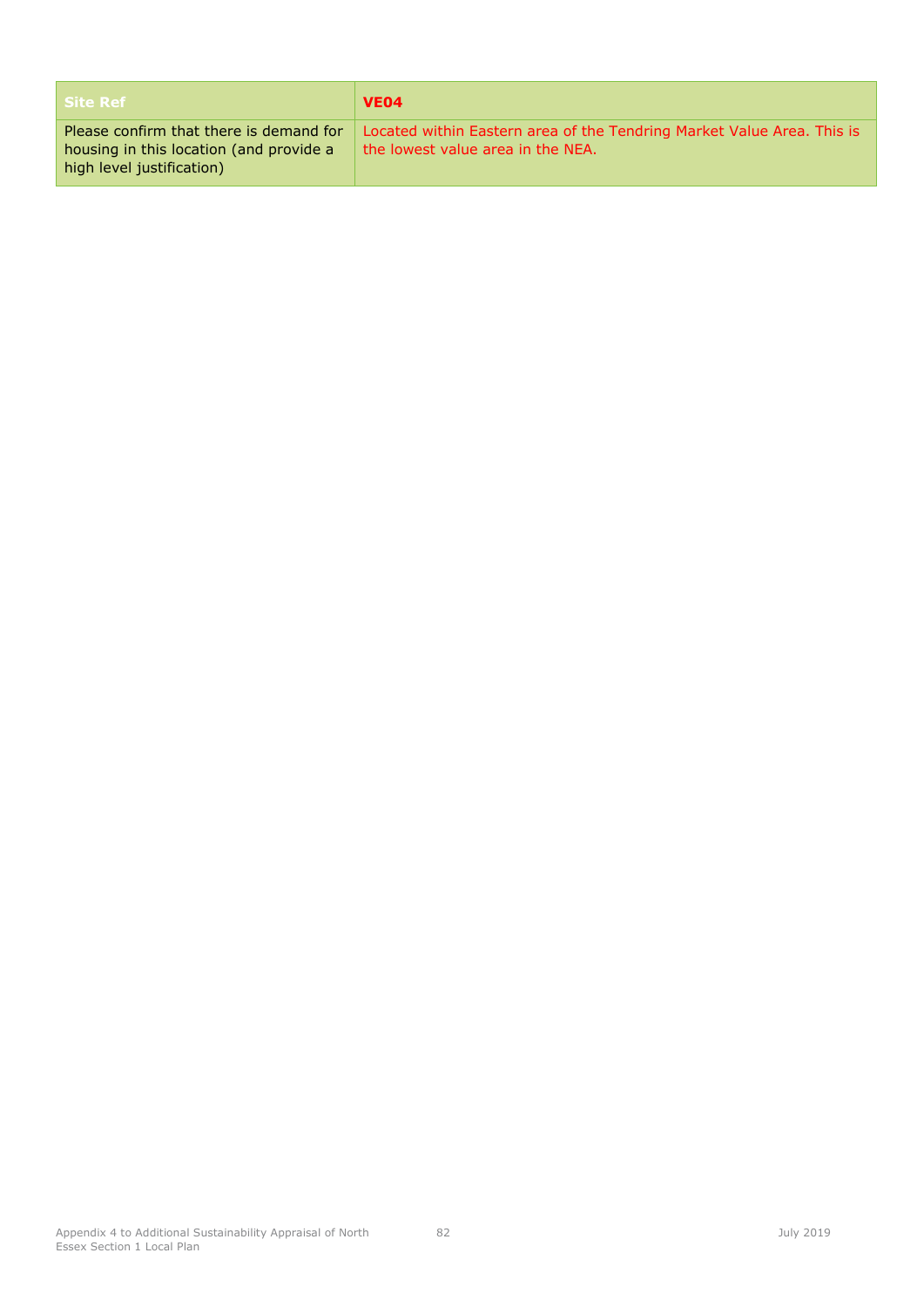| Site Ref | **VE04** |
| --- | --- |
| Please confirm that there is demand for housing in this location (and provide a high level justification) | Located within Eastern area of the Tendring Market Value Area. This is the lowest value area in the NEA. |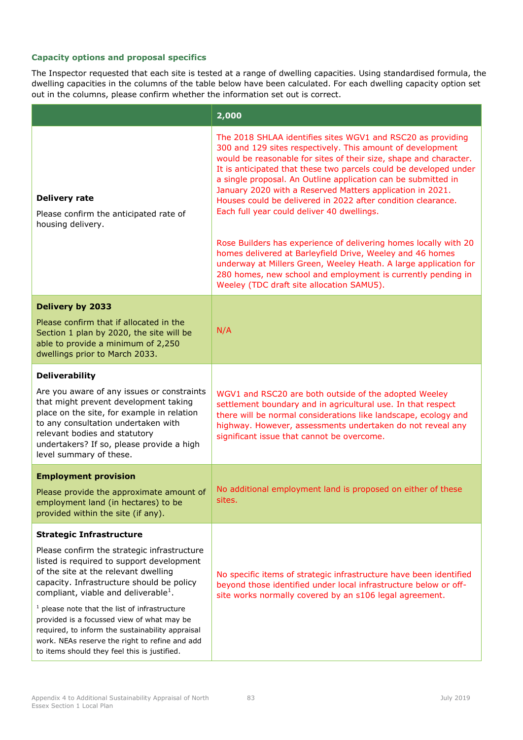### Capacity options and proposal specifics

The Inspector requested that each site is tested at a range of dwelling capacities. Using standardised formula, the dwelling capacities in the columns of the table below have been calculated. For each dwelling capacity option set out in the columns, please confirm whether the information set out is correct.

| | 2,000 |
|---|---|
| **Delivery rate**<br><br>Please confirm the anticipated rate of housing delivery. | The 2018 SHLAA identifies sites WGV1 and RSC20 as providing 300 and 129 sites respectively. This amount of development would be reasonable for sites of their size, shape and character. It is anticipated that these two parcels could be developed under a single proposal. An Outline application can be submitted in January 2020 with a Reserved Matters application in 2021. Houses could be delivered in 2022 after condition clearance. Each full year could deliver 40 dwellings.<br><br>Rose Builders has experience of delivering homes locally with 20 homes delivered at Barleyfield Drive, Weeley and 46 homes underway at Millers Green, Weeley Heath. A large application for 280 homes, new school and employment is currently pending in Weeley (TDC draft site allocation SAMU5). |
| **Delivery by 2033**<br><br>Please confirm that if allocated in the Section 1 plan by 2020, the site will be able to provide a minimum of 2,250 dwellings prior to March 2033. | N/A |
| **Deliverability**<br><br>Are you aware of any issues or constraints that might prevent development taking place on the site, for example in relation to any consultation undertaken with relevant bodies and statutory undertakers? If so, please provide a high level summary of these. | WGV1 and RSC20 are both outside of the adopted Weeley settlement boundary and in agricultural use. In that respect there will be normal considerations like landscape, ecology and highway. However, assessments undertaken do not reveal any significant issue that cannot be overcome. |
| **Employment provision**<br><br>Please provide the approximate amount of employment land (in hectares) to be provided within the site (if any). | No additional employment land is proposed on either of these sites. |
| **Strategic Infrastructure**<br><br>Please confirm the strategic infrastructure listed is required to support development of the site at the relevant dwelling capacity. Infrastructure should be policy compliant, viable and deliverable[1].<br><br>[1] please note that the list of infrastructure provided is a focussed view of what may be required, to inform the sustainability appraisal work. NEAs reserve the right to refine and add to items should they feel this is justified. | No specific items of strategic infrastructure have been identified beyond those identified under local infrastructure below or off-site works normally covered by an s106 legal agreement. |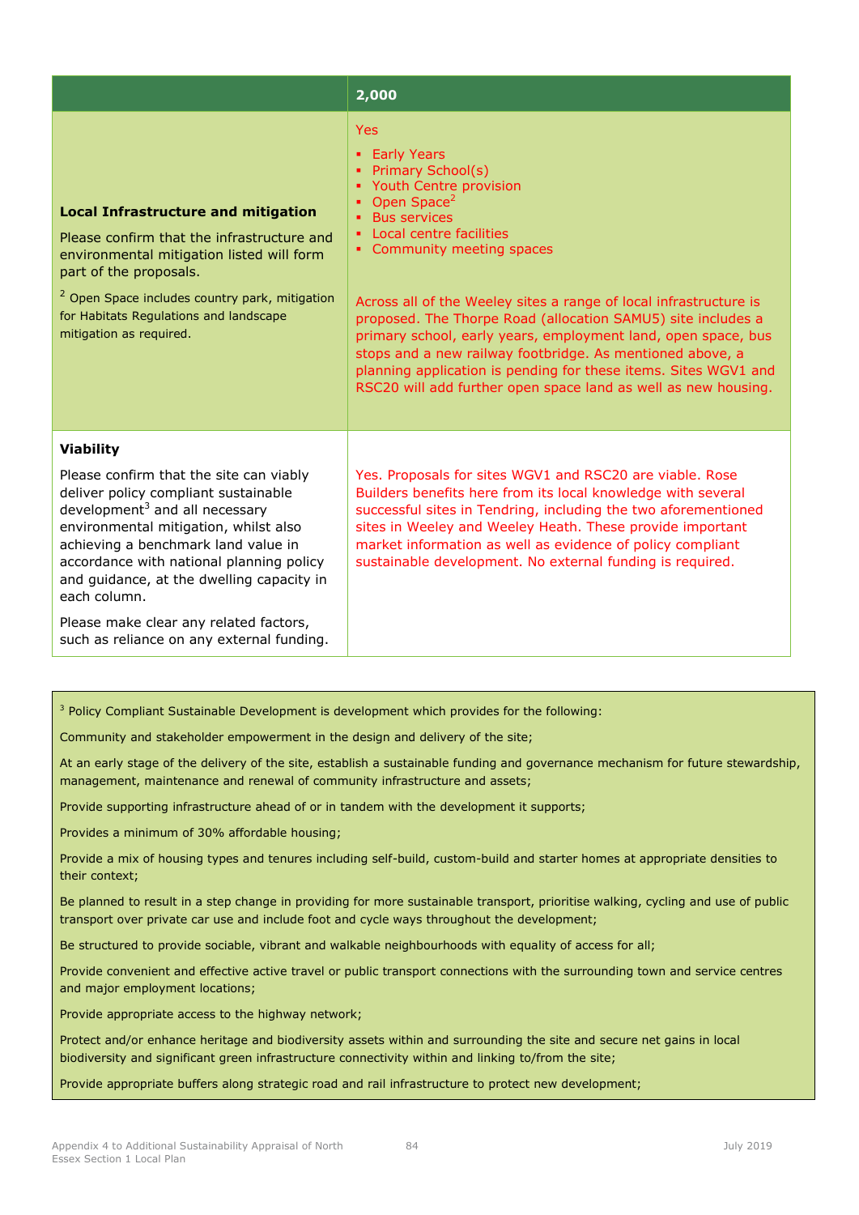| | 2,000 |
|---|---|
| **Local Infrastructure and mitigation**<br><br>Please confirm that the infrastructure and environmental mitigation listed will form part of the proposals.<br><br>[2] Open Space includes country park, mitigation for Habitats Regulations and landscape mitigation as required. | Yes<br><br>▪ Early Years<br>▪ Primary School(s)<br>▪ Youth Centre provision<br>▪ Open Space[2]<br>▪ Bus services<br>▪ Local centre facilities<br>▪ Community meeting spaces<br><br>Across all of the Weeley sites a range of local infrastructure is proposed. The Thorpe Road (allocation SAMU5) site includes a primary school, early years, employment land, open space, bus stops and a new railway footbridge. As mentioned above, a planning application is pending for these items. Sites WGV1 and RSC20 will add further open space land as well as new housing. |
| **Viability**<br><br>Please confirm that the site can viably deliver policy compliant sustainable development[3] and all necessary environmental mitigation, whilst also achieving a benchmark land value in accordance with national planning policy and guidance, at the dwelling capacity in each column.<br><br>Please make clear any related factors, such as reliance on any external funding. | Yes. Proposals for sites WGV1 and RSC20 are viable. Rose Builders benefits here from its local knowledge with several successful sites in Tendring, including the two aforementioned sites in Weeley and Weeley Heath. These provide important market information as well as evidence of policy compliant sustainable development. No external funding is required. |

[3] Policy Compliant Sustainable Development is development which provides for the following:

Community and stakeholder empowerment in the design and delivery of the site;

At an early stage of the delivery of the site, establish a sustainable funding and governance mechanism for future stewardship, management, maintenance and renewal of community infrastructure and assets;

Provide supporting infrastructure ahead of or in tandem with the development it supports;

Provides a minimum of 30% affordable housing;

Provide a mix of housing types and tenures including self-build, custom-build and starter homes at appropriate densities to their context;

Be planned to result in a step change in providing for more sustainable transport, prioritise walking, cycling and use of public transport over private car use and include foot and cycle ways throughout the development;

Be structured to provide sociable, vibrant and walkable neighbourhoods with equality of access for all;

Provide convenient and effective active travel or public transport connections with the surrounding town and service centres and major employment locations;

Provide appropriate access to the highway network;

Protect and/or enhance heritage and biodiversity assets within and surrounding the site and secure net gains in local biodiversity and significant green infrastructure connectivity within and linking to/from the site;

Provide appropriate buffers along strategic road and rail infrastructure to protect new development;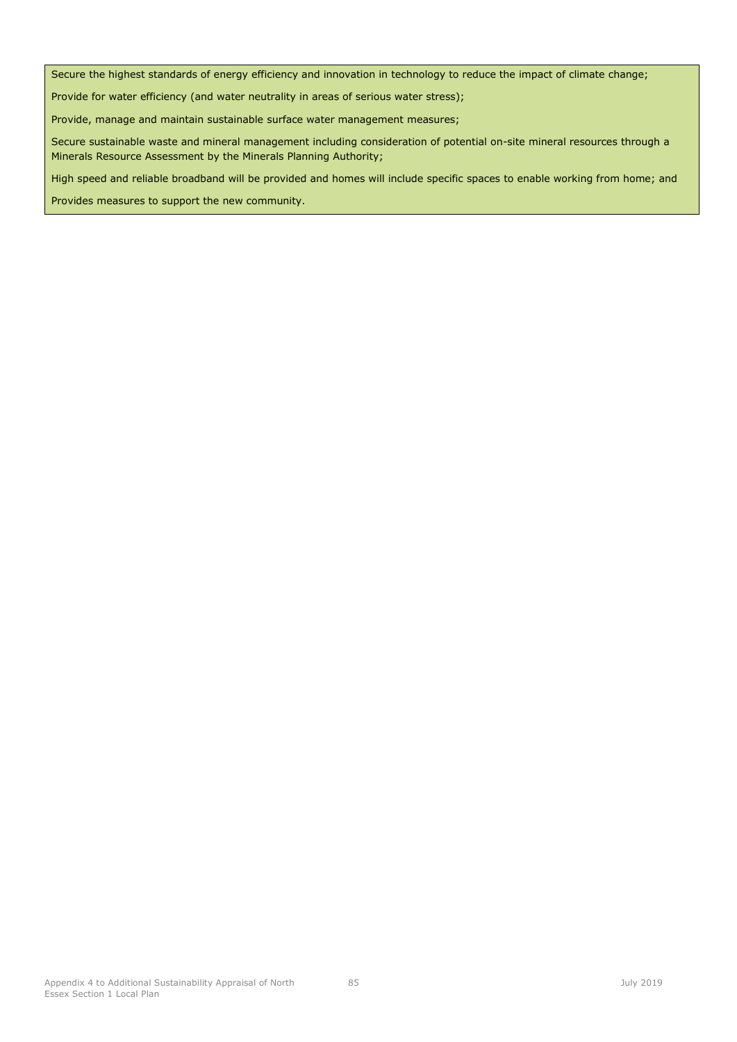Secure the highest standards of energy efficiency and innovation in technology to reduce the impact of climate change;

Provide for water efficiency (and water neutrality in areas of serious water stress);

Provide, manage and maintain sustainable surface water management measures;

Secure sustainable waste and mineral management including consideration of potential on-site mineral resources through a Minerals Resource Assessment by the Minerals Planning Authority;

High speed and reliable broadband will be provided and homes will include specific spaces to enable working from home; and

Provides measures to support the new community.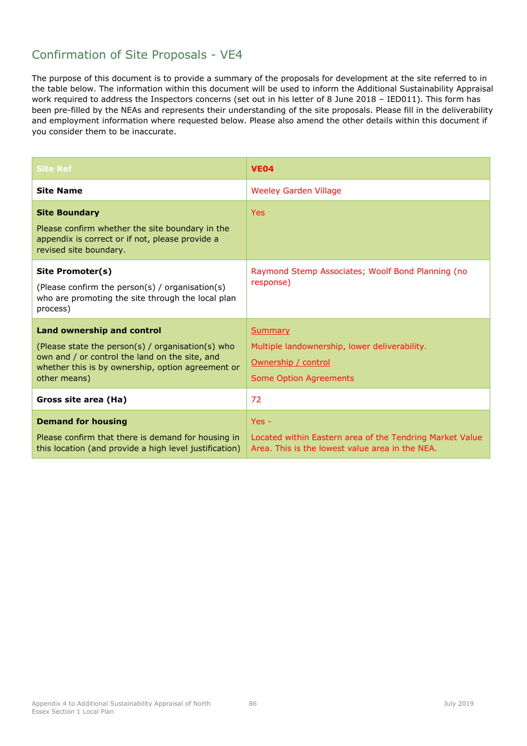# Confirmation of Site Proposals - VE4

The purpose of this document is to provide a summary of the proposals for development at the site referred to in the table below. The information within this document will be used to inform the Additional Sustainability Appraisal work required to address the Inspectors concerns (set out in his letter of 8 June 2018 – IED011). This form has been pre-filled by the NEAs and represents their understanding of the site proposals. Please fill in the deliverability and employment information where requested below. Please also amend the other details within this document if you consider them to be inaccurate.

| Site Ref | **VE04** |
|---|---|
| **Site Name** | Weeley Garden Village |
| **Site Boundary**<br><br>Please confirm whether the site boundary in the appendix is correct or if not, please provide a revised site boundary. | Yes |
| **Site Promoter(s)**<br><br>(Please confirm the person(s) / organisation(s) who are promoting the site through the local plan process) | Raymond Stemp Associates; Woolf Bond Planning (no response) |
| **Land ownership and control**<br><br>(Please state the person(s) / organisation(s) who own and / or control the land on the site, and whether this is by ownership, option agreement or other means) | Summary<br><br>Multiple landownership, lower deliverability.<br><br>Ownership / control<br><br>Some Option Agreements |
| **Gross site area (Ha)** | 72 |
| **Demand for housing**<br><br>Please confirm that there is demand for housing in this location (and provide a high level justification) | Yes -<br><br>Located within Eastern area of the Tendring Market Value Area. This is the lowest value area in the NEA. |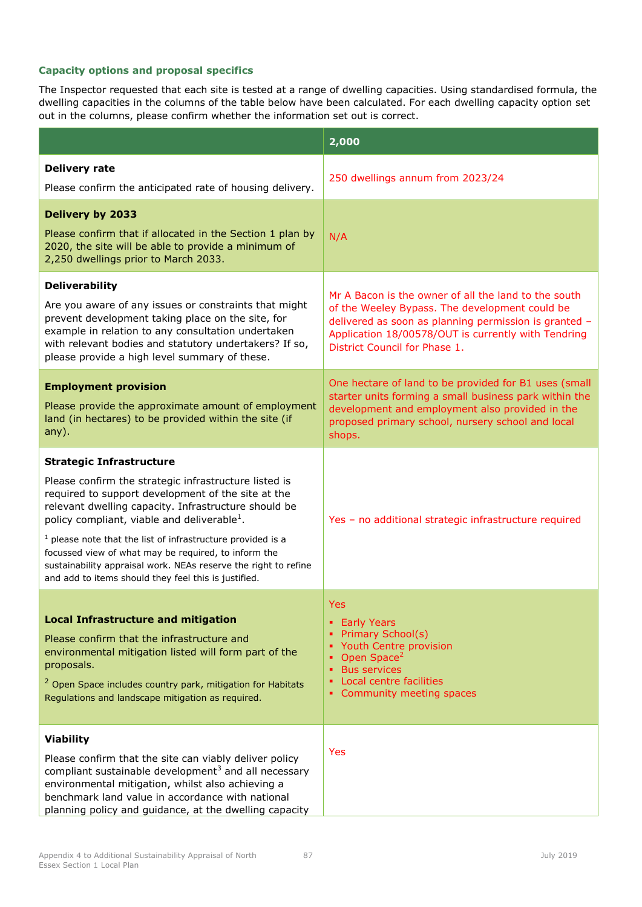### Capacity options and proposal specifics

The Inspector requested that each site is tested at a range of dwelling capacities. Using standardised formula, the dwelling capacities in the columns of the table below have been calculated. For each dwelling capacity option set out in the columns, please confirm whether the information set out is correct.

| | 2,000 |
|---|---|
| **Delivery rate**<br><br>Please confirm the anticipated rate of housing delivery. | 250 dwellings annum from 2023/24 |
| **Delivery by 2033**<br><br>Please confirm that if allocated in the Section 1 plan by 2020, the site will be able to provide a minimum of 2,250 dwellings prior to March 2033. | N/A |
| **Deliverability**<br><br>Are you aware of any issues or constraints that might prevent development taking place on the site, for example in relation to any consultation undertaken with relevant bodies and statutory undertakers? If so, please provide a high level summary of these. | Mr A Bacon is the owner of all the land to the south of the Weeley Bypass. The development could be delivered as soon as planning permission is granted – Application 18/00578/OUT is currently with Tendring District Council for Phase 1. |
| **Employment provision**<br><br>Please provide the approximate amount of employment land (in hectares) to be provided within the site (if any). | One hectare of land to be provided for B1 uses (small starter units forming a small business park within the development and employment also provided in the proposed primary school, nursery school and local shops. |
| **Strategic Infrastructure**<br><br>Please confirm the strategic infrastructure listed is required to support development of the site at the relevant dwelling capacity. Infrastructure should be policy compliant, viable and deliverable[1].<br><br>[1] please note that the list of infrastructure provided is a focussed view of what may be required, to inform the sustainability appraisal work. NEAs reserve the right to refine and add to items should they feel this is justified. | Yes – no additional strategic infrastructure required |
| **Local Infrastructure and mitigation**<br><br>Please confirm that the infrastructure and environmental mitigation listed will form part of the proposals.<br><br>[2] Open Space includes country park, mitigation for Habitats Regulations and landscape mitigation as required. | Yes<br>▪ Early Years<br>▪ Primary School(s)<br>▪ Youth Centre provision<br>▪ Open Space[2]<br>▪ Bus services<br>▪ Local centre facilities<br>▪ Community meeting spaces |
| **Viability**<br><br>Please confirm that the site can viably deliver policy compliant sustainable development[3] and all necessary environmental mitigation, whilst also achieving a benchmark land value in accordance with national planning policy and guidance, at the dwelling capacity | Yes |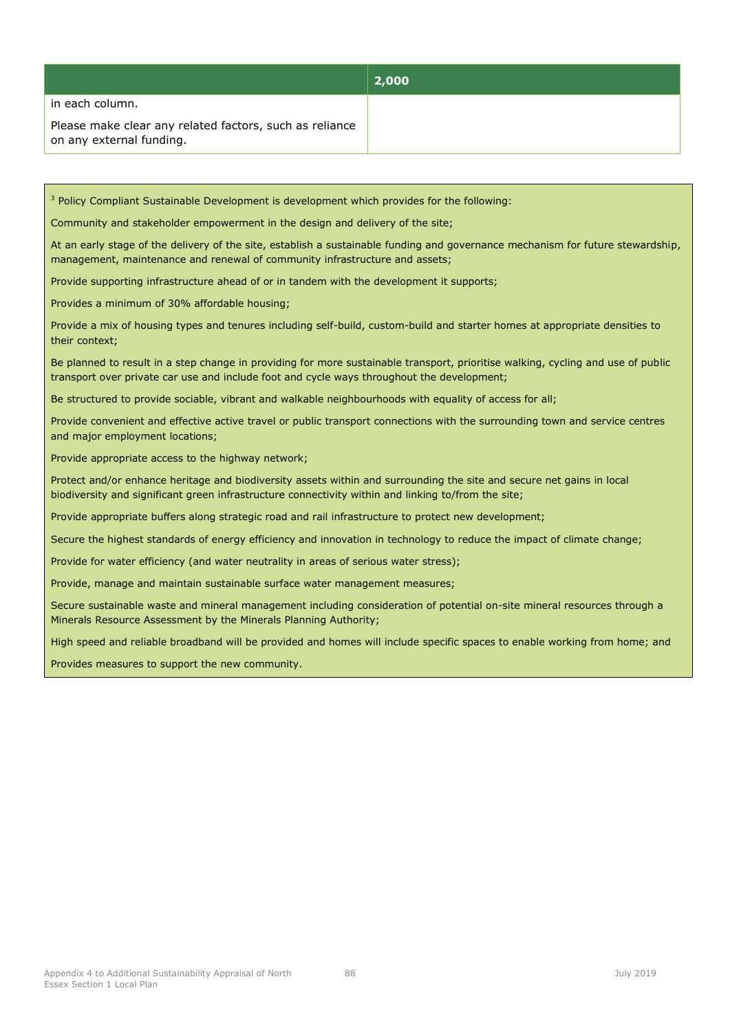| | 2,000 |
|---|---|
| in each column.<br><br>Please make clear any related factors, such as reliance on any external funding. | |

[3] Policy Compliant Sustainable Development is development which provides for the following:

Community and stakeholder empowerment in the design and delivery of the site;

At an early stage of the delivery of the site, establish a sustainable funding and governance mechanism for future stewardship, management, maintenance and renewal of community infrastructure and assets;

Provide supporting infrastructure ahead of or in tandem with the development it supports;

Provides a minimum of 30% affordable housing;

Provide a mix of housing types and tenures including self-build, custom-build and starter homes at appropriate densities to their context;

Be planned to result in a step change in providing for more sustainable transport, prioritise walking, cycling and use of public transport over private car use and include foot and cycle ways throughout the development;

Be structured to provide sociable, vibrant and walkable neighbourhoods with equality of access for all;

Provide convenient and effective active travel or public transport connections with the surrounding town and service centres and major employment locations;

Provide appropriate access to the highway network;

Protect and/or enhance heritage and biodiversity assets within and surrounding the site and secure net gains in local biodiversity and significant green infrastructure connectivity within and linking to/from the site;

Provide appropriate buffers along strategic road and rail infrastructure to protect new development;

Secure the highest standards of energy efficiency and innovation in technology to reduce the impact of climate change;

Provide for water efficiency (and water neutrality in areas of serious water stress);

Provide, manage and maintain sustainable surface water management measures;

Secure sustainable waste and mineral management including consideration of potential on-site mineral resources through a Minerals Resource Assessment by the Minerals Planning Authority;

High speed and reliable broadband will be provided and homes will include specific spaces to enable working from home; and

Provides measures to support the new community.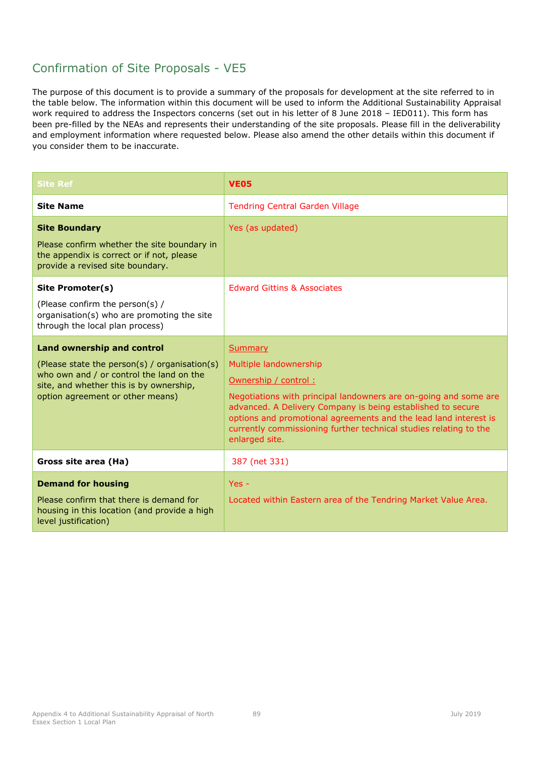## Confirmation of Site Proposals - VE5

The purpose of this document is to provide a summary of the proposals for development at the site referred to in the table below. The information within this document will be used to inform the Additional Sustainability Appraisal work required to address the Inspectors concerns (set out in his letter of 8 June 2018 – IED011). This form has been pre-filled by the NEAs and represents their understanding of the site proposals. Please fill in the deliverability and employment information where requested below. Please also amend the other details within this document if you consider them to be inaccurate.

| Site Ref | **VE05** |
|---|---|
| **Site Name** | Tendring Central Garden Village |
| **Site Boundary**<br><br>Please confirm whether the site boundary in the appendix is correct or if not, please provide a revised site boundary. | Yes (as updated) |
| **Site Promoter(s)**<br><br>(Please confirm the person(s) / organisation(s) who are promoting the site through the local plan process) | Edward Gittins & Associates |
| **Land ownership and control**<br><br>(Please state the person(s) / organisation(s) who own and / or control the land on the site, and whether this is by ownership, option agreement or other means) | Summary<br><br>Multiple landownership<br><br>Ownership / control :<br><br>Negotiations with principal landowners are on-going and some are advanced. A Delivery Company is being established to secure options and promotional agreements and the lead land interest is currently commissioning further technical studies relating to the enlarged site. |
| **Gross site area (Ha)** | 387 (net 331) |
| **Demand for housing**<br><br>Please confirm that there is demand for housing in this location (and provide a high level justification) | Yes -<br><br>Located within Eastern area of the Tendring Market Value Area. |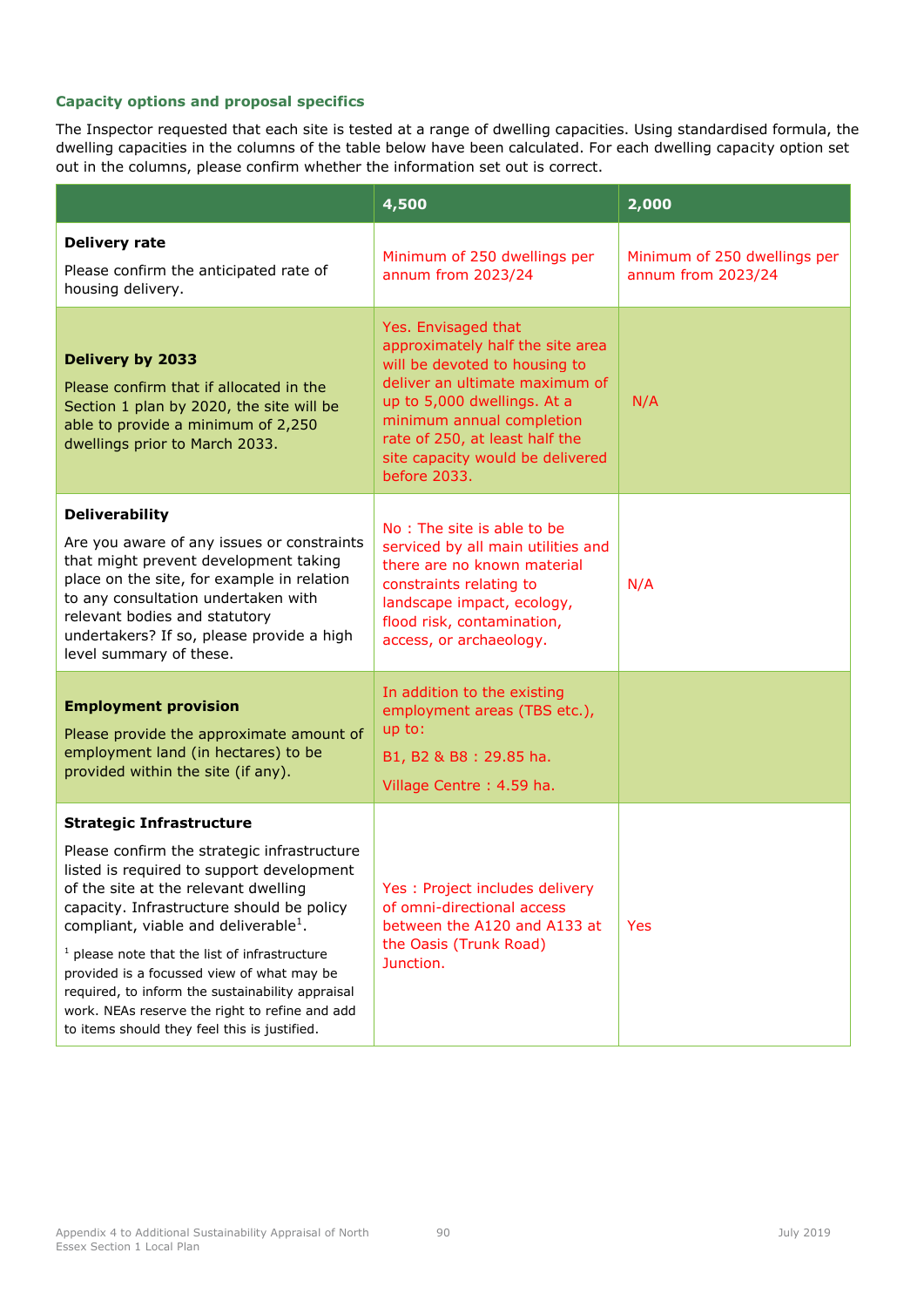### Capacity options and proposal specifics

The Inspector requested that each site is tested at a range of dwelling capacities. Using standardised formula, the dwelling capacities in the columns of the table below have been calculated. For each dwelling capacity option set out in the columns, please confirm whether the information set out is correct.

| | 4,500 | 2,000 |
|---|---|---|
| **Delivery rate**<br><br>Please confirm the anticipated rate of housing delivery. | Minimum of 250 dwellings per annum from 2023/24 | Minimum of 250 dwellings per annum from 2023/24 |
| **Delivery by 2033**<br><br>Please confirm that if allocated in the Section 1 plan by 2020, the site will be able to provide a minimum of 2,250 dwellings prior to March 2033. | Yes. Envisaged that approximately half the site area will be devoted to housing to deliver an ultimate maximum of up to 5,000 dwellings. At a minimum annual completion rate of 250, at least half the site capacity would be delivered before 2033. | N/A |
| **Deliverability**<br><br>Are you aware of any issues or constraints that might prevent development taking place on the site, for example in relation to any consultation undertaken with relevant bodies and statutory undertakers? If so, please provide a high level summary of these. | No : The site is able to be serviced by all main utilities and there are no known material constraints relating to landscape impact, ecology, flood risk, contamination, access, or archaeology. | N/A |
| **Employment provision**<br><br>Please provide the approximate amount of employment land (in hectares) to be provided within the site (if any). | In addition to the existing employment areas (TBS etc.), up to:<br><br>B1, B2 & B8 : 29.85 ha.<br><br>Village Centre : 4.59 ha. | |
| **Strategic Infrastructure**<br><br>Please confirm the strategic infrastructure listed is required to support development of the site at the relevant dwelling capacity. Infrastructure should be policy compliant, viable and deliverable[1].<br><br>[1] please note that the list of infrastructure provided is a focussed view of what may be required, to inform the sustainability appraisal work. NEAs reserve the right to refine and add to items should they feel this is justified. | Yes : Project includes delivery of omni-directional access between the A120 and A133 at the Oasis (Trunk Road) Junction. | Yes |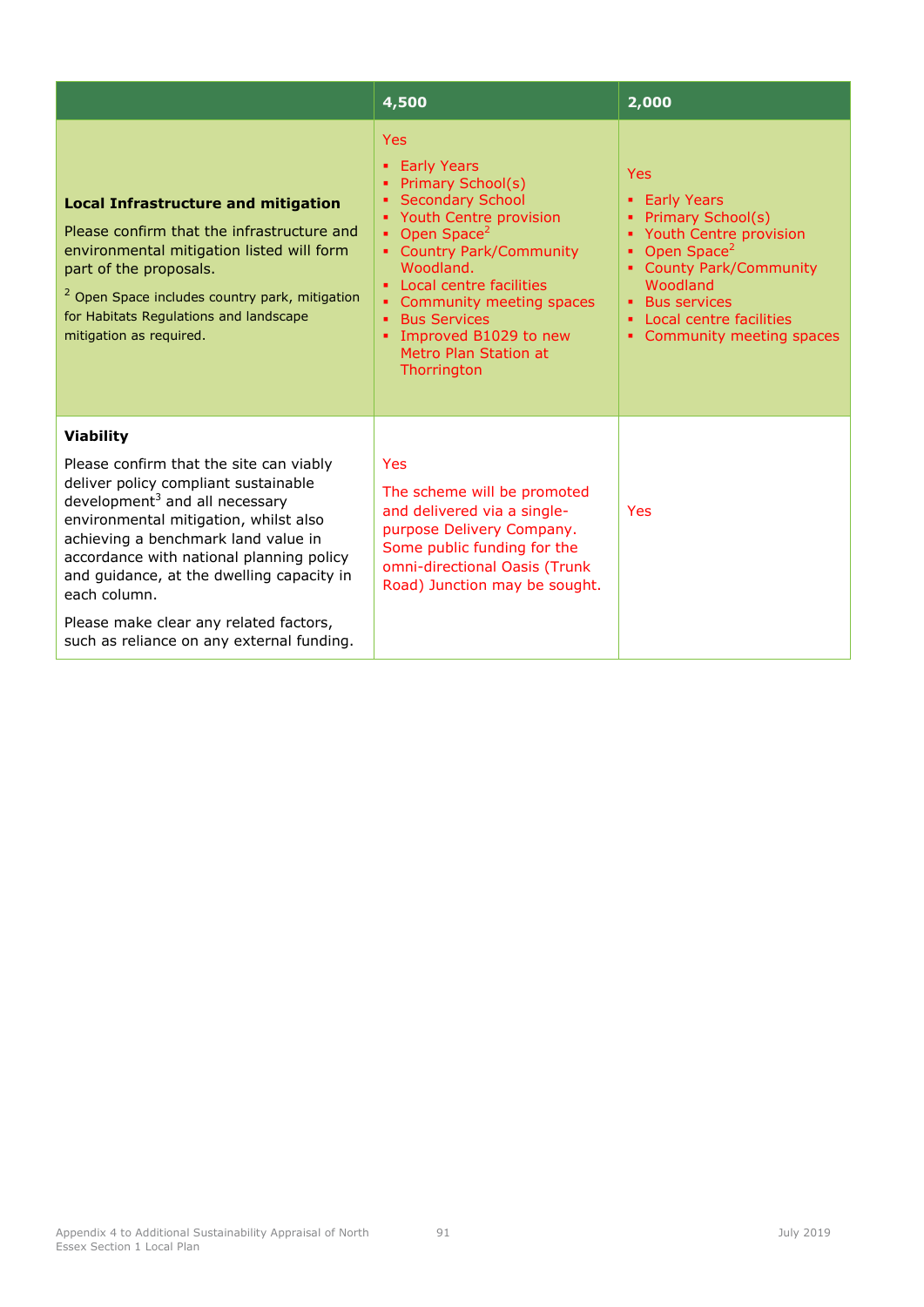| | 4,500 | 2,000 |
|---|---|---|
| **Local Infrastructure and mitigation**<br><br>Please confirm that the infrastructure and environmental mitigation listed will form part of the proposals.<br><br>[2] Open Space includes country park, mitigation for Habitats Regulations and landscape mitigation as required. | Yes<br><br>▪ Early Years<br>▪ Primary School(s)<br>▪ Secondary School<br>▪ Youth Centre provision<br>▪ Open Space[2]<br>▪ Country Park/Community Woodland.<br>▪ Local centre facilities<br>▪ Community meeting spaces<br>▪ Bus Services<br>▪ Improved B1029 to new Metro Plan Station at Thorrington | Yes<br><br>▪ Early Years<br>▪ Primary School(s)<br>▪ Youth Centre provision<br>▪ Open Space[2]<br>▪ County Park/Community Woodland<br>▪ Bus services<br>▪ Local centre facilities<br>▪ Community meeting spaces |
| **Viability**<br><br>Please confirm that the site can viably deliver policy compliant sustainable development[3] and all necessary environmental mitigation, whilst also achieving a benchmark land value in accordance with national planning policy and guidance, at the dwelling capacity in each column.<br><br>Please make clear any related factors, such as reliance on any external funding. | Yes<br><br>The scheme will be promoted and delivered via a single-purpose Delivery Company. Some public funding for the omni-directional Oasis (Trunk Road) Junction may be sought. | Yes |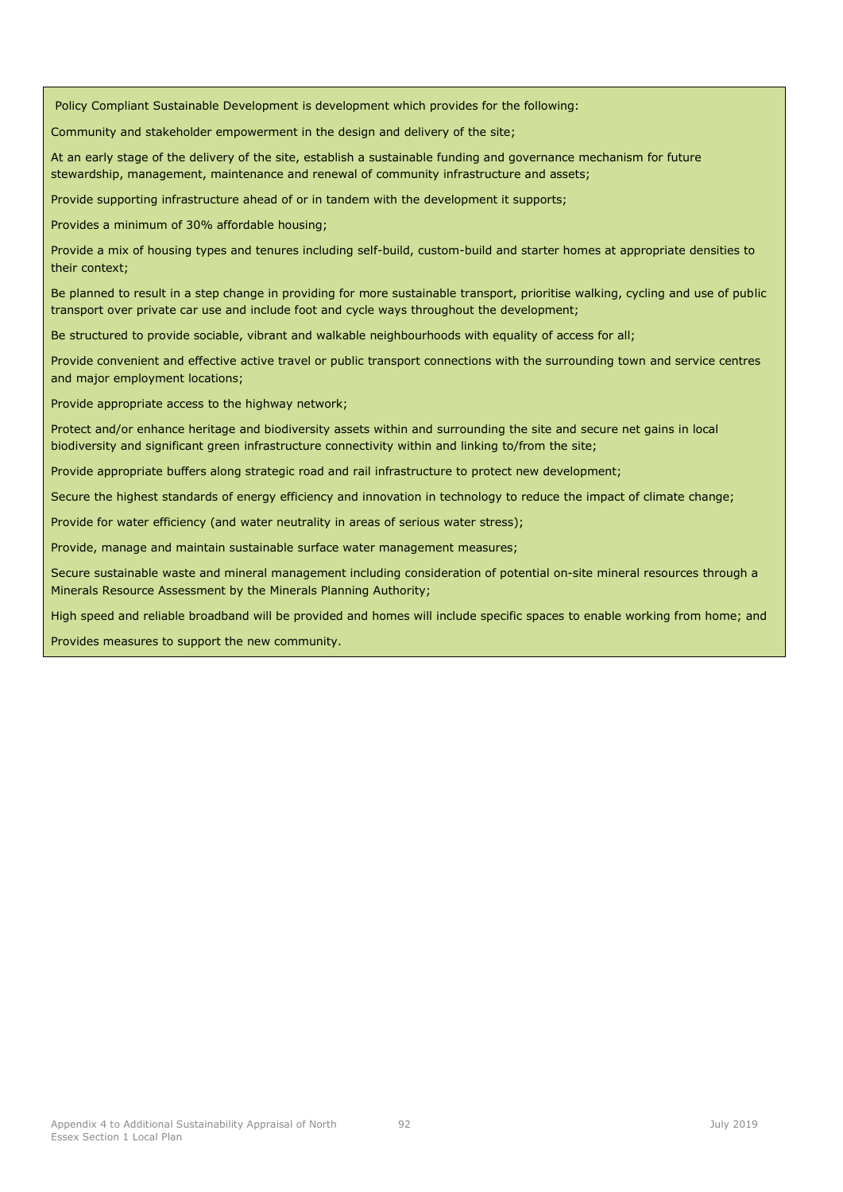Policy Compliant Sustainable Development is development which provides for the following:

Community and stakeholder empowerment in the design and delivery of the site;

At an early stage of the delivery of the site, establish a sustainable funding and governance mechanism for future stewardship, management, maintenance and renewal of community infrastructure and assets;

Provide supporting infrastructure ahead of or in tandem with the development it supports;

Provides a minimum of 30% affordable housing;

Provide a mix of housing types and tenures including self-build, custom-build and starter homes at appropriate densities to their context;

Be planned to result in a step change in providing for more sustainable transport, prioritise walking, cycling and use of public transport over private car use and include foot and cycle ways throughout the development;

Be structured to provide sociable, vibrant and walkable neighbourhoods with equality of access for all;

Provide convenient and effective active travel or public transport connections with the surrounding town and service centres and major employment locations;

Provide appropriate access to the highway network;

Protect and/or enhance heritage and biodiversity assets within and surrounding the site and secure net gains in local biodiversity and significant green infrastructure connectivity within and linking to/from the site;

Provide appropriate buffers along strategic road and rail infrastructure to protect new development;

Secure the highest standards of energy efficiency and innovation in technology to reduce the impact of climate change;

Provide for water efficiency (and water neutrality in areas of serious water stress);

Provide, manage and maintain sustainable surface water management measures;

Secure sustainable waste and mineral management including consideration of potential on-site mineral resources through a Minerals Resource Assessment by the Minerals Planning Authority;

High speed and reliable broadband will be provided and homes will include specific spaces to enable working from home; and

Provides measures to support the new community.